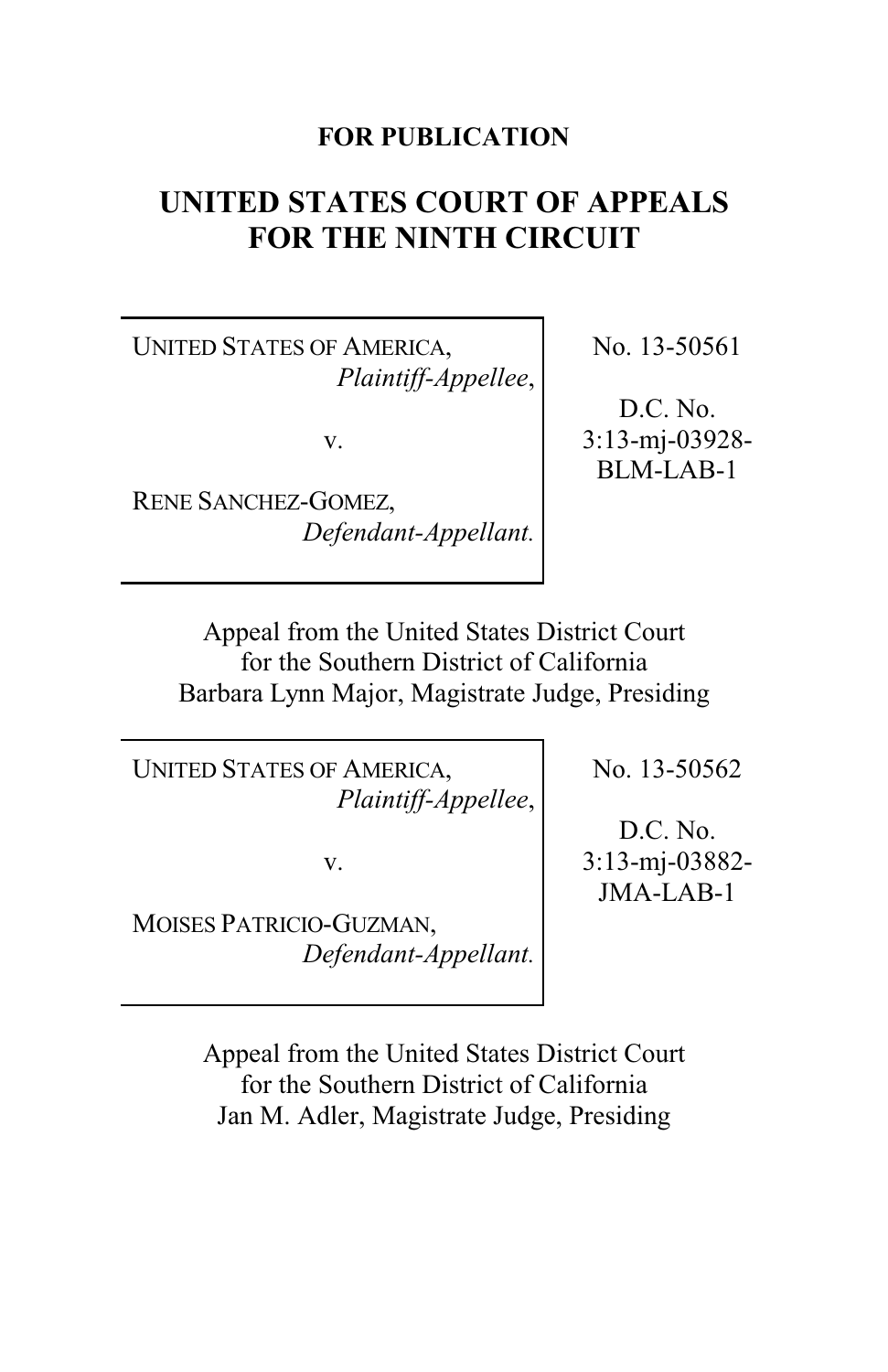**FOR PUBLICATION**

# UNITED STATES COURT OF APPEALS FOR THE NINTH CIRCUIT

UNITED STATES OF AMERICA,
*Plaintiff-Appellee*,

v.

RENE SANCHEZ-GOMEZ,
*Defendant-Appellant.*

No. 13-50561

D.C. No. 3:13-mj-03928-BLM-LAB-1

Appeal from the United States District Court for the Southern District of California
Barbara Lynn Major, Magistrate Judge, Presiding

UNITED STATES OF AMERICA,
*Plaintiff-Appellee*,

v.

MOISES PATRICIO-GUZMAN,
*Defendant-Appellant.*

No. 13-50562

D.C. No. 3:13-mj-03882-JMA-LAB-1

Appeal from the United States District Court for the Southern District of California
Jan M. Adler, Magistrate Judge, Presiding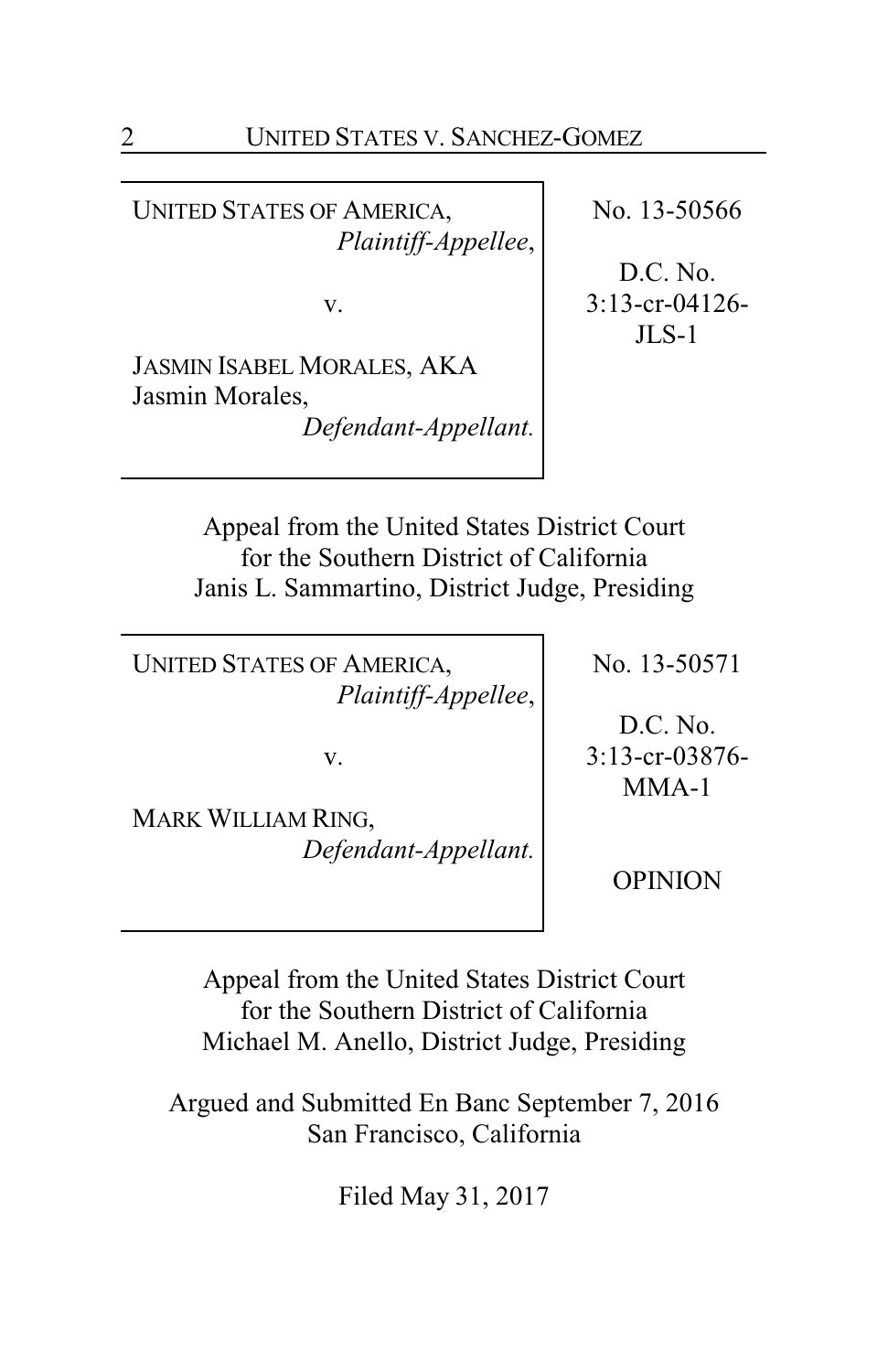UNITED STATES OF AMERICA,
*Plaintiff-Appellee*,

v.

JASMIN ISABEL MORALES, AKA Jasmin Morales,
*Defendant-Appellant.*

No. 13-50566

D.C. No. 3:13-cr-04126-JLS-1

Appeal from the United States District Court
for the Southern District of California
Janis L. Sammartino, District Judge, Presiding

UNITED STATES OF AMERICA,
*Plaintiff-Appellee*,

v.

MARK WILLIAM RING,
*Defendant-Appellant.*

No. 13-50571

D.C. No. 3:13-cr-03876-MMA-1

OPINION

Appeal from the United States District Court
for the Southern District of California
Michael M. Anello, District Judge, Presiding

Argued and Submitted En Banc September 7, 2016
San Francisco, California

Filed May 31, 2017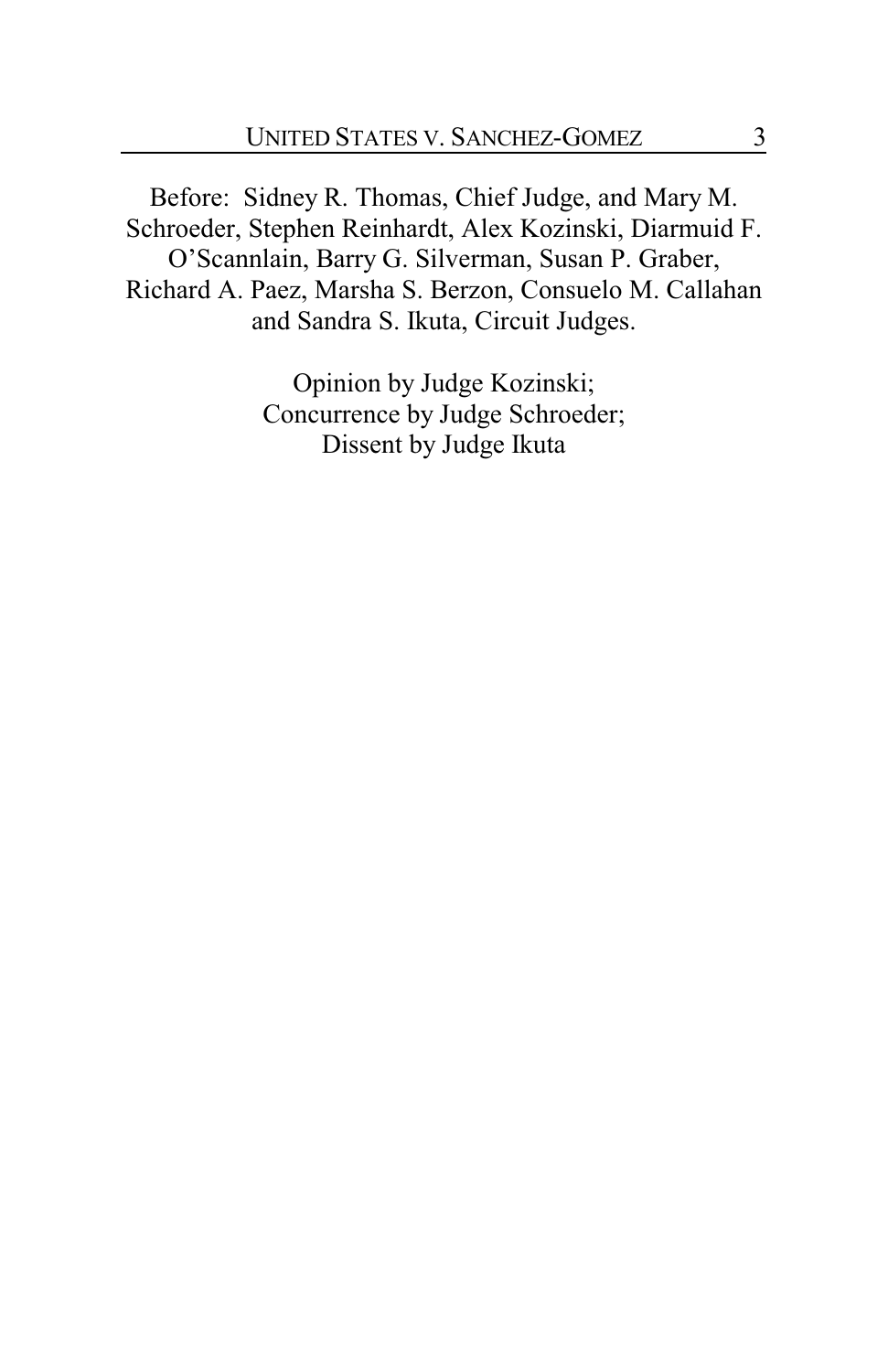Before: Sidney R. Thomas, Chief Judge, and Mary M. Schroeder, Stephen Reinhardt, Alex Kozinski, Diarmuid F. O'Scannlain, Barry G. Silverman, Susan P. Graber, Richard A. Paez, Marsha S. Berzon, Consuelo M. Callahan and Sandra S. Ikuta, Circuit Judges.

Opinion by Judge Kozinski;
Concurrence by Judge Schroeder;
Dissent by Judge Ikuta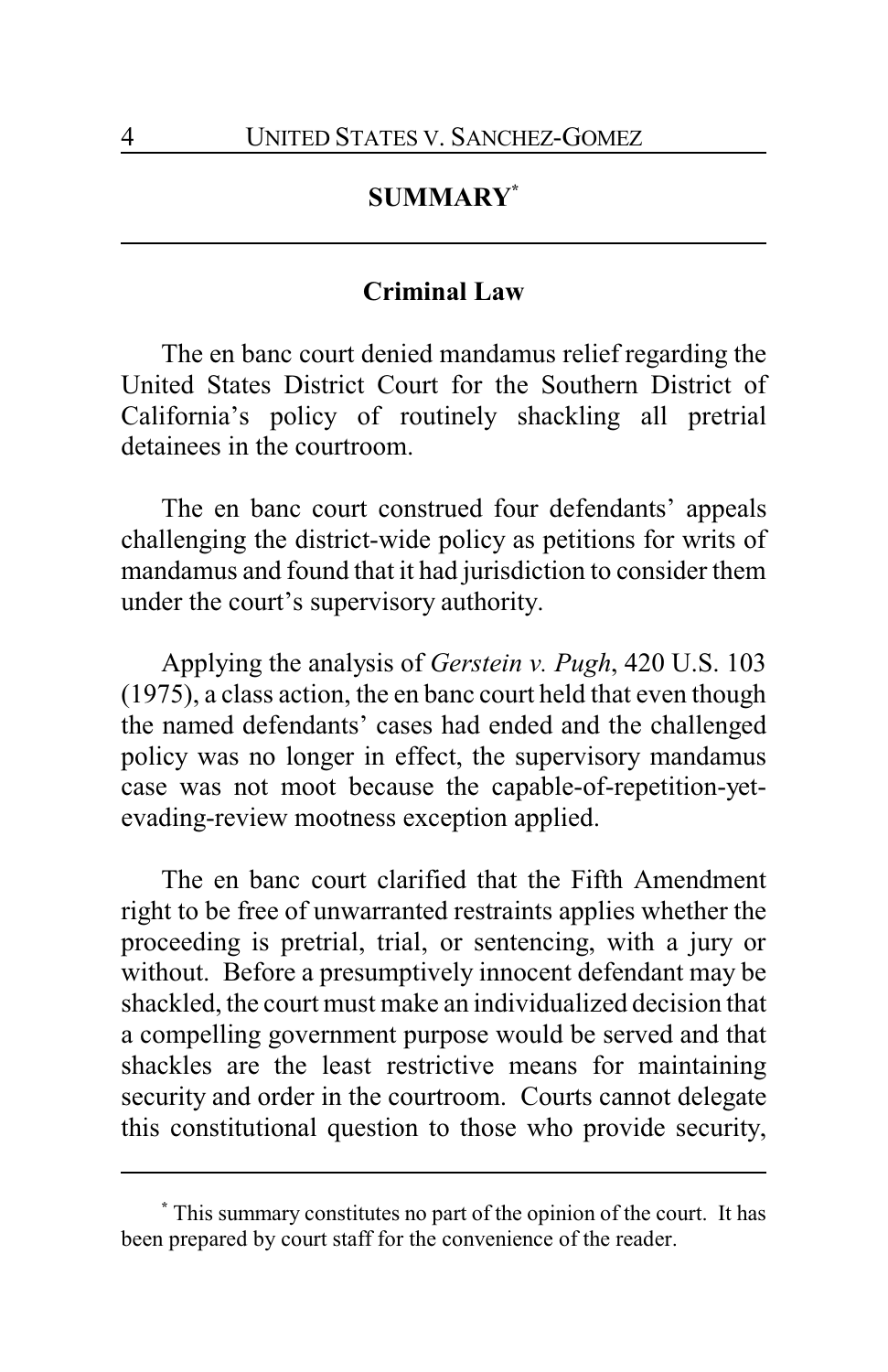## SUMMARY[*]

### Criminal Law

The en banc court denied mandamus relief regarding the United States District Court for the Southern District of California's policy of routinely shackling all pretrial detainees in the courtroom.

The en banc court construed four defendants' appeals challenging the district-wide policy as petitions for writs of mandamus and found that it had jurisdiction to consider them under the court's supervisory authority.

Applying the analysis of *Gerstein v. Pugh*, 420 U.S. 103 (1975), a class action, the en banc court held that even though the named defendants' cases had ended and the challenged policy was no longer in effect, the supervisory mandamus case was not moot because the capable-of-repetition-yet-evading-review mootness exception applied.

The en banc court clarified that the Fifth Amendment right to be free of unwarranted restraints applies whether the proceeding is pretrial, trial, or sentencing, with a jury or without. Before a presumptively innocent defendant may be shackled, the court must make an individualized decision that a compelling government purpose would be served and that shackles are the least restrictive means for maintaining security and order in the courtroom. Courts cannot delegate this constitutional question to those who provide security,

---

[*] This summary constitutes no part of the opinion of the court. It has been prepared by court staff for the convenience of the reader.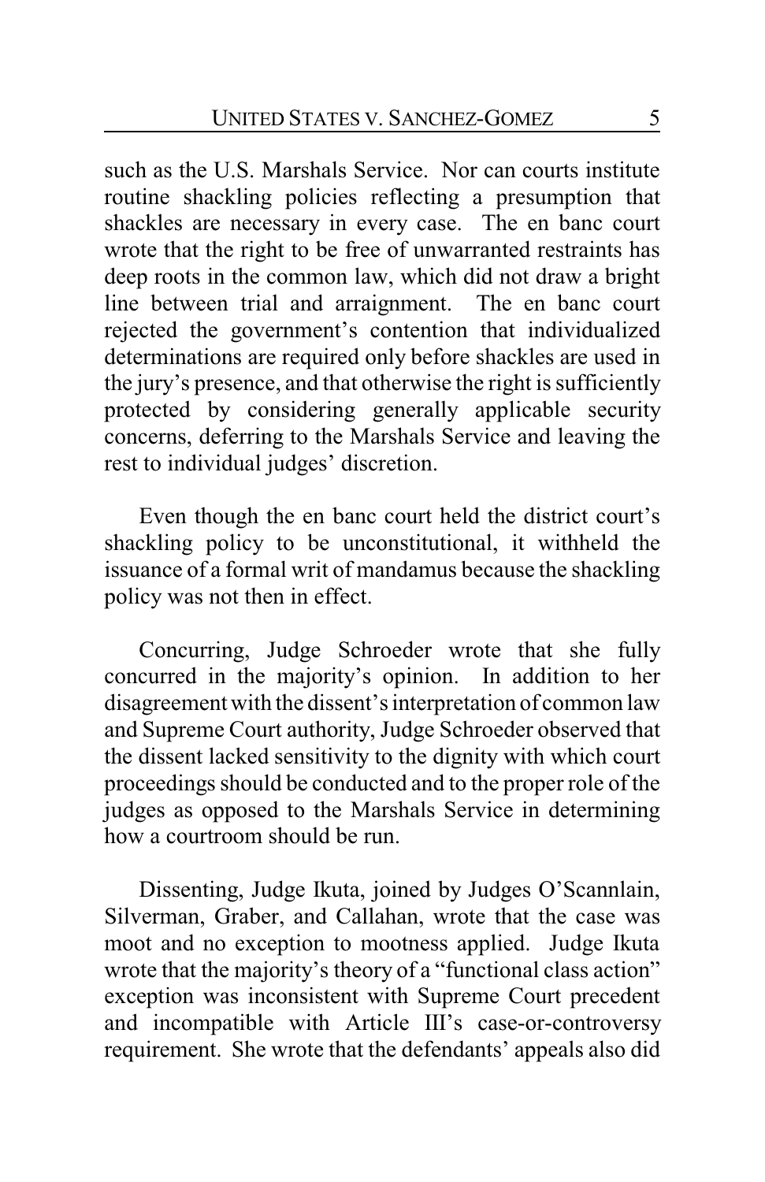such as the U.S. Marshals Service. Nor can courts institute routine shackling policies reflecting a presumption that shackles are necessary in every case. The en banc court wrote that the right to be free of unwarranted restraints has deep roots in the common law, which did not draw a bright line between trial and arraignment. The en banc court rejected the government's contention that individualized determinations are required only before shackles are used in the jury's presence, and that otherwise the right is sufficiently protected by considering generally applicable security concerns, deferring to the Marshals Service and leaving the rest to individual judges' discretion.

Even though the en banc court held the district court's shackling policy to be unconstitutional, it withheld the issuance of a formal writ of mandamus because the shackling policy was not then in effect.

Concurring, Judge Schroeder wrote that she fully concurred in the majority's opinion. In addition to her disagreement with the dissent's interpretation of common law and Supreme Court authority, Judge Schroeder observed that the dissent lacked sensitivity to the dignity with which court proceedings should be conducted and to the proper role of the judges as opposed to the Marshals Service in determining how a courtroom should be run.

Dissenting, Judge Ikuta, joined by Judges O'Scannlain, Silverman, Graber, and Callahan, wrote that the case was moot and no exception to mootness applied. Judge Ikuta wrote that the majority's theory of a "functional class action" exception was inconsistent with Supreme Court precedent and incompatible with Article III's case-or-controversy requirement. She wrote that the defendants' appeals also did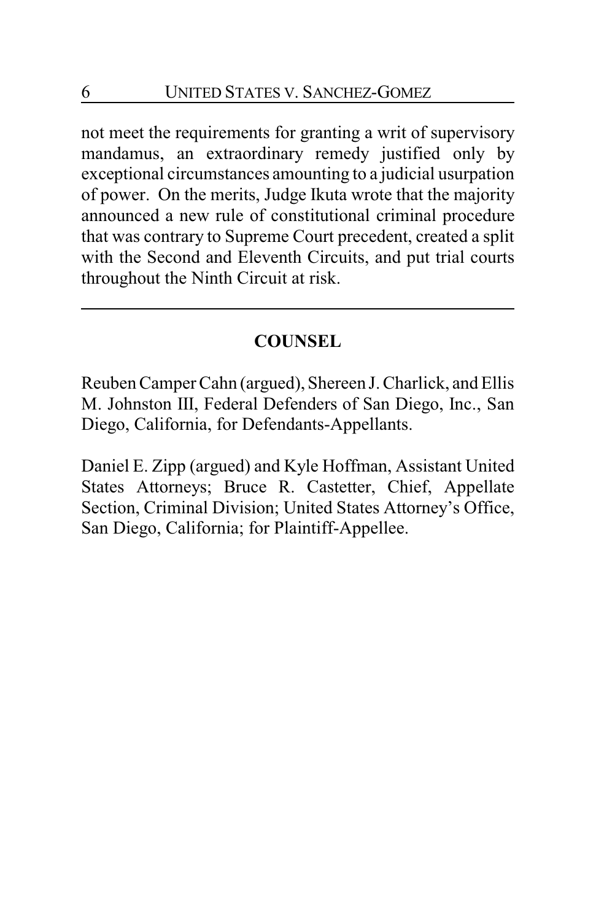not meet the requirements for granting a writ of supervisory mandamus, an extraordinary remedy justified only by exceptional circumstances amounting to a judicial usurpation of power. On the merits, Judge Ikuta wrote that the majority announced a new rule of constitutional criminal procedure that was contrary to Supreme Court precedent, created a split with the Second and Eleventh Circuits, and put trial courts throughout the Ninth Circuit at risk.

---

## COUNSEL

Reuben Camper Cahn (argued), Shereen J. Charlick, and Ellis M. Johnston III, Federal Defenders of San Diego, Inc., San Diego, California, for Defendants-Appellants.

Daniel E. Zipp (argued) and Kyle Hoffman, Assistant United States Attorneys; Bruce R. Castetter, Chief, Appellate Section, Criminal Division; United States Attorney's Office, San Diego, California; for Plaintiff-Appellee.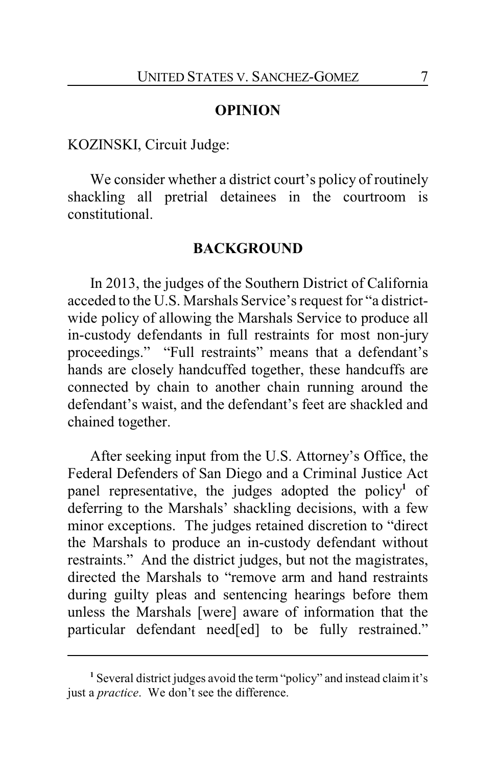## OPINION

KOZINSKI, Circuit Judge:

We consider whether a district court's policy of routinely shackling all pretrial detainees in the courtroom is constitutional.

## BACKGROUND

In 2013, the judges of the Southern District of California acceded to the U.S. Marshals Service's request for "a district-wide policy of allowing the Marshals Service to produce all in-custody defendants in full restraints for most non-jury proceedings." "Full restraints" means that a defendant's hands are closely handcuffed together, these handcuffs are connected by chain to another chain running around the defendant's waist, and the defendant's feet are shackled and chained together.

After seeking input from the U.S. Attorney's Office, the Federal Defenders of San Diego and a Criminal Justice Act panel representative, the judges adopted the policy[1] of deferring to the Marshals' shackling decisions, with a few minor exceptions. The judges retained discretion to "direct the Marshals to produce an in-custody defendant without restraints." And the district judges, but not the magistrates, directed the Marshals to "remove arm and hand restraints during guilty pleas and sentencing hearings before them unless the Marshals [were] aware of information that the particular defendant need[ed] to be fully restrained."

---

[1] Several district judges avoid the term "policy" and instead claim it's just a *practice*. We don't see the difference.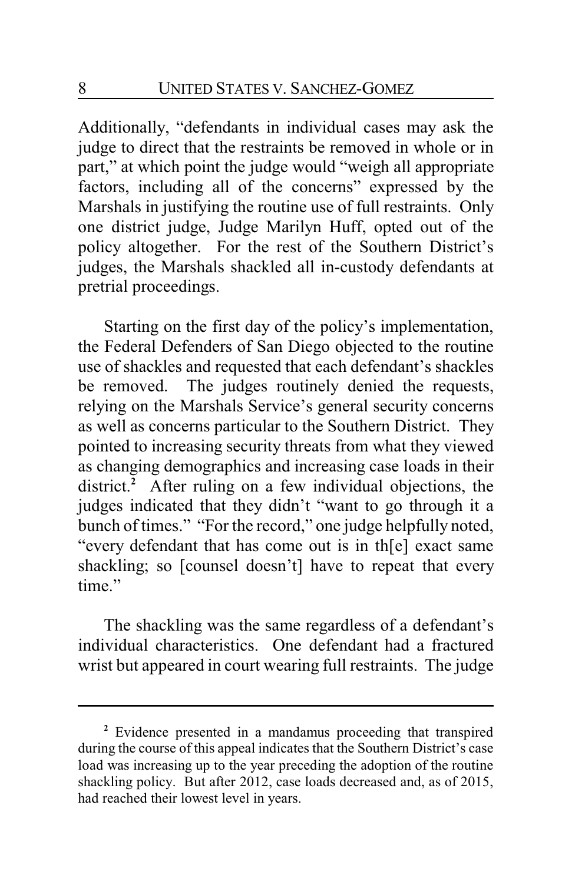Additionally, "defendants in individual cases may ask the judge to direct that the restraints be removed in whole or in part," at which point the judge would "weigh all appropriate factors, including all of the concerns" expressed by the Marshals in justifying the routine use of full restraints. Only one district judge, Judge Marilyn Huff, opted out of the policy altogether. For the rest of the Southern District's judges, the Marshals shackled all in-custody defendants at pretrial proceedings.

Starting on the first day of the policy's implementation, the Federal Defenders of San Diego objected to the routine use of shackles and requested that each defendant's shackles be removed. The judges routinely denied the requests, relying on the Marshals Service's general security concerns as well as concerns particular to the Southern District. They pointed to increasing security threats from what they viewed as changing demographics and increasing case loads in their district.[2] After ruling on a few individual objections, the judges indicated that they didn't "want to go through it a bunch of times." "For the record," one judge helpfully noted, "every defendant that has come out is in th[e] exact same shackling; so [counsel doesn't] have to repeat that every time."

The shackling was the same regardless of a defendant's individual characteristics. One defendant had a fractured wrist but appeared in court wearing full restraints. The judge

[2] Evidence presented in a mandamus proceeding that transpired during the course of this appeal indicates that the Southern District's case load was increasing up to the year preceding the adoption of the routine shackling policy. But after 2012, case loads decreased and, as of 2015, had reached their lowest level in years.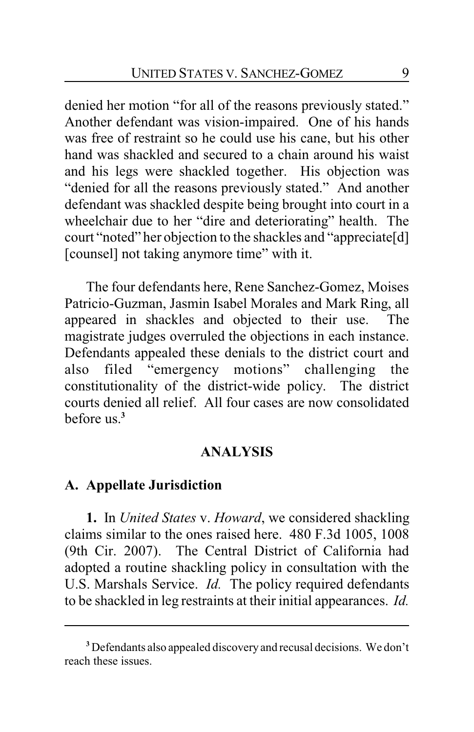denied her motion "for all of the reasons previously stated." Another defendant was vision-impaired. One of his hands was free of restraint so he could use his cane, but his other hand was shackled and secured to a chain around his waist and his legs were shackled together. His objection was "denied for all the reasons previously stated." And another defendant was shackled despite being brought into court in a wheelchair due to her "dire and deteriorating" health. The court "noted" her objection to the shackles and "appreciate[d] [counsel] not taking anymore time" with it.

The four defendants here, Rene Sanchez-Gomez, Moises Patricio-Guzman, Jasmin Isabel Morales and Mark Ring, all appeared in shackles and objected to their use. The magistrate judges overruled the objections in each instance. Defendants appealed these denials to the district court and also filed "emergency motions" challenging the constitutionality of the district-wide policy. The district courts denied all relief. All four cases are now consolidated before us.[3]

## ANALYSIS

### A. Appellate Jurisdiction

**1.** In *United States* v. *Howard*, we considered shackling claims similar to the ones raised here. 480 F.3d 1005, 1008 (9th Cir. 2007). The Central District of California had adopted a routine shackling policy in consultation with the U.S. Marshals Service. *Id.* The policy required defendants to be shackled in leg restraints at their initial appearances. *Id.*

---

[3] Defendants also appealed discovery and recusal decisions. We don't reach these issues.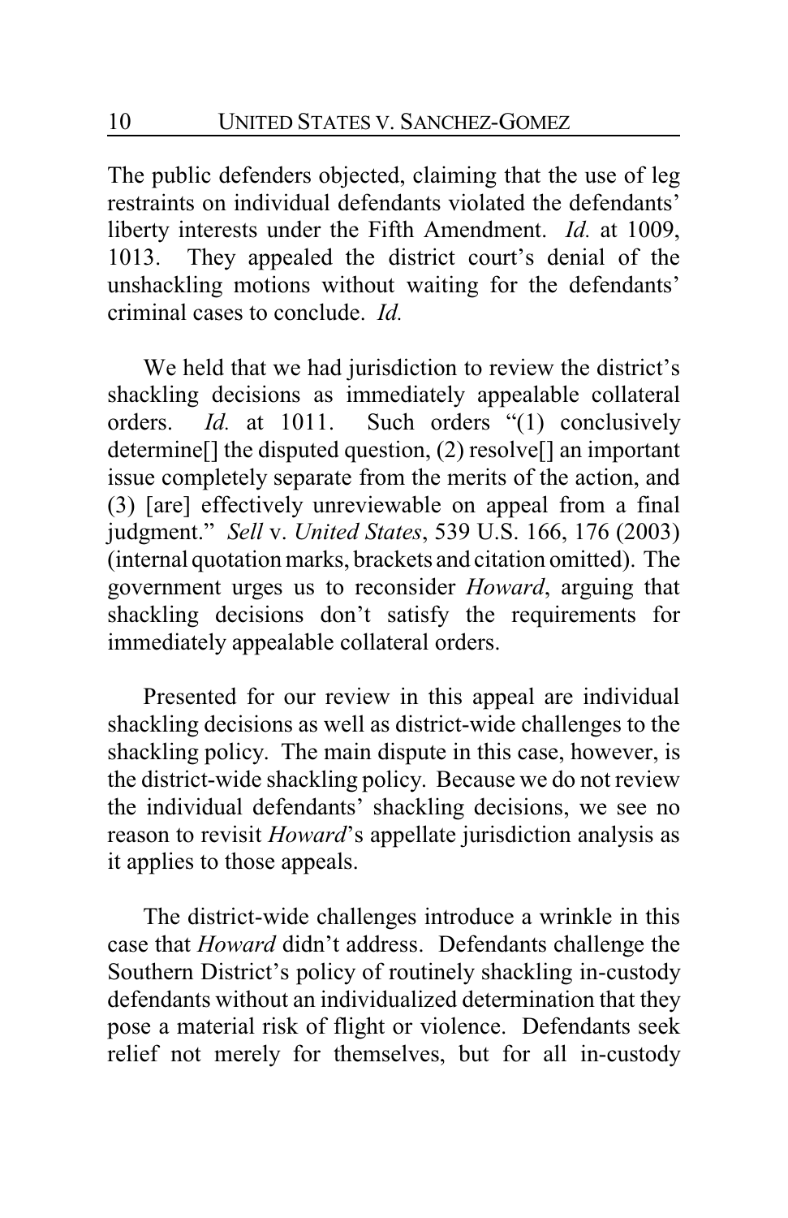The public defenders objected, claiming that the use of leg restraints on individual defendants violated the defendants' liberty interests under the Fifth Amendment. *Id.* at 1009, 1013. They appealed the district court's denial of the unshackling motions without waiting for the defendants' criminal cases to conclude. *Id.*

We held that we had jurisdiction to review the district's shackling decisions as immediately appealable collateral orders. *Id.* at 1011. Such orders "(1) conclusively determine[] the disputed question, (2) resolve[] an important issue completely separate from the merits of the action, and (3) [are] effectively unreviewable on appeal from a final judgment." *Sell* v. *United States*, 539 U.S. 166, 176 (2003) (internal quotation marks, brackets and citation omitted). The government urges us to reconsider *Howard*, arguing that shackling decisions don't satisfy the requirements for immediately appealable collateral orders.

Presented for our review in this appeal are individual shackling decisions as well as district-wide challenges to the shackling policy. The main dispute in this case, however, is the district-wide shackling policy. Because we do not review the individual defendants' shackling decisions, we see no reason to revisit *Howard*'s appellate jurisdiction analysis as it applies to those appeals.

The district-wide challenges introduce a wrinkle in this case that *Howard* didn't address. Defendants challenge the Southern District's policy of routinely shackling in-custody defendants without an individualized determination that they pose a material risk of flight or violence. Defendants seek relief not merely for themselves, but for all in-custody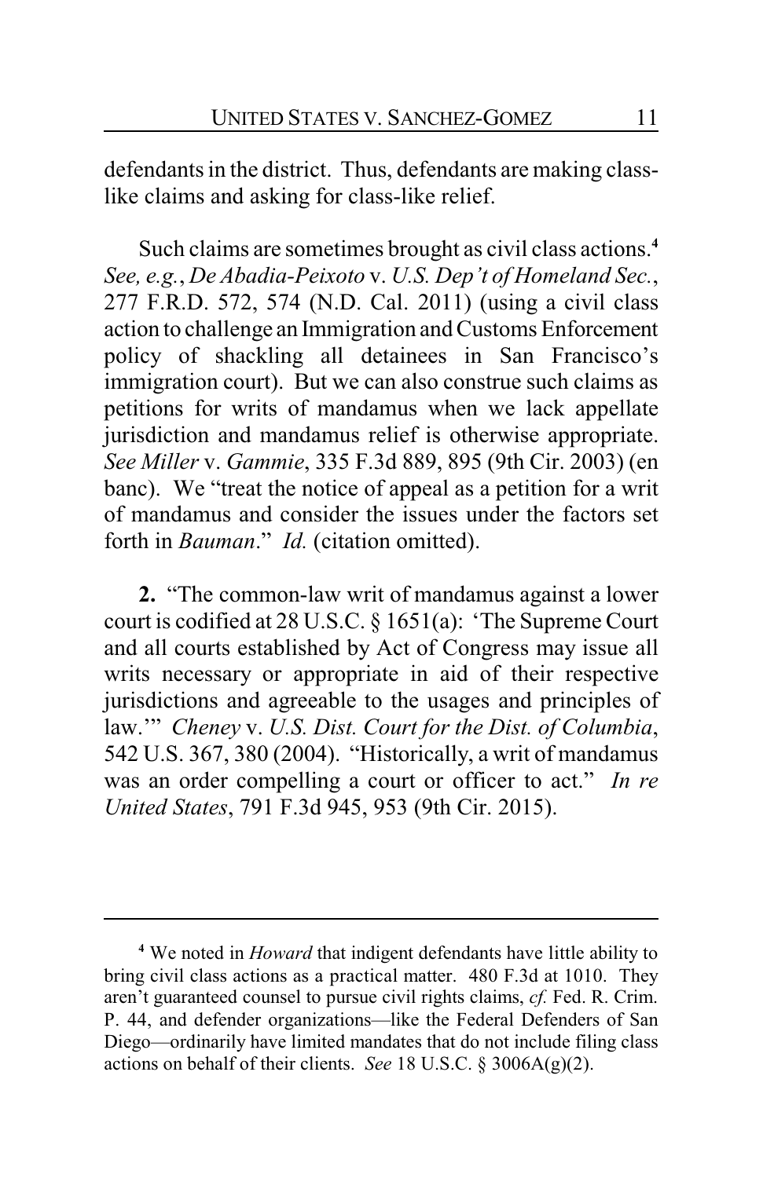defendants in the district. Thus, defendants are making class-like claims and asking for class-like relief.

Such claims are sometimes brought as civil class actions.[4] *See, e.g.*, *De Abadia-Peixoto* v. *U.S. Dep't of Homeland Sec.*, 277 F.R.D. 572, 574 (N.D. Cal. 2011) (using a civil class action to challenge an Immigration and Customs Enforcement policy of shackling all detainees in San Francisco's immigration court). But we can also construe such claims as petitions for writs of mandamus when we lack appellate jurisdiction and mandamus relief is otherwise appropriate. *See Miller* v. *Gammie*, 335 F.3d 889, 895 (9th Cir. 2003) (en banc). We "treat the notice of appeal as a petition for a writ of mandamus and consider the issues under the factors set forth in *Bauman*." *Id.* (citation omitted).

**2.** "The common-law writ of mandamus against a lower court is codified at 28 U.S.C. § 1651(a): 'The Supreme Court and all courts established by Act of Congress may issue all writs necessary or appropriate in aid of their respective jurisdictions and agreeable to the usages and principles of law.'" *Cheney* v. *U.S. Dist. Court for the Dist. of Columbia*, 542 U.S. 367, 380 (2004). "Historically, a writ of mandamus was an order compelling a court or officer to act." *In re United States*, 791 F.3d 945, 953 (9th Cir. 2015).

---

[4] We noted in *Howard* that indigent defendants have little ability to bring civil class actions as a practical matter. 480 F.3d at 1010. They aren't guaranteed counsel to pursue civil rights claims, *cf.* Fed. R. Crim. P. 44, and defender organizations—like the Federal Defenders of San Diego—ordinarily have limited mandates that do not include filing class actions on behalf of their clients. *See* 18 U.S.C. § 3006A(g)(2).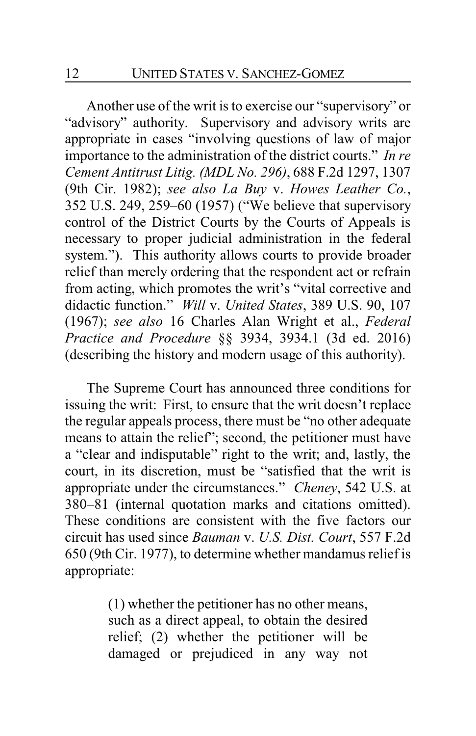Another use of the writ is to exercise our "supervisory" or "advisory" authority. Supervisory and advisory writs are appropriate in cases "involving questions of law of major importance to the administration of the district courts." *In re Cement Antitrust Litig. (MDL No. 296)*, 688 F.2d 1297, 1307 (9th Cir. 1982); *see also La Buy* v. *Howes Leather Co.*, 352 U.S. 249, 259–60 (1957) ("We believe that supervisory control of the District Courts by the Courts of Appeals is necessary to proper judicial administration in the federal system."). This authority allows courts to provide broader relief than merely ordering that the respondent act or refrain from acting, which promotes the writ's "vital corrective and didactic function." *Will* v. *United States*, 389 U.S. 90, 107 (1967); *see also* 16 Charles Alan Wright et al., *Federal Practice and Procedure* §§ 3934, 3934.1 (3d ed. 2016) (describing the history and modern usage of this authority).

The Supreme Court has announced three conditions for issuing the writ: First, to ensure that the writ doesn't replace the regular appeals process, there must be "no other adequate means to attain the relief"; second, the petitioner must have a "clear and indisputable" right to the writ; and, lastly, the court, in its discretion, must be "satisfied that the writ is appropriate under the circumstances." *Cheney*, 542 U.S. at 380–81 (internal quotation marks and citations omitted). These conditions are consistent with the five factors our circuit has used since *Bauman* v. *U.S. Dist. Court*, 557 F.2d 650 (9th Cir. 1977), to determine whether mandamus relief is appropriate:

> (1) whether the petitioner has no other means, such as a direct appeal, to obtain the desired relief; (2) whether the petitioner will be damaged or prejudiced in any way not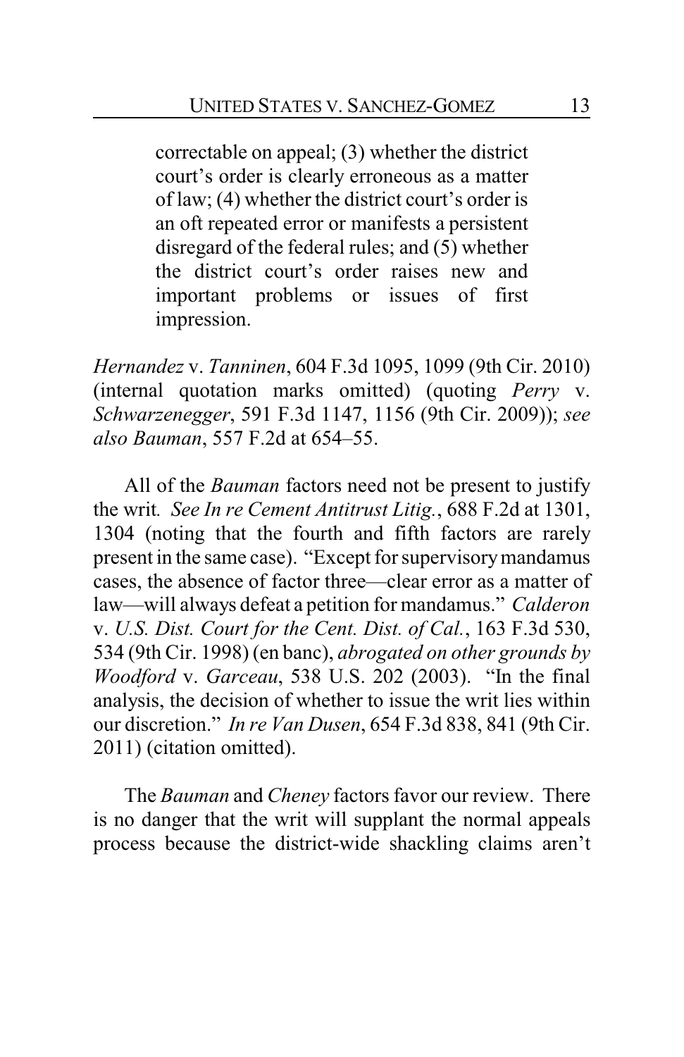> correctable on appeal; (3) whether the district court's order is clearly erroneous as a matter of law; (4) whether the district court's order is an oft repeated error or manifests a persistent disregard of the federal rules; and (5) whether the district court's order raises new and important problems or issues of first impression.

*Hernandez* v. *Tanninen*, 604 F.3d 1095, 1099 (9th Cir. 2010) (internal quotation marks omitted) (quoting *Perry* v. *Schwarzenegger*, 591 F.3d 1147, 1156 (9th Cir. 2009)); *see also Bauman*, 557 F.2d at 654–55.

All of the *Bauman* factors need not be present to justify the writ. *See In re Cement Antitrust Litig.*, 688 F.2d at 1301, 1304 (noting that the fourth and fifth factors are rarely present in the same case). "Except for supervisory mandamus cases, the absence of factor three—clear error as a matter of law—will always defeat a petition for mandamus." *Calderon* v. *U.S. Dist. Court for the Cent. Dist. of Cal.*, 163 F.3d 530, 534 (9th Cir. 1998) (en banc), *abrogated on other grounds by Woodford* v. *Garceau*, 538 U.S. 202 (2003). "In the final analysis, the decision of whether to issue the writ lies within our discretion." *In re Van Dusen*, 654 F.3d 838, 841 (9th Cir. 2011) (citation omitted).

The *Bauman* and *Cheney* factors favor our review. There is no danger that the writ will supplant the normal appeals process because the district-wide shackling claims aren't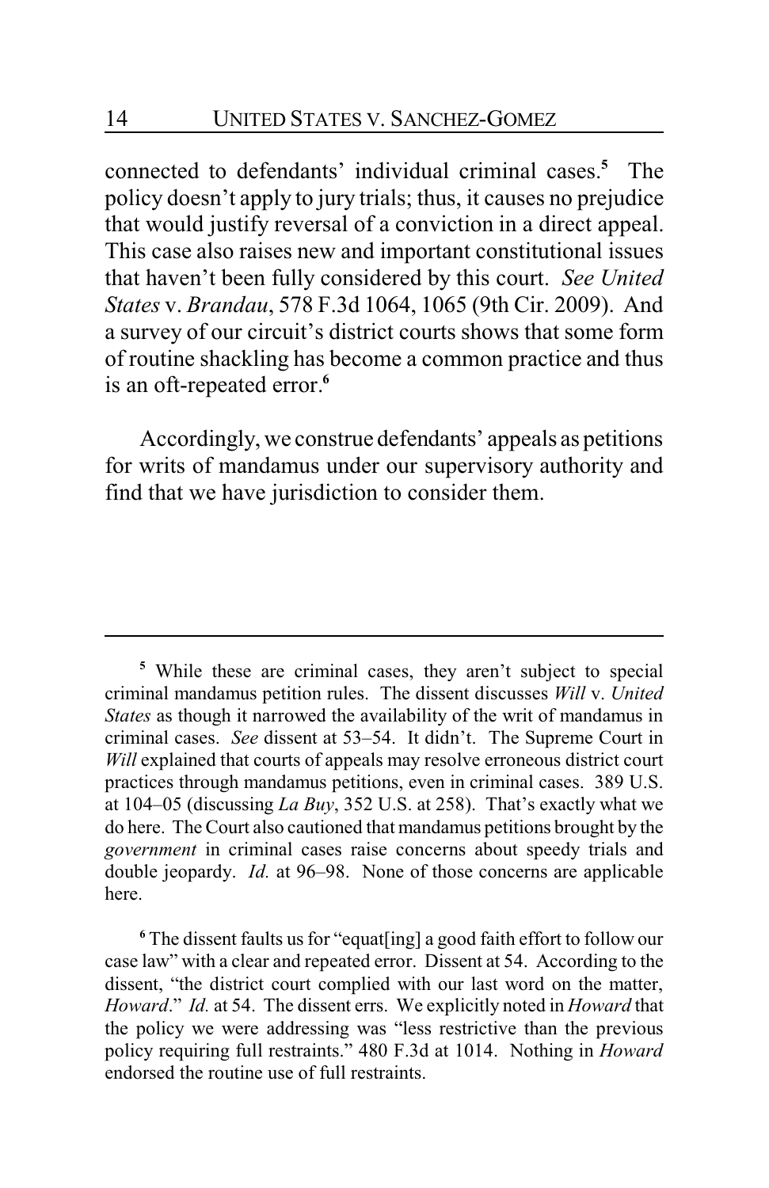connected to defendants' individual criminal cases.[5] The policy doesn't apply to jury trials; thus, it causes no prejudice that would justify reversal of a conviction in a direct appeal. This case also raises new and important constitutional issues that haven't been fully considered by this court. *See United States* v. *Brandau*, 578 F.3d 1064, 1065 (9th Cir. 2009). And a survey of our circuit's district courts shows that some form of routine shackling has become a common practice and thus is an oft-repeated error.[6]

Accordingly, we construe defendants' appeals as petitions for writs of mandamus under our supervisory authority and find that we have jurisdiction to consider them.

---

[5] While these are criminal cases, they aren't subject to special criminal mandamus petition rules. The dissent discusses *Will* v. *United States* as though it narrowed the availability of the writ of mandamus in criminal cases. *See* dissent at 53–54. It didn't. The Supreme Court in *Will* explained that courts of appeals may resolve erroneous district court practices through mandamus petitions, even in criminal cases. 389 U.S. at 104–05 (discussing *La Buy*, 352 U.S. at 258). That's exactly what we do here. The Court also cautioned that mandamus petitions brought by the *government* in criminal cases raise concerns about speedy trials and double jeopardy. *Id.* at 96–98. None of those concerns are applicable here.

[6] The dissent faults us for "equat[ing] a good faith effort to follow our case law" with a clear and repeated error. Dissent at 54. According to the dissent, "the district court complied with our last word on the matter, *Howard*." *Id.* at 54. The dissent errs. We explicitly noted in *Howard* that the policy we were addressing was "less restrictive than the previous policy requiring full restraints." 480 F.3d at 1014. Nothing in *Howard* endorsed the routine use of full restraints.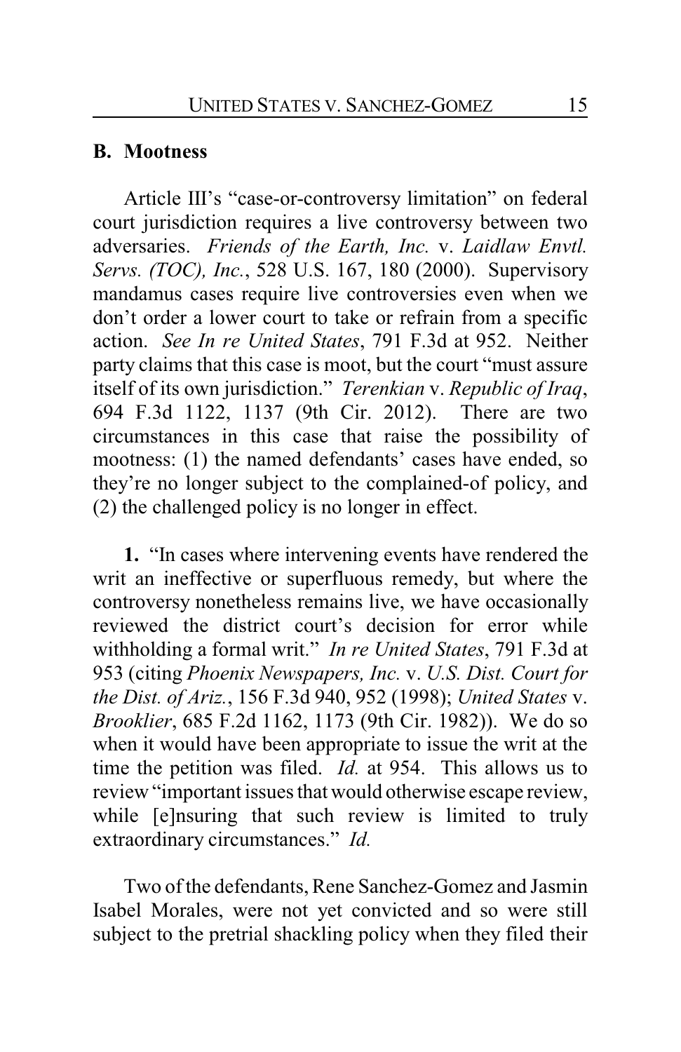## B. Mootness

Article III's "case-or-controversy limitation" on federal court jurisdiction requires a live controversy between two adversaries. *Friends of the Earth, Inc.* v. *Laidlaw Envtl. Servs. (TOC), Inc.*, 528 U.S. 167, 180 (2000). Supervisory mandamus cases require live controversies even when we don't order a lower court to take or refrain from a specific action. *See In re United States*, 791 F.3d at 952. Neither party claims that this case is moot, but the court "must assure itself of its own jurisdiction." *Terenkian* v. *Republic of Iraq*, 694 F.3d 1122, 1137 (9th Cir. 2012). There are two circumstances in this case that raise the possibility of mootness: (1) the named defendants' cases have ended, so they're no longer subject to the complained-of policy, and (2) the challenged policy is no longer in effect.

**1.** "In cases where intervening events have rendered the writ an ineffective or superfluous remedy, but where the controversy nonetheless remains live, we have occasionally reviewed the district court's decision for error while withholding a formal writ." *In re United States*, 791 F.3d at 953 (citing *Phoenix Newspapers, Inc.* v. *U.S. Dist. Court for the Dist. of Ariz.*, 156 F.3d 940, 952 (1998); *United States* v. *Brooklier*, 685 F.2d 1162, 1173 (9th Cir. 1982)). We do so when it would have been appropriate to issue the writ at the time the petition was filed. *Id.* at 954. This allows us to review "important issues that would otherwise escape review, while [e]nsuring that such review is limited to truly extraordinary circumstances." *Id.*

Two of the defendants, Rene Sanchez-Gomez and Jasmin Isabel Morales, were not yet convicted and so were still subject to the pretrial shackling policy when they filed their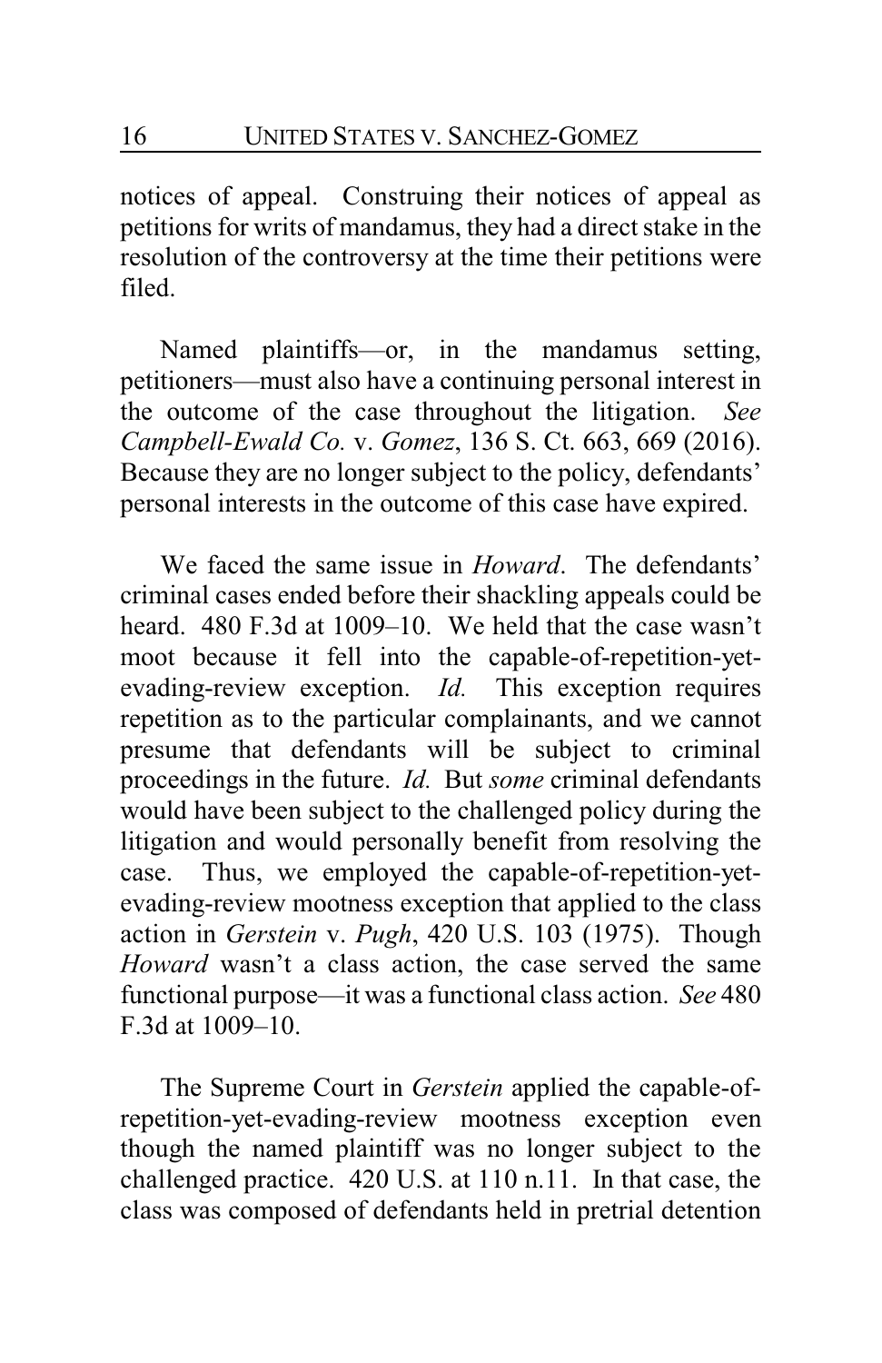notices of appeal. Construing their notices of appeal as petitions for writs of mandamus, they had a direct stake in the resolution of the controversy at the time their petitions were filed.

Named plaintiffs—or, in the mandamus setting, petitioners—must also have a continuing personal interest in the outcome of the case throughout the litigation. *See Campbell-Ewald Co.* v. *Gomez*, 136 S. Ct. 663, 669 (2016). Because they are no longer subject to the policy, defendants' personal interests in the outcome of this case have expired.

We faced the same issue in *Howard*. The defendants' criminal cases ended before their shackling appeals could be heard. 480 F.3d at 1009–10. We held that the case wasn't moot because it fell into the capable-of-repetition-yet-evading-review exception. *Id.* This exception requires repetition as to the particular complainants, and we cannot presume that defendants will be subject to criminal proceedings in the future. *Id.* But *some* criminal defendants would have been subject to the challenged policy during the litigation and would personally benefit from resolving the case. Thus, we employed the capable-of-repetition-yet-evading-review mootness exception that applied to the class action in *Gerstein* v. *Pugh*, 420 U.S. 103 (1975). Though *Howard* wasn't a class action, the case served the same functional purpose—it was a functional class action. *See* 480 F.3d at 1009–10.

The Supreme Court in *Gerstein* applied the capable-of-repetition-yet-evading-review mootness exception even though the named plaintiff was no longer subject to the challenged practice. 420 U.S. at 110 n.11. In that case, the class was composed of defendants held in pretrial detention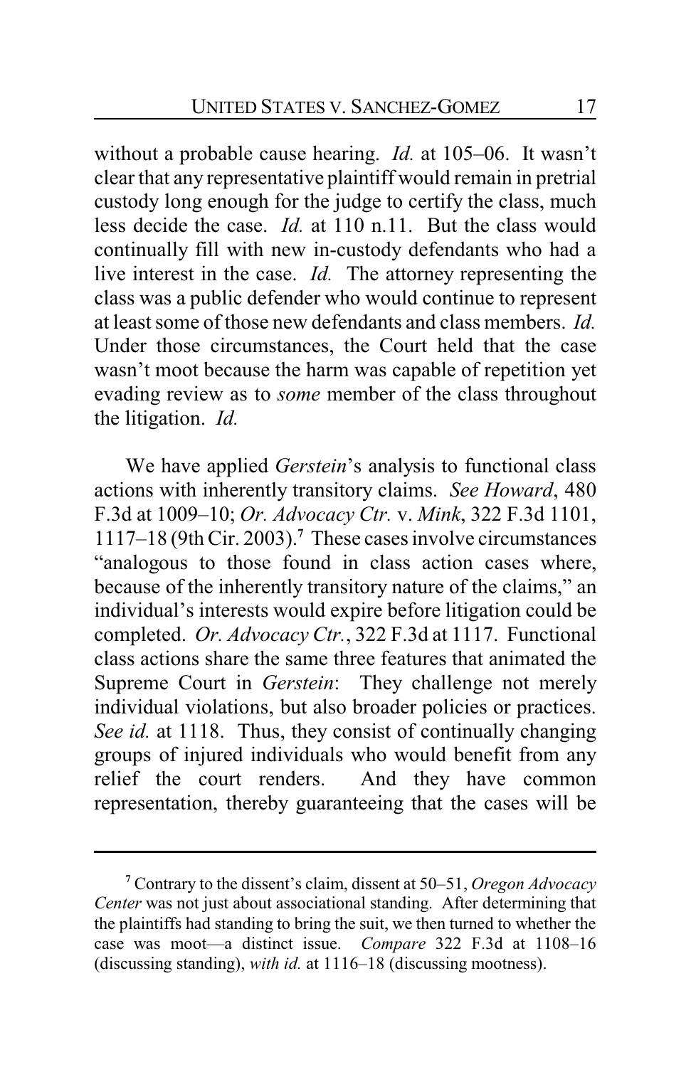without a probable cause hearing. *Id.* at 105–06. It wasn't clear that any representative plaintiff would remain in pretrial custody long enough for the judge to certify the class, much less decide the case. *Id.* at 110 n.11. But the class would continually fill with new in-custody defendants who had a live interest in the case. *Id.* The attorney representing the class was a public defender who would continue to represent at least some of those new defendants and class members. *Id.* Under those circumstances, the Court held that the case wasn't moot because the harm was capable of repetition yet evading review as to *some* member of the class throughout the litigation. *Id.*

We have applied *Gerstein*'s analysis to functional class actions with inherently transitory claims. *See Howard*, 480 F.3d at 1009–10; *Or. Advocacy Ctr.* v. *Mink*, 322 F.3d 1101, 1117–18 (9th Cir. 2003).[7] These cases involve circumstances "analogous to those found in class action cases where, because of the inherently transitory nature of the claims," an individual's interests would expire before litigation could be completed. *Or. Advocacy Ctr.*, 322 F.3d at 1117. Functional class actions share the same three features that animated the Supreme Court in *Gerstein*: They challenge not merely individual violations, but also broader policies or practices. *See id.* at 1118. Thus, they consist of continually changing groups of injured individuals who would benefit from any relief the court renders. And they have common representation, thereby guaranteeing that the cases will be

---

[7] Contrary to the dissent's claim, dissent at 50–51, *Oregon Advocacy Center* was not just about associational standing. After determining that the plaintiffs had standing to bring the suit, we then turned to whether the case was moot—a distinct issue. *Compare* 322 F.3d at 1108–16 (discussing standing), *with id.* at 1116–18 (discussing mootness).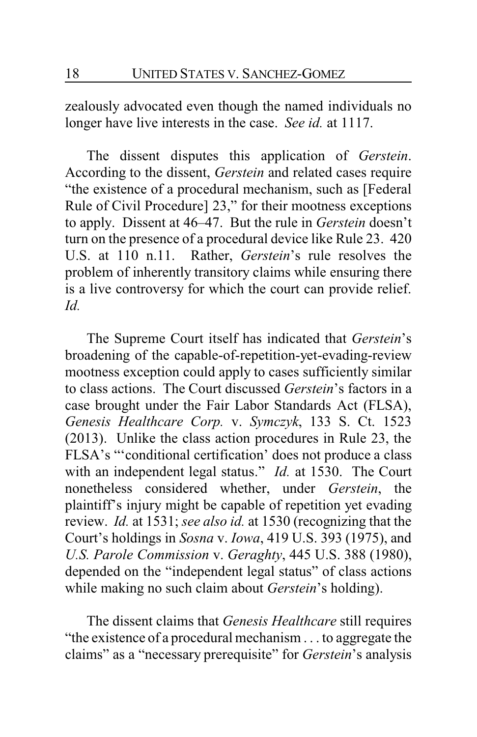zealously advocated even though the named individuals no longer have live interests in the case. *See id.* at 1117.

The dissent disputes this application of *Gerstein*. According to the dissent, *Gerstein* and related cases require "the existence of a procedural mechanism, such as [Federal Rule of Civil Procedure] 23," for their mootness exceptions to apply. Dissent at 46–47. But the rule in *Gerstein* doesn't turn on the presence of a procedural device like Rule 23. 420 U.S. at 110 n.11. Rather, *Gerstein*'s rule resolves the problem of inherently transitory claims while ensuring there is a live controversy for which the court can provide relief. *Id.*

The Supreme Court itself has indicated that *Gerstein*'s broadening of the capable-of-repetition-yet-evading-review mootness exception could apply to cases sufficiently similar to class actions. The Court discussed *Gerstein*'s factors in a case brought under the Fair Labor Standards Act (FLSA), *Genesis Healthcare Corp.* v. *Symczyk*, 133 S. Ct. 1523 (2013). Unlike the class action procedures in Rule 23, the FLSA's "'conditional certification' does not produce a class with an independent legal status." *Id.* at 1530. The Court nonetheless considered whether, under *Gerstein*, the plaintiff's injury might be capable of repetition yet evading review. *Id.* at 1531; *see also id.* at 1530 (recognizing that the Court's holdings in *Sosna* v. *Iowa*, 419 U.S. 393 (1975), and *U.S. Parole Commission* v. *Geraghty*, 445 U.S. 388 (1980), depended on the "independent legal status" of class actions while making no such claim about *Gerstein*'s holding).

The dissent claims that *Genesis Healthcare* still requires "the existence of a procedural mechanism . . . to aggregate the claims" as a "necessary prerequisite" for *Gerstein*'s analysis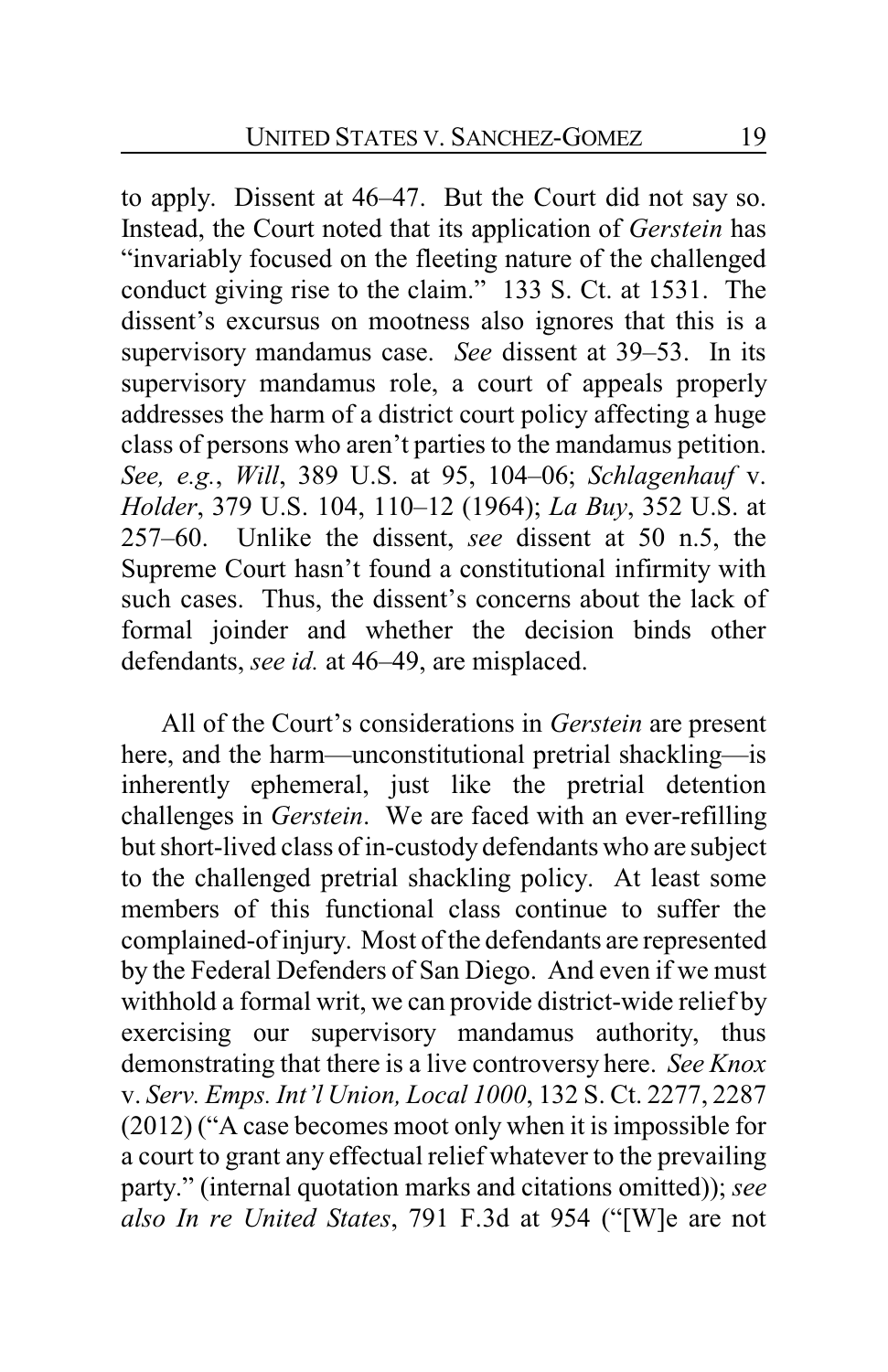to apply. Dissent at 46–47. But the Court did not say so. Instead, the Court noted that its application of *Gerstein* has "invariably focused on the fleeting nature of the challenged conduct giving rise to the claim." 133 S. Ct. at 1531. The dissent's excursus on mootness also ignores that this is a supervisory mandamus case. *See* dissent at 39–53. In its supervisory mandamus role, a court of appeals properly addresses the harm of a district court policy affecting a huge class of persons who aren't parties to the mandamus petition. *See, e.g.*, *Will*, 389 U.S. at 95, 104–06; *Schlagenhauf* v. *Holder*, 379 U.S. 104, 110–12 (1964); *La Buy*, 352 U.S. at 257–60. Unlike the dissent, *see* dissent at 50 n.5, the Supreme Court hasn't found a constitutional infirmity with such cases. Thus, the dissent's concerns about the lack of formal joinder and whether the decision binds other defendants, *see id.* at 46–49, are misplaced.

All of the Court's considerations in *Gerstein* are present here, and the harm—unconstitutional pretrial shackling—is inherently ephemeral, just like the pretrial detention challenges in *Gerstein*. We are faced with an ever-refilling but short-lived class of in-custody defendants who are subject to the challenged pretrial shackling policy. At least some members of this functional class continue to suffer the complained-of injury. Most of the defendants are represented by the Federal Defenders of San Diego. And even if we must withhold a formal writ, we can provide district-wide relief by exercising our supervisory mandamus authority, thus demonstrating that there is a live controversy here. *See Knox* v. *Serv. Emps. Int'l Union, Local 1000*, 132 S. Ct. 2277, 2287 (2012) ("A case becomes moot only when it is impossible for a court to grant any effectual relief whatever to the prevailing party." (internal quotation marks and citations omitted)); *see also In re United States*, 791 F.3d at 954 ("[W]e are not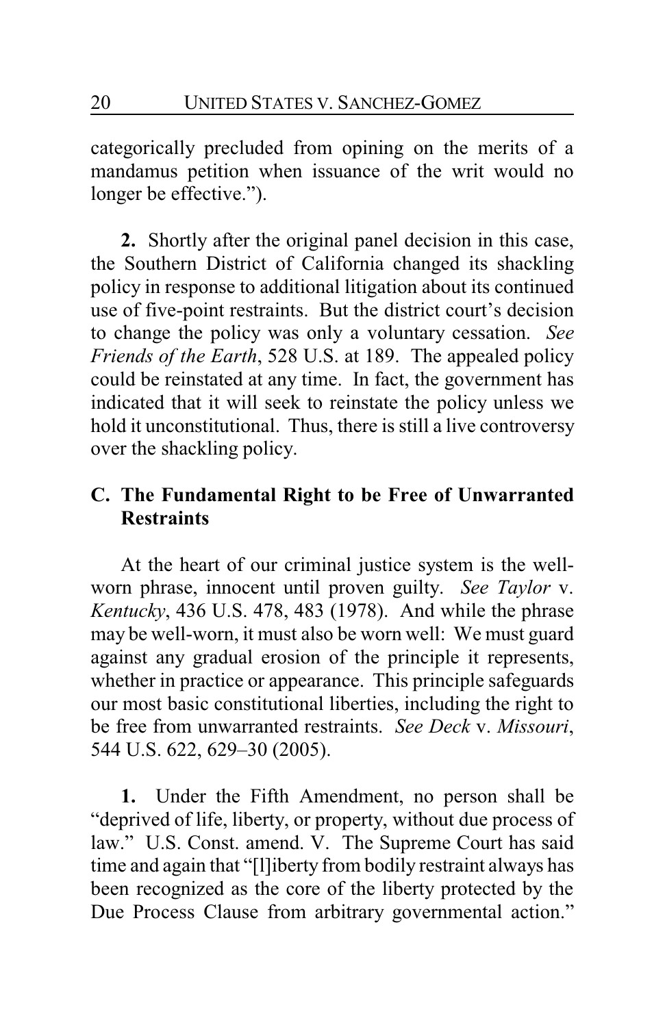categorically precluded from opining on the merits of a mandamus petition when issuance of the writ would no longer be effective.").

**2.** Shortly after the original panel decision in this case, the Southern District of California changed its shackling policy in response to additional litigation about its continued use of five-point restraints. But the district court's decision to change the policy was only a voluntary cessation. *See Friends of the Earth*, 528 U.S. at 189. The appealed policy could be reinstated at any time. In fact, the government has indicated that it will seek to reinstate the policy unless we hold it unconstitutional. Thus, there is still a live controversy over the shackling policy.

### C. The Fundamental Right to be Free of Unwarranted Restraints

At the heart of our criminal justice system is the well-worn phrase, innocent until proven guilty. *See Taylor* v. *Kentucky*, 436 U.S. 478, 483 (1978). And while the phrase may be well-worn, it must also be worn well: We must guard against any gradual erosion of the principle it represents, whether in practice or appearance. This principle safeguards our most basic constitutional liberties, including the right to be free from unwarranted restraints. *See Deck* v. *Missouri*, 544 U.S. 622, 629–30 (2005).

**1.** Under the Fifth Amendment, no person shall be "deprived of life, liberty, or property, without due process of law." U.S. Const. amend. V. The Supreme Court has said time and again that "[l]iberty from bodily restraint always has been recognized as the core of the liberty protected by the Due Process Clause from arbitrary governmental action."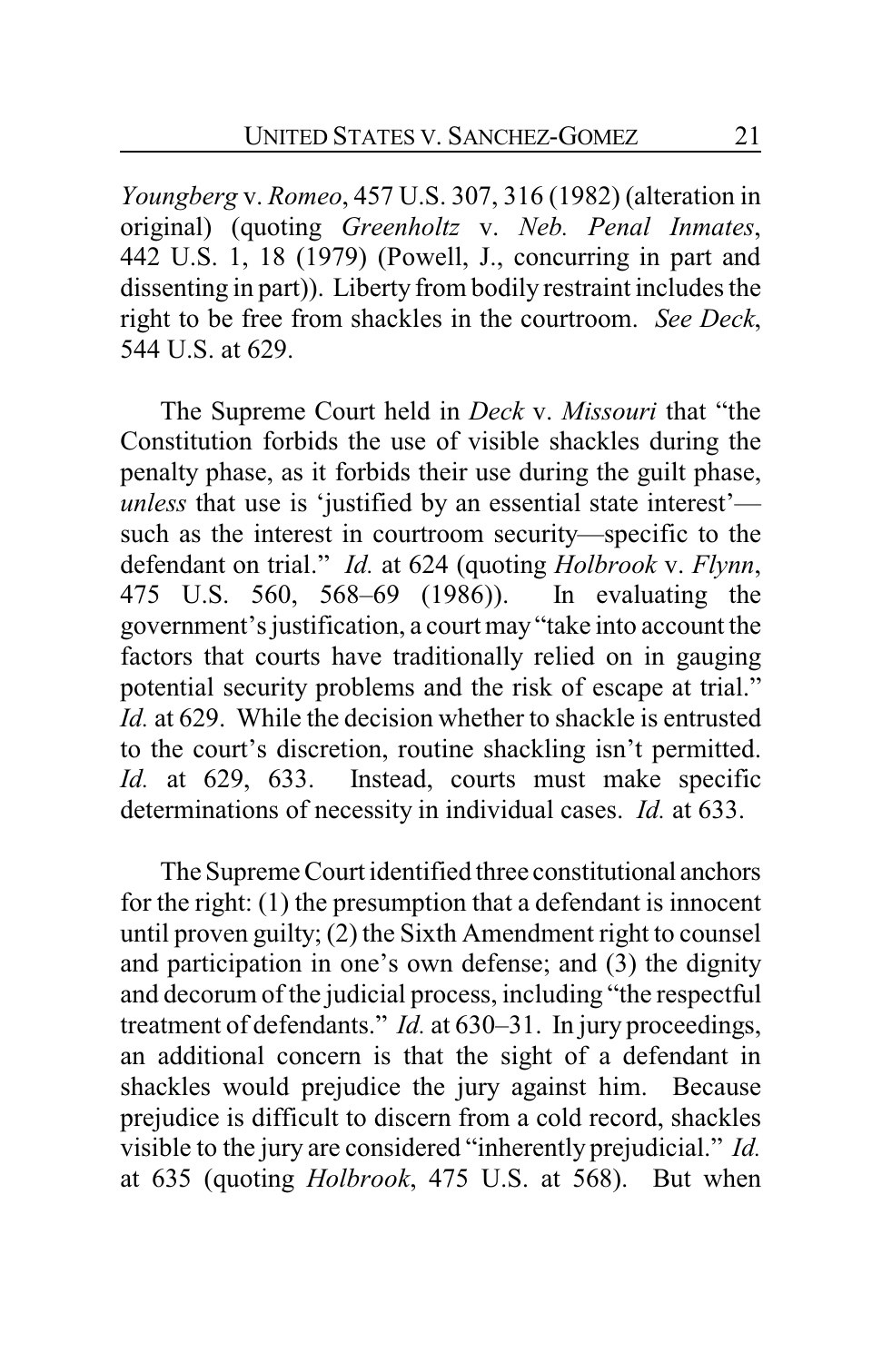*Youngberg* v. *Romeo*, 457 U.S. 307, 316 (1982) (alteration in original) (quoting *Greenholtz* v. *Neb. Penal Inmates*, 442 U.S. 1, 18 (1979) (Powell, J., concurring in part and dissenting in part)). Liberty from bodily restraint includes the right to be free from shackles in the courtroom. *See Deck*, 544 U.S. at 629.

The Supreme Court held in *Deck* v. *Missouri* that "the Constitution forbids the use of visible shackles during the penalty phase, as it forbids their use during the guilt phase, *unless* that use is 'justified by an essential state interest'—such as the interest in courtroom security—specific to the defendant on trial." *Id.* at 624 (quoting *Holbrook* v. *Flynn*, 475 U.S. 560, 568–69 (1986)). In evaluating the government's justification, a court may "take into account the factors that courts have traditionally relied on in gauging potential security problems and the risk of escape at trial." *Id.* at 629. While the decision whether to shackle is entrusted to the court's discretion, routine shackling isn't permitted. *Id.* at 629, 633. Instead, courts must make specific determinations of necessity in individual cases. *Id.* at 633.

The Supreme Court identified three constitutional anchors for the right: (1) the presumption that a defendant is innocent until proven guilty; (2) the Sixth Amendment right to counsel and participation in one's own defense; and (3) the dignity and decorum of the judicial process, including "the respectful treatment of defendants." *Id.* at 630–31. In jury proceedings, an additional concern is that the sight of a defendant in shackles would prejudice the jury against him. Because prejudice is difficult to discern from a cold record, shackles visible to the jury are considered "inherently prejudicial." *Id.* at 635 (quoting *Holbrook*, 475 U.S. at 568). But when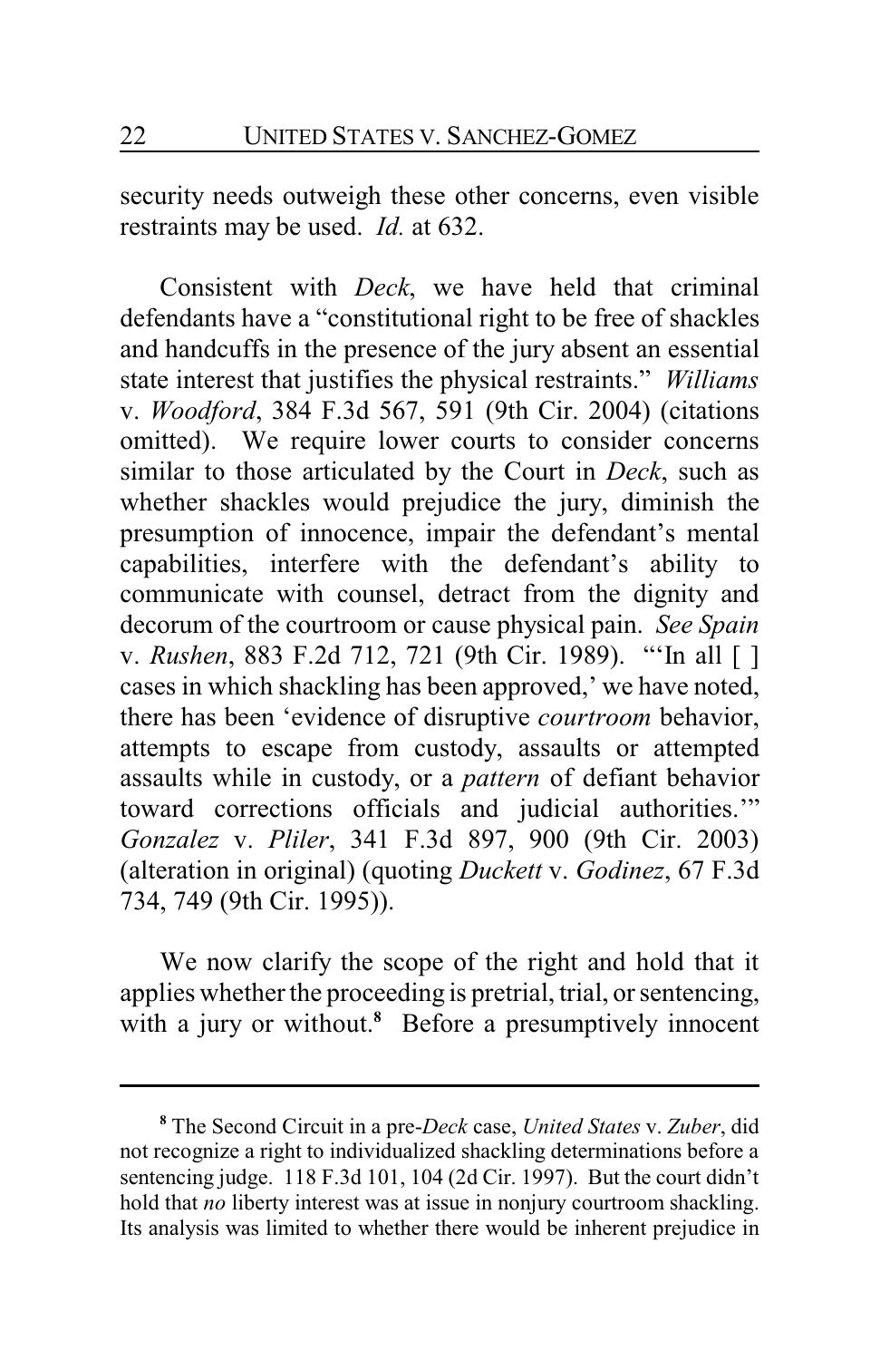security needs outweigh these other concerns, even visible restraints may be used. *Id.* at 632.

Consistent with *Deck*, we have held that criminal defendants have a "constitutional right to be free of shackles and handcuffs in the presence of the jury absent an essential state interest that justifies the physical restraints." *Williams* v. *Woodford*, 384 F.3d 567, 591 (9th Cir. 2004) (citations omitted). We require lower courts to consider concerns similar to those articulated by the Court in *Deck*, such as whether shackles would prejudice the jury, diminish the presumption of innocence, impair the defendant's mental capabilities, interfere with the defendant's ability to communicate with counsel, detract from the dignity and decorum of the courtroom or cause physical pain. *See Spain* v. *Rushen*, 883 F.2d 712, 721 (9th Cir. 1989). "'In all [ ] cases in which shackling has been approved,' we have noted, there has been 'evidence of disruptive *courtroom* behavior, attempts to escape from custody, assaults or attempted assaults while in custody, or a *pattern* of defiant behavior toward corrections officials and judicial authorities.'" *Gonzalez* v. *Pliler*, 341 F.3d 897, 900 (9th Cir. 2003) (alteration in original) (quoting *Duckett* v. *Godinez*, 67 F.3d 734, 749 (9th Cir. 1995)).

We now clarify the scope of the right and hold that it applies whether the proceeding is pretrial, trial, or sentencing, with a jury or without.[8] Before a presumptively innocent

---

[8] The Second Circuit in a pre-*Deck* case, *United States* v. *Zuber*, did not recognize a right to individualized shackling determinations before a sentencing judge. 118 F.3d 101, 104 (2d Cir. 1997). But the court didn't hold that *no* liberty interest was at issue in nonjury courtroom shackling. Its analysis was limited to whether there would be inherent prejudice in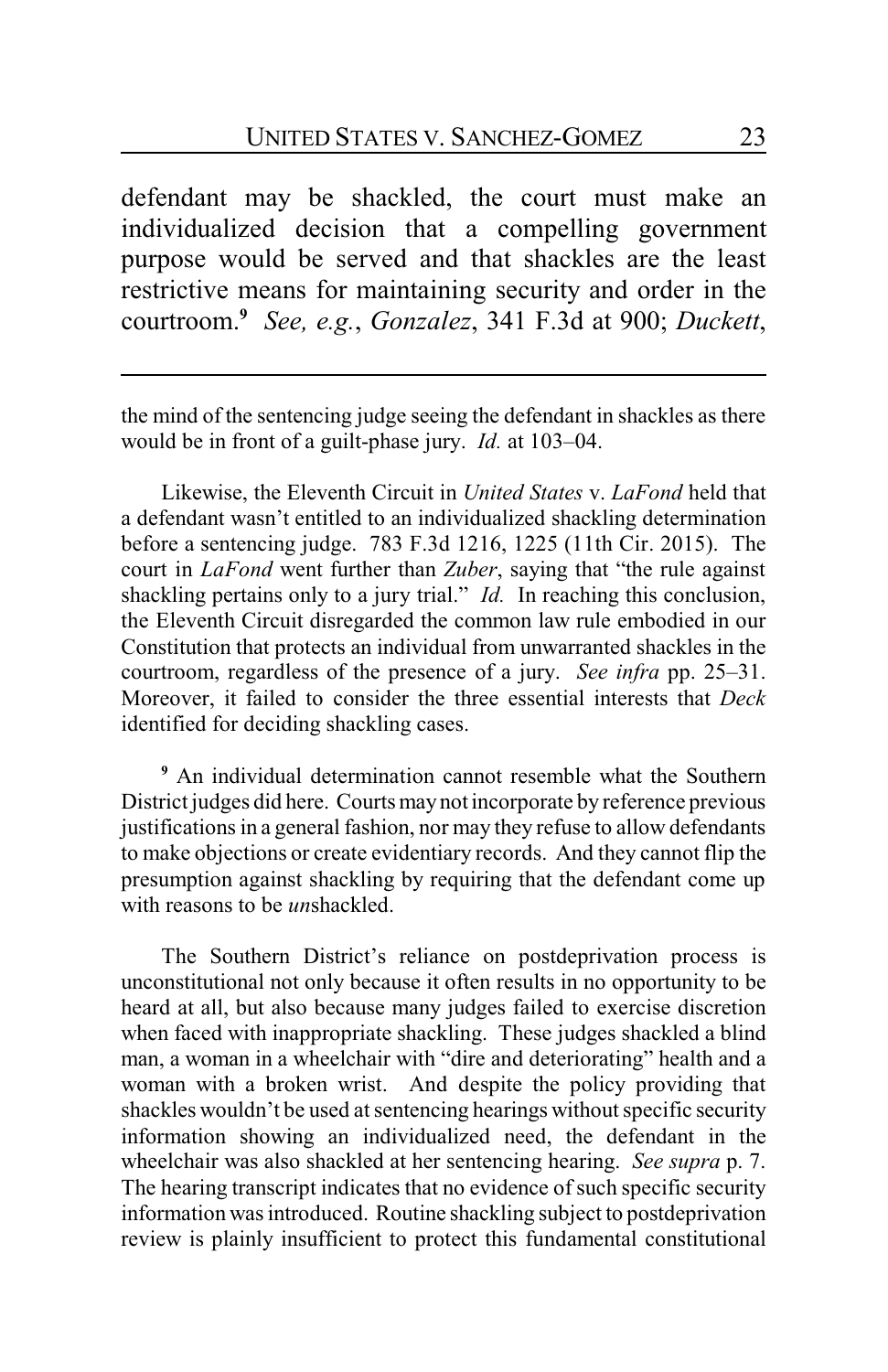defendant may be shackled, the court must make an individualized decision that a compelling government purpose would be served and that shackles are the least restrictive means for maintaining security and order in the courtroom.[9] *See, e.g.*, *Gonzalez*, 341 F.3d at 900; *Duckett*,

---

the mind of the sentencing judge seeing the defendant in shackles as there would be in front of a guilt-phase jury. *Id.* at 103–04.

Likewise, the Eleventh Circuit in *United States* v. *LaFond* held that a defendant wasn't entitled to an individualized shackling determination before a sentencing judge. 783 F.3d 1216, 1225 (11th Cir. 2015). The court in *LaFond* went further than *Zuber*, saying that "the rule against shackling pertains only to a jury trial." *Id.* In reaching this conclusion, the Eleventh Circuit disregarded the common law rule embodied in our Constitution that protects an individual from unwarranted shackles in the courtroom, regardless of the presence of a jury. *See infra* pp. 25–31. Moreover, it failed to consider the three essential interests that *Deck* identified for deciding shackling cases.

[9] An individual determination cannot resemble what the Southern District judges did here. Courts may not incorporate by reference previous justifications in a general fashion, nor may they refuse to allow defendants to make objections or create evidentiary records. And they cannot flip the presumption against shackling by requiring that the defendant come up with reasons to be *un*shackled.

The Southern District's reliance on postdeprivation process is unconstitutional not only because it often results in no opportunity to be heard at all, but also because many judges failed to exercise discretion when faced with inappropriate shackling. These judges shackled a blind man, a woman in a wheelchair with "dire and deteriorating" health and a woman with a broken wrist. And despite the policy providing that shackles wouldn't be used at sentencing hearings without specific security information showing an individualized need, the defendant in the wheelchair was also shackled at her sentencing hearing. *See supra* p. 7. The hearing transcript indicates that no evidence of such specific security information was introduced. Routine shackling subject to postdeprivation review is plainly insufficient to protect this fundamental constitutional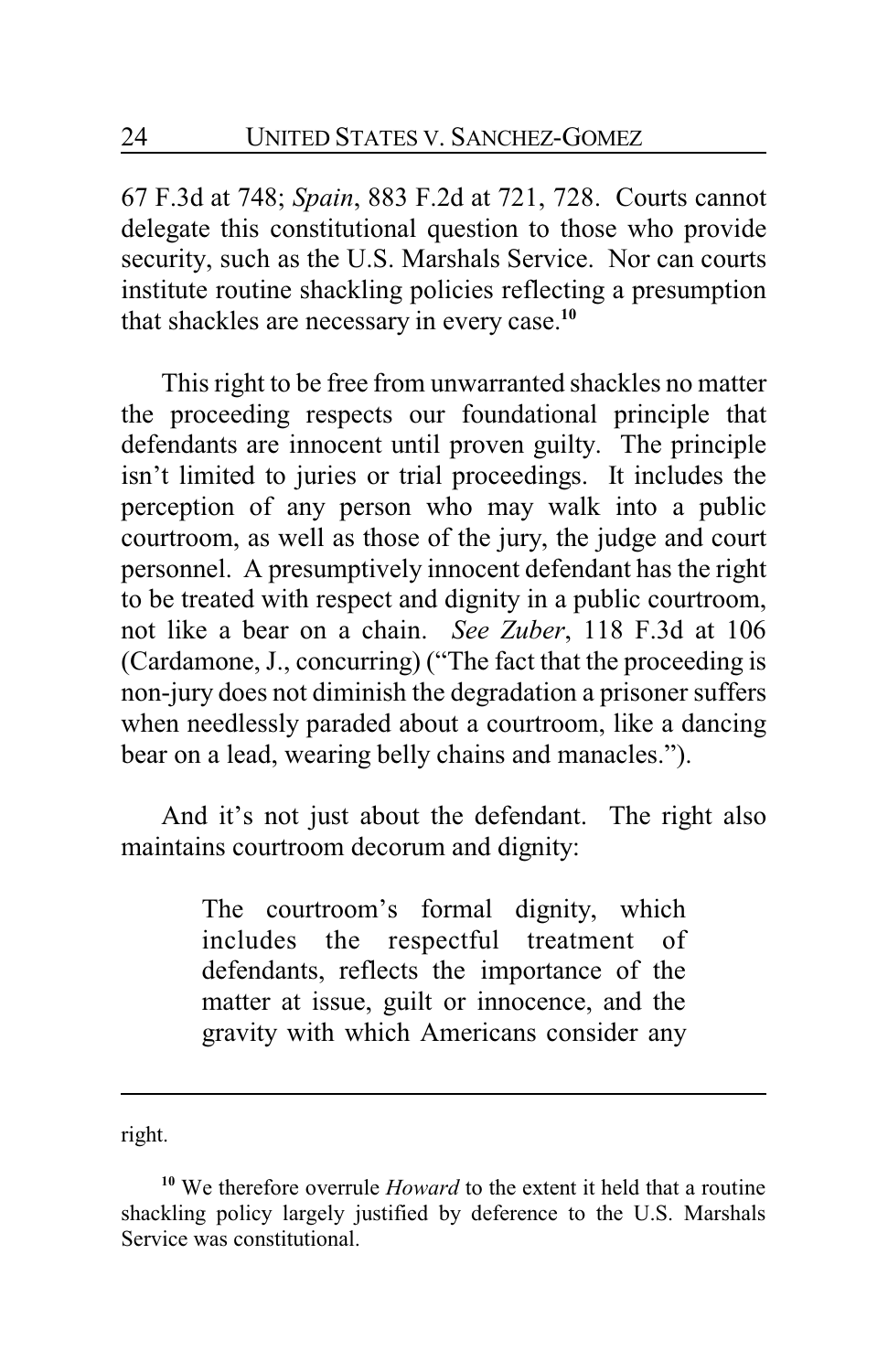67 F.3d at 748; *Spain*, 883 F.2d at 721, 728. Courts cannot delegate this constitutional question to those who provide security, such as the U.S. Marshals Service. Nor can courts institute routine shackling policies reflecting a presumption that shackles are necessary in every case.[10]

This right to be free from unwarranted shackles no matter the proceeding respects our foundational principle that defendants are innocent until proven guilty. The principle isn't limited to juries or trial proceedings. It includes the perception of any person who may walk into a public courtroom, as well as those of the jury, the judge and court personnel. A presumptively innocent defendant has the right to be treated with respect and dignity in a public courtroom, not like a bear on a chain. *See Zuber*, 118 F.3d at 106 (Cardamone, J., concurring) ("The fact that the proceeding is non-jury does not diminish the degradation a prisoner suffers when needlessly paraded about a courtroom, like a dancing bear on a lead, wearing belly chains and manacles.").

And it's not just about the defendant. The right also maintains courtroom decorum and dignity:

> The courtroom's formal dignity, which includes the respectful treatment of defendants, reflects the importance of the matter at issue, guilt or innocence, and the gravity with which Americans consider any

---

right.

[10] We therefore overrule *Howard* to the extent it held that a routine shackling policy largely justified by deference to the U.S. Marshals Service was constitutional.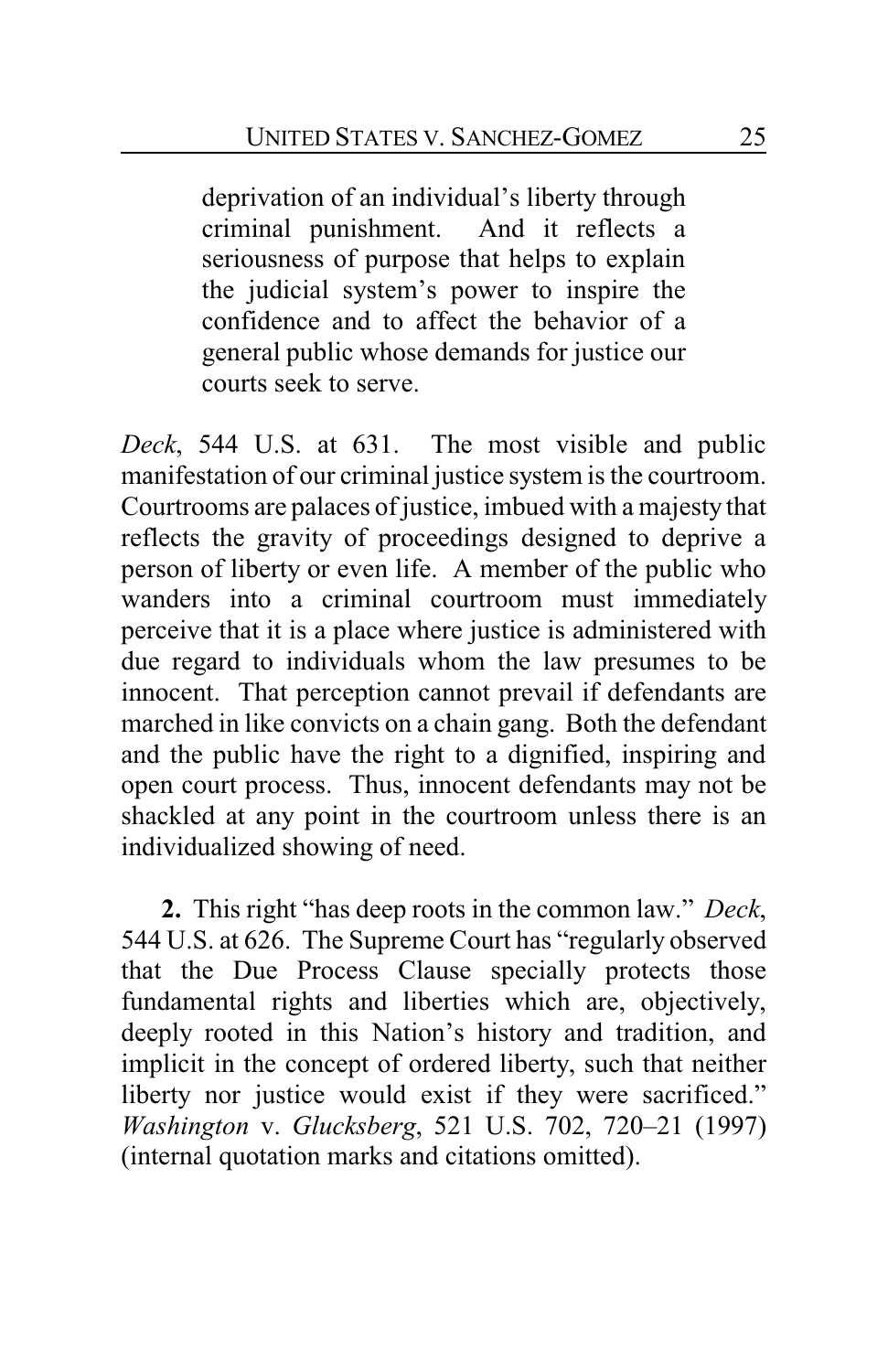> deprivation of an individual's liberty through criminal punishment. And it reflects a seriousness of purpose that helps to explain the judicial system's power to inspire the confidence and to affect the behavior of a general public whose demands for justice our courts seek to serve.

*Deck*, 544 U.S. at 631. The most visible and public manifestation of our criminal justice system is the courtroom. Courtrooms are palaces of justice, imbued with a majesty that reflects the gravity of proceedings designed to deprive a person of liberty or even life. A member of the public who wanders into a criminal courtroom must immediately perceive that it is a place where justice is administered with due regard to individuals whom the law presumes to be innocent. That perception cannot prevail if defendants are marched in like convicts on a chain gang. Both the defendant and the public have the right to a dignified, inspiring and open court process. Thus, innocent defendants may not be shackled at any point in the courtroom unless there is an individualized showing of need.

**2.** This right "has deep roots in the common law." *Deck*, 544 U.S. at 626. The Supreme Court has "regularly observed that the Due Process Clause specially protects those fundamental rights and liberties which are, objectively, deeply rooted in this Nation's history and tradition, and implicit in the concept of ordered liberty, such that neither liberty nor justice would exist if they were sacrificed." *Washington* v. *Glucksberg*, 521 U.S. 702, 720–21 (1997) (internal quotation marks and citations omitted).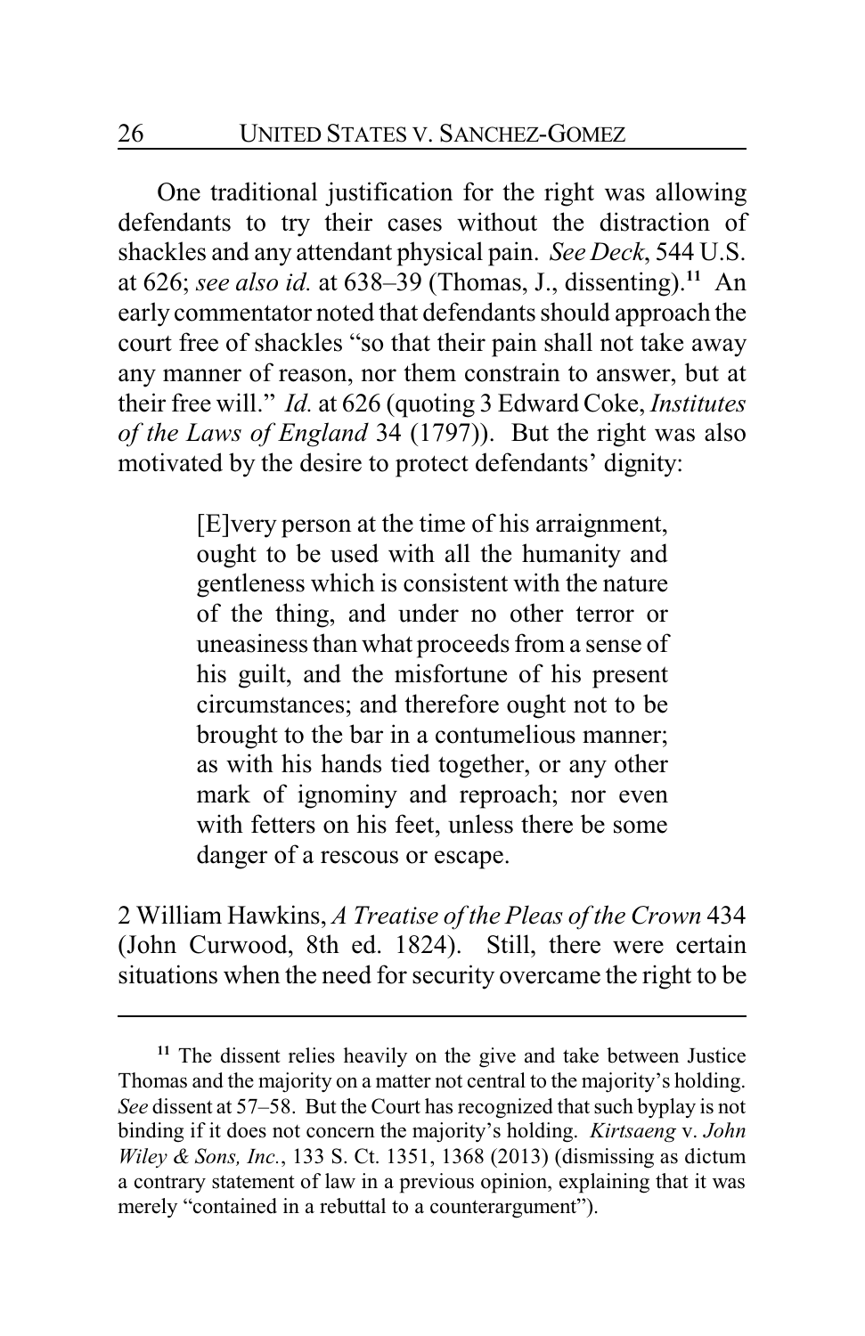One traditional justification for the right was allowing defendants to try their cases without the distraction of shackles and any attendant physical pain. *See Deck*, 544 U.S. at 626; *see also id.* at 638–39 (Thomas, J., dissenting).[11] An early commentator noted that defendants should approach the court free of shackles "so that their pain shall not take away any manner of reason, nor them constrain to answer, but at their free will." *Id.* at 626 (quoting 3 Edward Coke, *Institutes of the Laws of England* 34 (1797)). But the right was also motivated by the desire to protect defendants' dignity:

> [E]very person at the time of his arraignment, ought to be used with all the humanity and gentleness which is consistent with the nature of the thing, and under no other terror or uneasiness than what proceeds from a sense of his guilt, and the misfortune of his present circumstances; and therefore ought not to be brought to the bar in a contumelious manner; as with his hands tied together, or any other mark of ignominy and reproach; nor even with fetters on his feet, unless there be some danger of a rescous or escape.

2 William Hawkins, *A Treatise of the Pleas of the Crown* 434 (John Curwood, 8th ed. 1824). Still, there were certain situations when the need for security overcame the right to be

---

[11] The dissent relies heavily on the give and take between Justice Thomas and the majority on a matter not central to the majority's holding. *See* dissent at 57–58. But the Court has recognized that such byplay is not binding if it does not concern the majority's holding. *Kirtsaeng* v. *John Wiley & Sons, Inc.*, 133 S. Ct. 1351, 1368 (2013) (dismissing as dictum a contrary statement of law in a previous opinion, explaining that it was merely "contained in a rebuttal to a counterargument").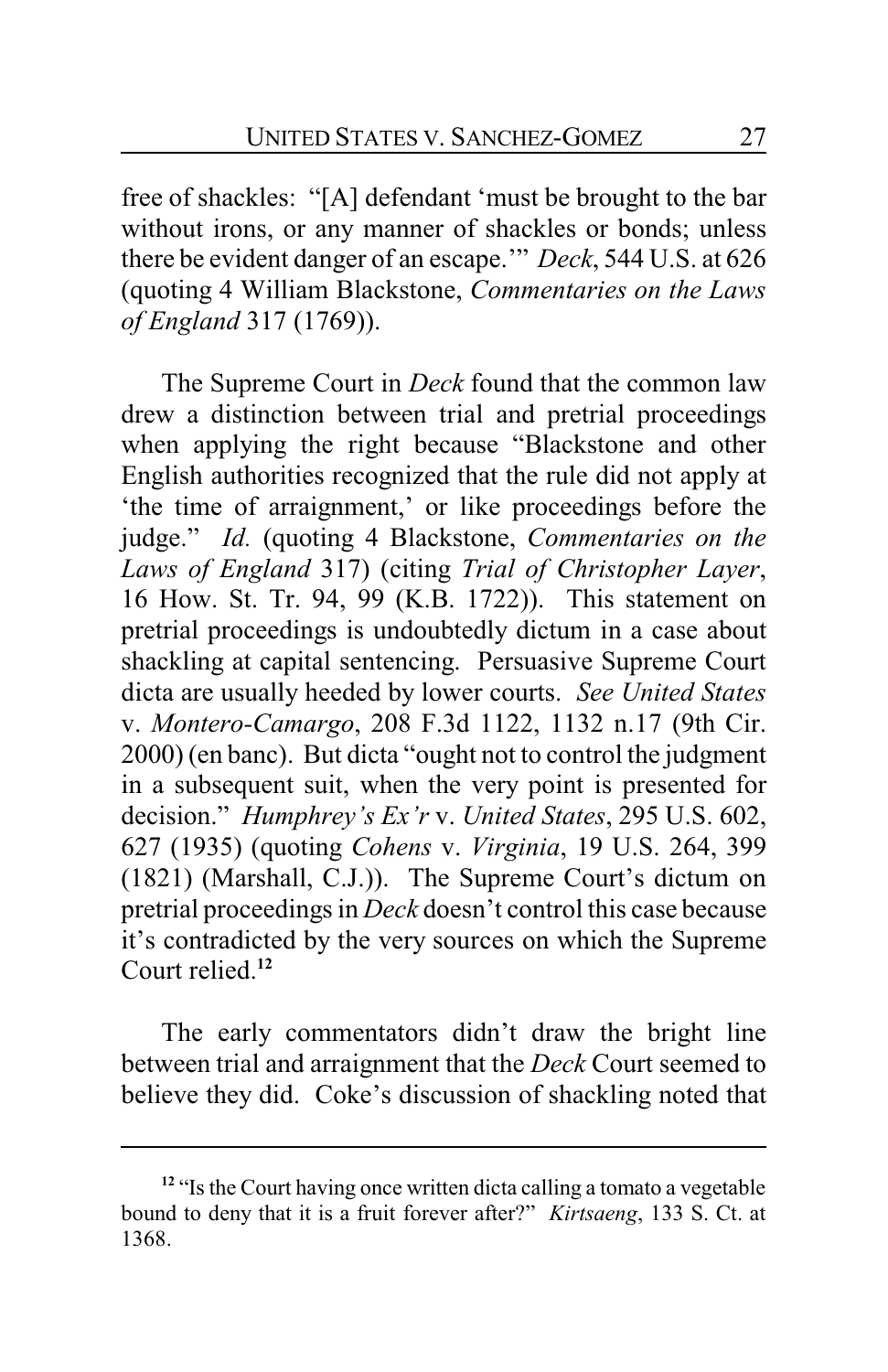free of shackles: "[A] defendant 'must be brought to the bar without irons, or any manner of shackles or bonds; unless there be evident danger of an escape.'" *Deck*, 544 U.S. at 626 (quoting 4 William Blackstone, *Commentaries on the Laws of England* 317 (1769)).

The Supreme Court in *Deck* found that the common law drew a distinction between trial and pretrial proceedings when applying the right because "Blackstone and other English authorities recognized that the rule did not apply at 'the time of arraignment,' or like proceedings before the judge." *Id.* (quoting 4 Blackstone, *Commentaries on the Laws of England* 317) (citing *Trial of Christopher Layer*, 16 How. St. Tr. 94, 99 (K.B. 1722)). This statement on pretrial proceedings is undoubtedly dictum in a case about shackling at capital sentencing. Persuasive Supreme Court dicta are usually heeded by lower courts. *See United States* v. *Montero-Camargo*, 208 F.3d 1122, 1132 n.17 (9th Cir. 2000) (en banc). But dicta "ought not to control the judgment in a subsequent suit, when the very point is presented for decision." *Humphrey's Ex'r* v. *United States*, 295 U.S. 602, 627 (1935) (quoting *Cohens* v. *Virginia*, 19 U.S. 264, 399 (1821) (Marshall, C.J.)). The Supreme Court's dictum on pretrial proceedings in *Deck* doesn't control this case because it's contradicted by the very sources on which the Supreme Court relied.[12]

The early commentators didn't draw the bright line between trial and arraignment that the *Deck* Court seemed to believe they did. Coke's discussion of shackling noted that

[12] "Is the Court having once written dicta calling a tomato a vegetable bound to deny that it is a fruit forever after?" *Kirtsaeng*, 133 S. Ct. at 1368.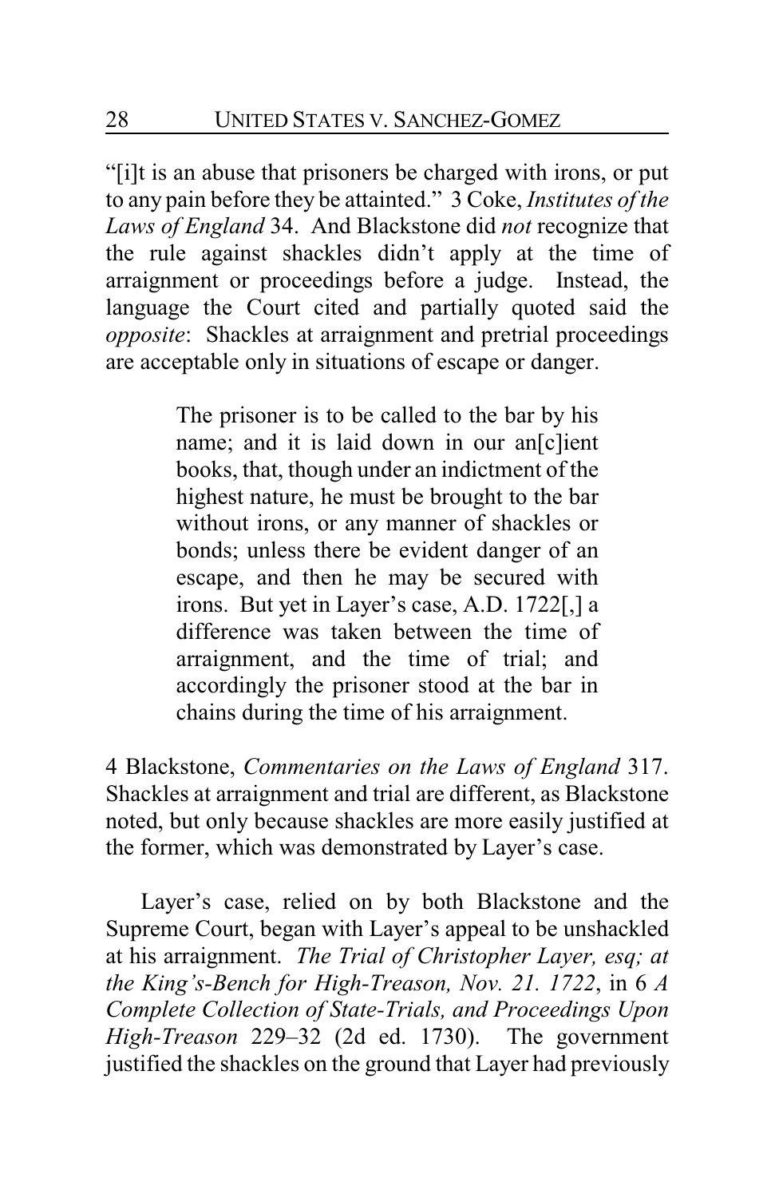"[i]t is an abuse that prisoners be charged with irons, or put to any pain before they be attainted." 3 Coke, *Institutes of the Laws of England* 34. And Blackstone did *not* recognize that the rule against shackles didn't apply at the time of arraignment or proceedings before a judge. Instead, the language the Court cited and partially quoted said the *opposite*: Shackles at arraignment and pretrial proceedings are acceptable only in situations of escape or danger.

> The prisoner is to be called to the bar by his name; and it is laid down in our an[c]ient books, that, though under an indictment of the highest nature, he must be brought to the bar without irons, or any manner of shackles or bonds; unless there be evident danger of an escape, and then he may be secured with irons. But yet in Layer's case, A.D. 1722[,] a difference was taken between the time of arraignment, and the time of trial; and accordingly the prisoner stood at the bar in chains during the time of his arraignment.

4 Blackstone, *Commentaries on the Laws of England* 317. Shackles at arraignment and trial are different, as Blackstone noted, but only because shackles are more easily justified at the former, which was demonstrated by Layer's case.

Layer's case, relied on by both Blackstone and the Supreme Court, began with Layer's appeal to be unshackled at his arraignment. *The Trial of Christopher Layer, esq; at the King's-Bench for High-Treason, Nov. 21. 1722*, in 6 *A Complete Collection of State-Trials, and Proceedings Upon High-Treason* 229–32 (2d ed. 1730). The government justified the shackles on the ground that Layer had previously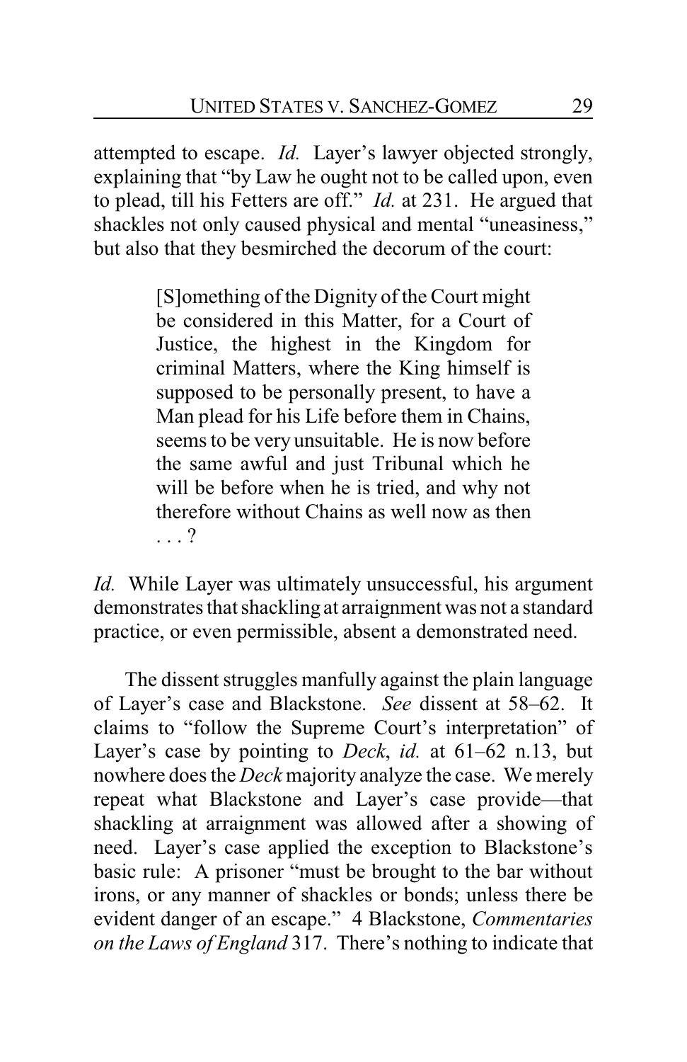attempted to escape. *Id.* Layer's lawyer objected strongly, explaining that "by Law he ought not to be called upon, even to plead, till his Fetters are off." *Id.* at 231. He argued that shackles not only caused physical and mental "uneasiness," but also that they besmirched the decorum of the court:

> [S]omething of the Dignity of the Court might be considered in this Matter, for a Court of Justice, the highest in the Kingdom for criminal Matters, where the King himself is supposed to be personally present, to have a Man plead for his Life before them in Chains, seems to be very unsuitable. He is now before the same awful and just Tribunal which he will be before when he is tried, and why not therefore without Chains as well now as then . . . ?

*Id.* While Layer was ultimately unsuccessful, his argument demonstrates that shackling at arraignment was not a standard practice, or even permissible, absent a demonstrated need.

The dissent struggles manfully against the plain language of Layer's case and Blackstone. *See* dissent at 58–62. It claims to "follow the Supreme Court's interpretation" of Layer's case by pointing to *Deck*, *id.* at 61–62 n.13, but nowhere does the *Deck* majority analyze the case. We merely repeat what Blackstone and Layer's case provide—that shackling at arraignment was allowed after a showing of need. Layer's case applied the exception to Blackstone's basic rule: A prisoner "must be brought to the bar without irons, or any manner of shackles or bonds; unless there be evident danger of an escape." 4 Blackstone, *Commentaries on the Laws of England* 317. There's nothing to indicate that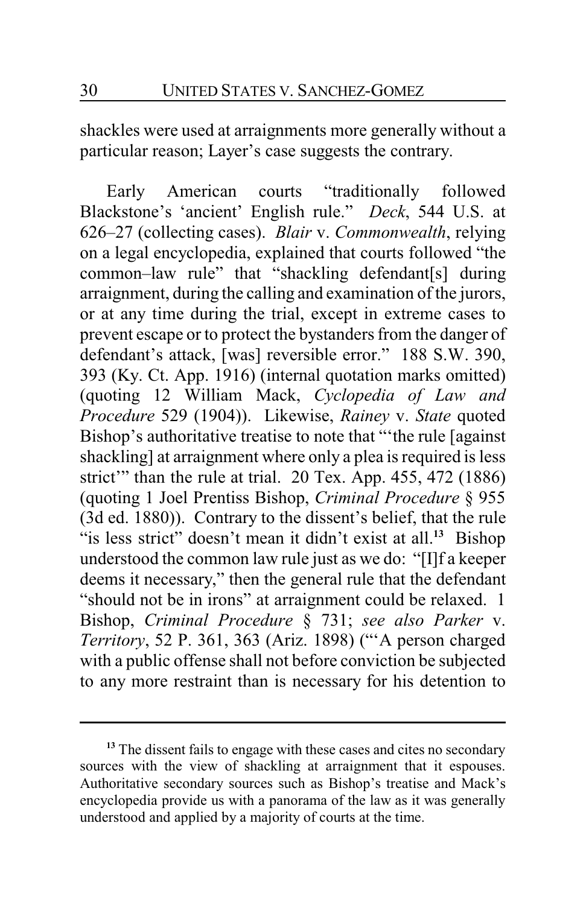shackles were used at arraignments more generally without a particular reason; Layer's case suggests the contrary.

Early American courts "traditionally followed Blackstone's 'ancient' English rule." *Deck*, 544 U.S. at 626–27 (collecting cases). *Blair* v. *Commonwealth*, relying on a legal encyclopedia, explained that courts followed "the common–law rule" that "shackling defendant[s] during arraignment, during the calling and examination of the jurors, or at any time during the trial, except in extreme cases to prevent escape or to protect the bystanders from the danger of defendant's attack, [was] reversible error." 188 S.W. 390, 393 (Ky. Ct. App. 1916) (internal quotation marks omitted) (quoting 12 William Mack, *Cyclopedia of Law and Procedure* 529 (1904)). Likewise, *Rainey* v. *State* quoted Bishop's authoritative treatise to note that "'the rule [against shackling] at arraignment where only a plea is required is less strict'" than the rule at trial. 20 Tex. App. 455, 472 (1886) (quoting 1 Joel Prentiss Bishop, *Criminal Procedure* § 955 (3d ed. 1880)). Contrary to the dissent's belief, that the rule "is less strict" doesn't mean it didn't exist at all.[13] Bishop understood the common law rule just as we do: "[I]f a keeper deems it necessary," then the general rule that the defendant "should not be in irons" at arraignment could be relaxed. 1 Bishop, *Criminal Procedure* § 731; *see also Parker* v. *Territory*, 52 P. 361, 363 (Ariz. 1898) ("'A person charged with a public offense shall not before conviction be subjected to any more restraint than is necessary for his detention to

[13] The dissent fails to engage with these cases and cites no secondary sources with the view of shackling at arraignment that it espouses. Authoritative secondary sources such as Bishop's treatise and Mack's encyclopedia provide us with a panorama of the law as it was generally understood and applied by a majority of courts at the time.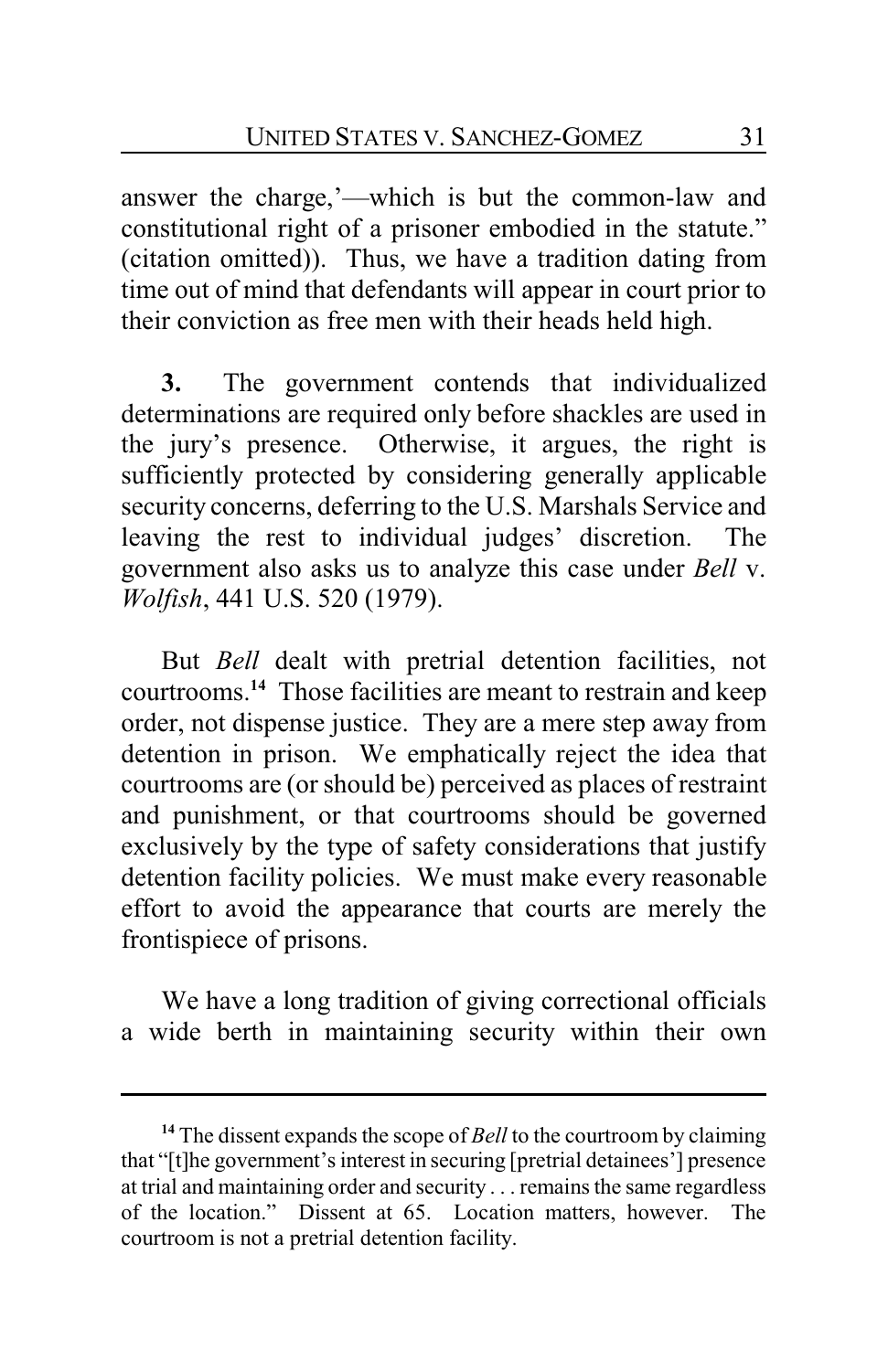answer the charge,'—which is but the common-law and constitutional right of a prisoner embodied in the statute." (citation omitted)). Thus, we have a tradition dating from time out of mind that defendants will appear in court prior to their conviction as free men with their heads held high.

**3.** The government contends that individualized determinations are required only before shackles are used in the jury's presence. Otherwise, it argues, the right is sufficiently protected by considering generally applicable security concerns, deferring to the U.S. Marshals Service and leaving the rest to individual judges' discretion. The government also asks us to analyze this case under *Bell* v. *Wolfish*, 441 U.S. 520 (1979).

But *Bell* dealt with pretrial detention facilities, not courtrooms.[14] Those facilities are meant to restrain and keep order, not dispense justice. They are a mere step away from detention in prison. We emphatically reject the idea that courtrooms are (or should be) perceived as places of restraint and punishment, or that courtrooms should be governed exclusively by the type of safety considerations that justify detention facility policies. We must make every reasonable effort to avoid the appearance that courts are merely the frontispiece of prisons.

We have a long tradition of giving correctional officials a wide berth in maintaining security within their own

---

[14] The dissent expands the scope of *Bell* to the courtroom by claiming that "[t]he government's interest in securing [pretrial detainees'] presence at trial and maintaining order and security . . . remains the same regardless of the location." Dissent at 65. Location matters, however. The courtroom is not a pretrial detention facility.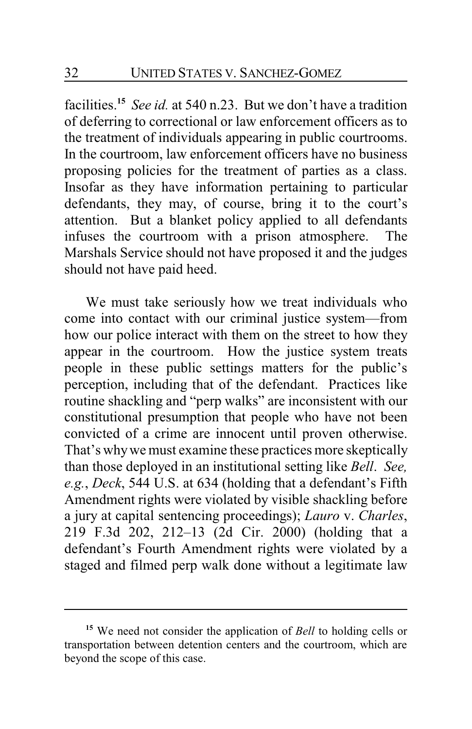facilities.[15] *See id.* at 540 n.23. But we don't have a tradition of deferring to correctional or law enforcement officers as to the treatment of individuals appearing in public courtrooms. In the courtroom, law enforcement officers have no business proposing policies for the treatment of parties as a class. Insofar as they have information pertaining to particular defendants, they may, of course, bring it to the court's attention. But a blanket policy applied to all defendants infuses the courtroom with a prison atmosphere. The Marshals Service should not have proposed it and the judges should not have paid heed.

We must take seriously how we treat individuals who come into contact with our criminal justice system—from how our police interact with them on the street to how they appear in the courtroom. How the justice system treats people in these public settings matters for the public's perception, including that of the defendant. Practices like routine shackling and "perp walks" are inconsistent with our constitutional presumption that people who have not been convicted of a crime are innocent until proven otherwise. That's why we must examine these practices more skeptically than those deployed in an institutional setting like *Bell*. *See, e.g.*, *Deck*, 544 U.S. at 634 (holding that a defendant's Fifth Amendment rights were violated by visible shackling before a jury at capital sentencing proceedings); *Lauro* v. *Charles*, 219 F.3d 202, 212–13 (2d Cir. 2000) (holding that a defendant's Fourth Amendment rights were violated by a staged and filmed perp walk done without a legitimate law

---

[15] We need not consider the application of *Bell* to holding cells or transportation between detention centers and the courtroom, which are beyond the scope of this case.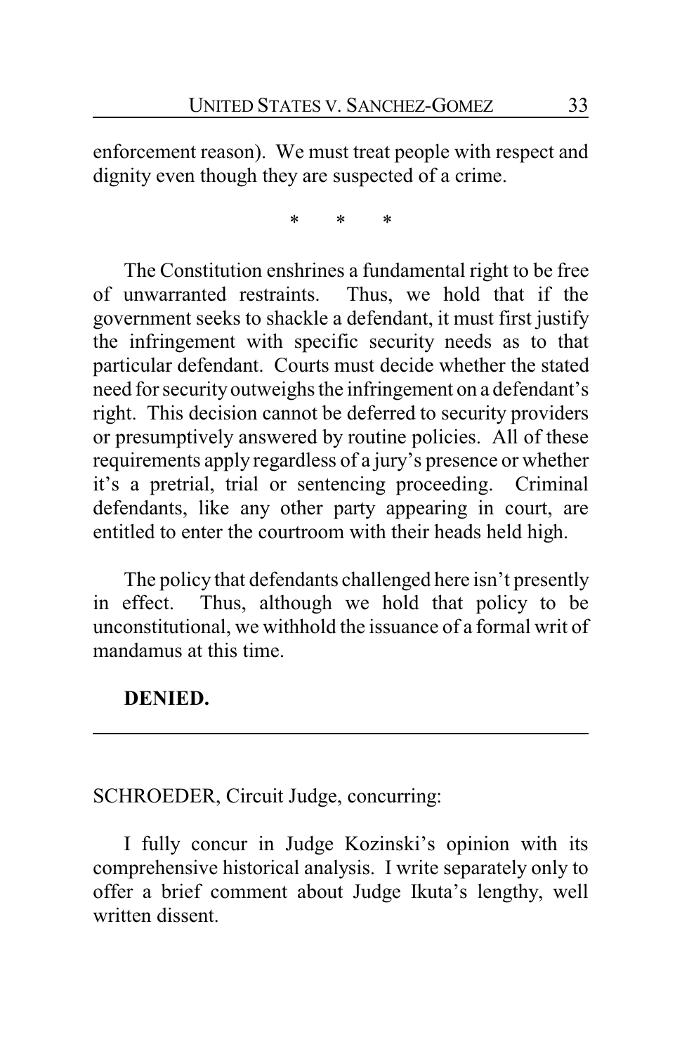enforcement reason). We must treat people with respect and dignity even though they are suspected of a crime.

\* \* \*

The Constitution enshrines a fundamental right to be free of unwarranted restraints. Thus, we hold that if the government seeks to shackle a defendant, it must first justify the infringement with specific security needs as to that particular defendant. Courts must decide whether the stated need for security outweighs the infringement on a defendant's right. This decision cannot be deferred to security providers or presumptively answered by routine policies. All of these requirements apply regardless of a jury's presence or whether it's a pretrial, trial or sentencing proceeding. Criminal defendants, like any other party appearing in court, are entitled to enter the courtroom with their heads held high.

The policy that defendants challenged here isn't presently in effect. Thus, although we hold that policy to be unconstitutional, we withhold the issuance of a formal writ of mandamus at this time.

**DENIED.**

---

SCHROEDER, Circuit Judge, concurring:

I fully concur in Judge Kozinski's opinion with its comprehensive historical analysis. I write separately only to offer a brief comment about Judge Ikuta's lengthy, well written dissent.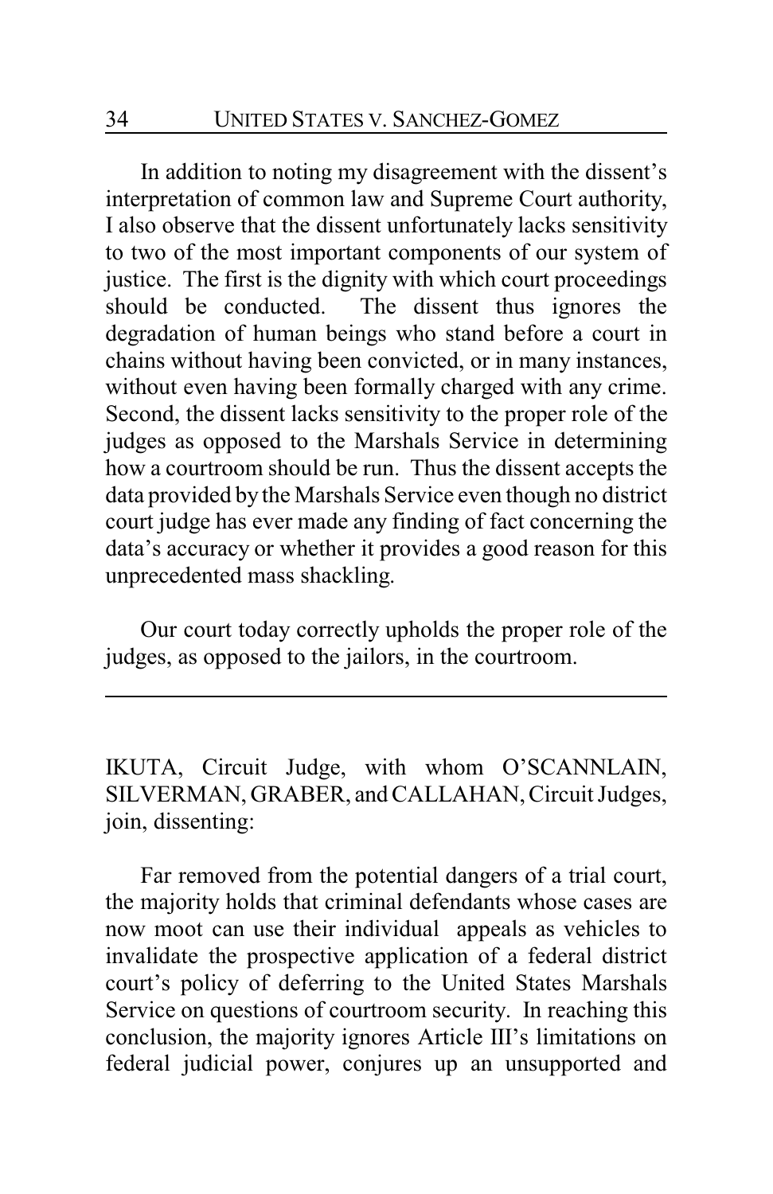In addition to noting my disagreement with the dissent's interpretation of common law and Supreme Court authority, I also observe that the dissent unfortunately lacks sensitivity to two of the most important components of our system of justice. The first is the dignity with which court proceedings should be conducted. The dissent thus ignores the degradation of human beings who stand before a court in chains without having been convicted, or in many instances, without even having been formally charged with any crime. Second, the dissent lacks sensitivity to the proper role of the judges as opposed to the Marshals Service in determining how a courtroom should be run. Thus the dissent accepts the data provided by the Marshals Service even though no district court judge has ever made any finding of fact concerning the data's accuracy or whether it provides a good reason for this unprecedented mass shackling.

Our court today correctly upholds the proper role of the judges, as opposed to the jailors, in the courtroom.

---

IKUTA, Circuit Judge, with whom O'SCANNLAIN, SILVERMAN, GRABER, and CALLAHAN, Circuit Judges, join, dissenting:

Far removed from the potential dangers of a trial court, the majority holds that criminal defendants whose cases are now moot can use their individual appeals as vehicles to invalidate the prospective application of a federal district court's policy of deferring to the United States Marshals Service on questions of courtroom security. In reaching this conclusion, the majority ignores Article III's limitations on federal judicial power, conjures up an unsupported and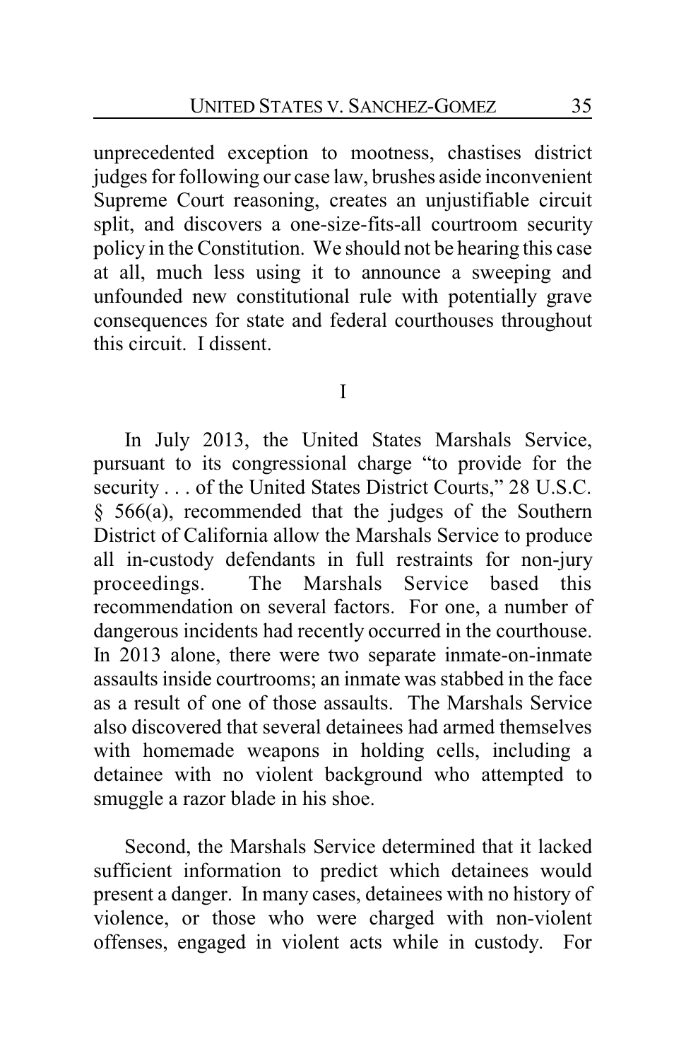unprecedented exception to mootness, chastises district judges for following our case law, brushes aside inconvenient Supreme Court reasoning, creates an unjustifiable circuit split, and discovers a one-size-fits-all courtroom security policy in the Constitution. We should not be hearing this case at all, much less using it to announce a sweeping and unfounded new constitutional rule with potentially grave consequences for state and federal courthouses throughout this circuit. I dissent.

## I

In July 2013, the United States Marshals Service, pursuant to its congressional charge "to provide for the security . . . of the United States District Courts," 28 U.S.C. § 566(a), recommended that the judges of the Southern District of California allow the Marshals Service to produce all in-custody defendants in full restraints for non-jury proceedings. The Marshals Service based this recommendation on several factors. For one, a number of dangerous incidents had recently occurred in the courthouse. In 2013 alone, there were two separate inmate-on-inmate assaults inside courtrooms; an inmate was stabbed in the face as a result of one of those assaults. The Marshals Service also discovered that several detainees had armed themselves with homemade weapons in holding cells, including a detainee with no violent background who attempted to smuggle a razor blade in his shoe.

Second, the Marshals Service determined that it lacked sufficient information to predict which detainees would present a danger. In many cases, detainees with no history of violence, or those who were charged with non-violent offenses, engaged in violent acts while in custody. For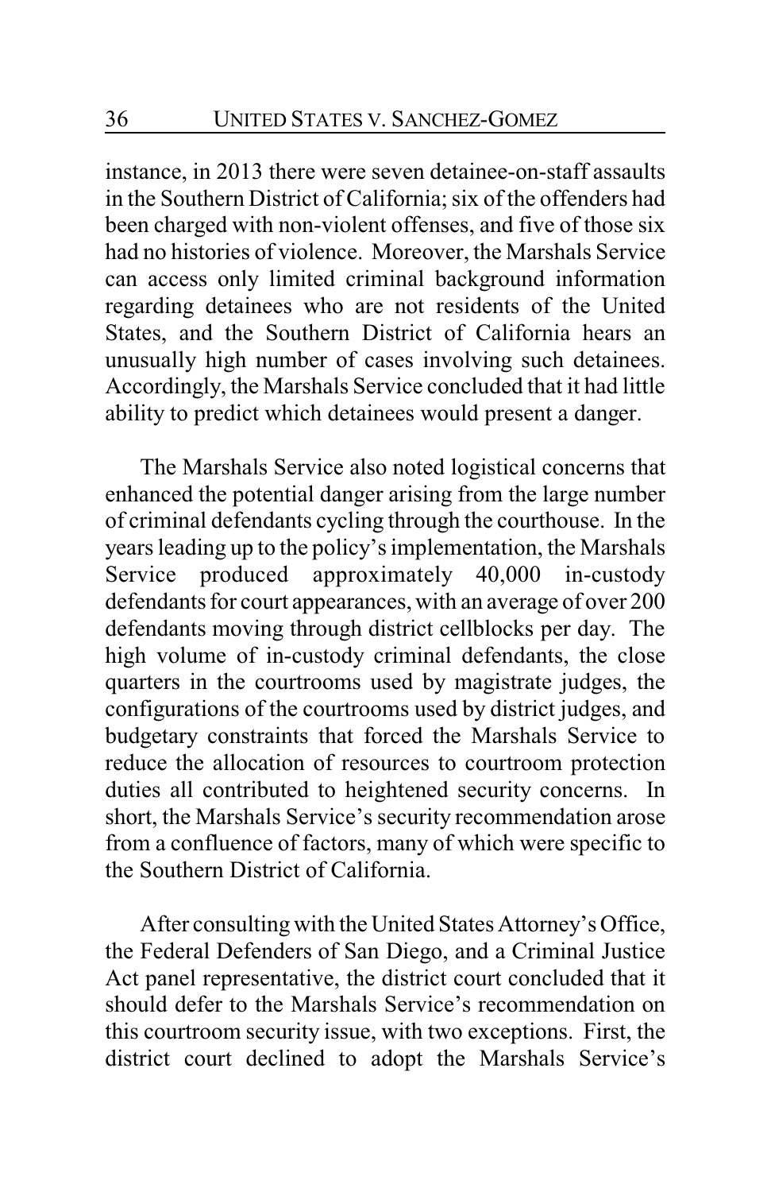instance, in 2013 there were seven detainee-on-staff assaults in the Southern District of California; six of the offenders had been charged with non-violent offenses, and five of those six had no histories of violence. Moreover, the Marshals Service can access only limited criminal background information regarding detainees who are not residents of the United States, and the Southern District of California hears an unusually high number of cases involving such detainees. Accordingly, the Marshals Service concluded that it had little ability to predict which detainees would present a danger.

The Marshals Service also noted logistical concerns that enhanced the potential danger arising from the large number of criminal defendants cycling through the courthouse. In the years leading up to the policy's implementation, the Marshals Service produced approximately 40,000 in-custody defendants for court appearances, with an average of over 200 defendants moving through district cellblocks per day. The high volume of in-custody criminal defendants, the close quarters in the courtrooms used by magistrate judges, the configurations of the courtrooms used by district judges, and budgetary constraints that forced the Marshals Service to reduce the allocation of resources to courtroom protection duties all contributed to heightened security concerns. In short, the Marshals Service's security recommendation arose from a confluence of factors, many of which were specific to the Southern District of California.

After consulting with the United States Attorney's Office, the Federal Defenders of San Diego, and a Criminal Justice Act panel representative, the district court concluded that it should defer to the Marshals Service's recommendation on this courtroom security issue, with two exceptions. First, the district court declined to adopt the Marshals Service's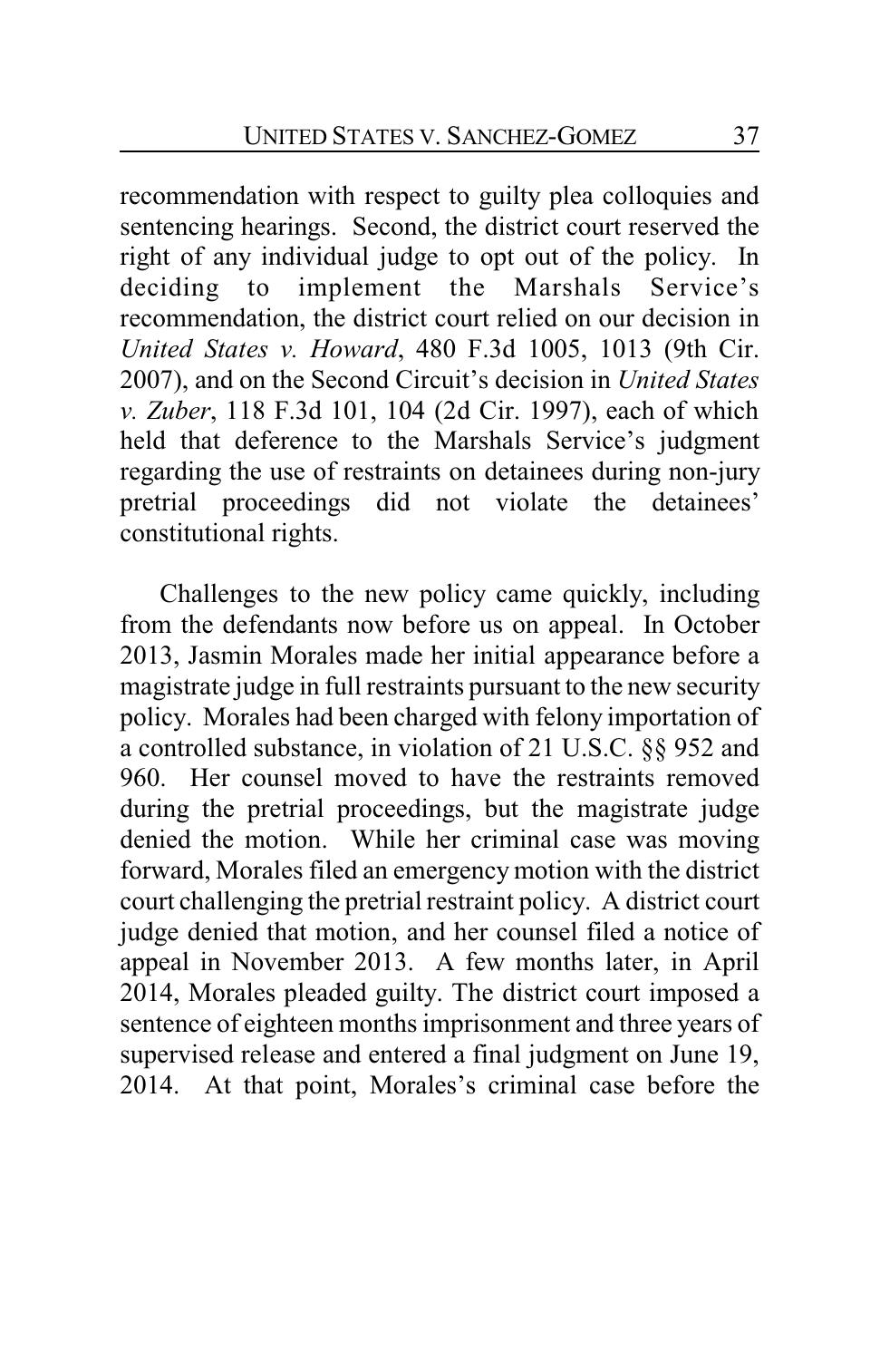recommendation with respect to guilty plea colloquies and sentencing hearings. Second, the district court reserved the right of any individual judge to opt out of the policy. In deciding to implement the Marshals Service's recommendation, the district court relied on our decision in *United States v. Howard*, 480 F.3d 1005, 1013 (9th Cir. 2007), and on the Second Circuit's decision in *United States v. Zuber*, 118 F.3d 101, 104 (2d Cir. 1997), each of which held that deference to the Marshals Service's judgment regarding the use of restraints on detainees during non-jury pretrial proceedings did not violate the detainees' constitutional rights.

Challenges to the new policy came quickly, including from the defendants now before us on appeal. In October 2013, Jasmin Morales made her initial appearance before a magistrate judge in full restraints pursuant to the new security policy. Morales had been charged with felony importation of a controlled substance, in violation of 21 U.S.C. §§ 952 and 960. Her counsel moved to have the restraints removed during the pretrial proceedings, but the magistrate judge denied the motion. While her criminal case was moving forward, Morales filed an emergency motion with the district court challenging the pretrial restraint policy. A district court judge denied that motion, and her counsel filed a notice of appeal in November 2013. A few months later, in April 2014, Morales pleaded guilty. The district court imposed a sentence of eighteen months imprisonment and three years of supervised release and entered a final judgment on June 19, 2014. At that point, Morales's criminal case before the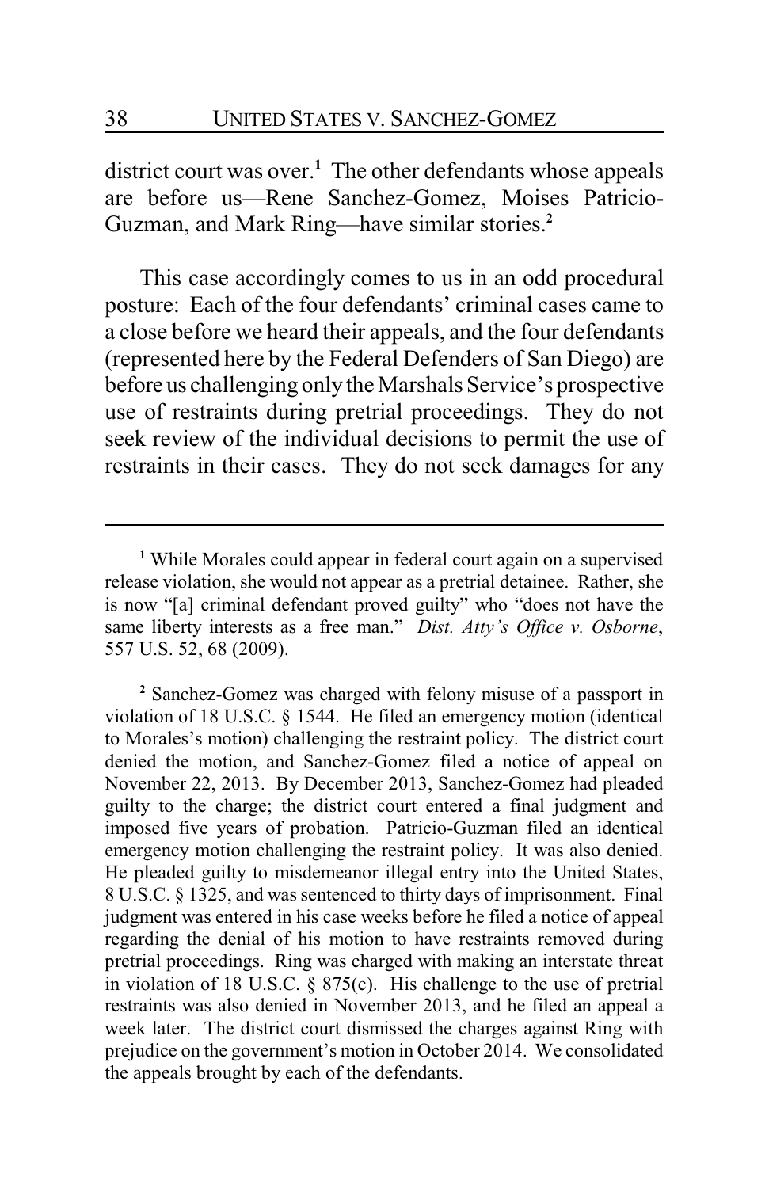district court was over.[1] The other defendants whose appeals are before us—Rene Sanchez-Gomez, Moises Patricio-Guzman, and Mark Ring—have similar stories.[2]

This case accordingly comes to us in an odd procedural posture: Each of the four defendants' criminal cases came to a close before we heard their appeals, and the four defendants (represented here by the Federal Defenders of San Diego) are before us challenging only the Marshals Service's prospective use of restraints during pretrial proceedings. They do not seek review of the individual decisions to permit the use of restraints in their cases. They do not seek damages for any

---

[1] While Morales could appear in federal court again on a supervised release violation, she would not appear as a pretrial detainee. Rather, she is now "[a] criminal defendant proved guilty" who "does not have the same liberty interests as a free man." *Dist. Atty's Office v. Osborne*, 557 U.S. 52, 68 (2009).

[2] Sanchez-Gomez was charged with felony misuse of a passport in violation of 18 U.S.C. § 1544. He filed an emergency motion (identical to Morales's motion) challenging the restraint policy. The district court denied the motion, and Sanchez-Gomez filed a notice of appeal on November 22, 2013. By December 2013, Sanchez-Gomez had pleaded guilty to the charge; the district court entered a final judgment and imposed five years of probation. Patricio-Guzman filed an identical emergency motion challenging the restraint policy. It was also denied. He pleaded guilty to misdemeanor illegal entry into the United States, 8 U.S.C. § 1325, and was sentenced to thirty days of imprisonment. Final judgment was entered in his case weeks before he filed a notice of appeal regarding the denial of his motion to have restraints removed during pretrial proceedings. Ring was charged with making an interstate threat in violation of 18 U.S.C. § 875(c). His challenge to the use of pretrial restraints was also denied in November 2013, and he filed an appeal a week later. The district court dismissed the charges against Ring with prejudice on the government's motion in October 2014. We consolidated the appeals brought by each of the defendants.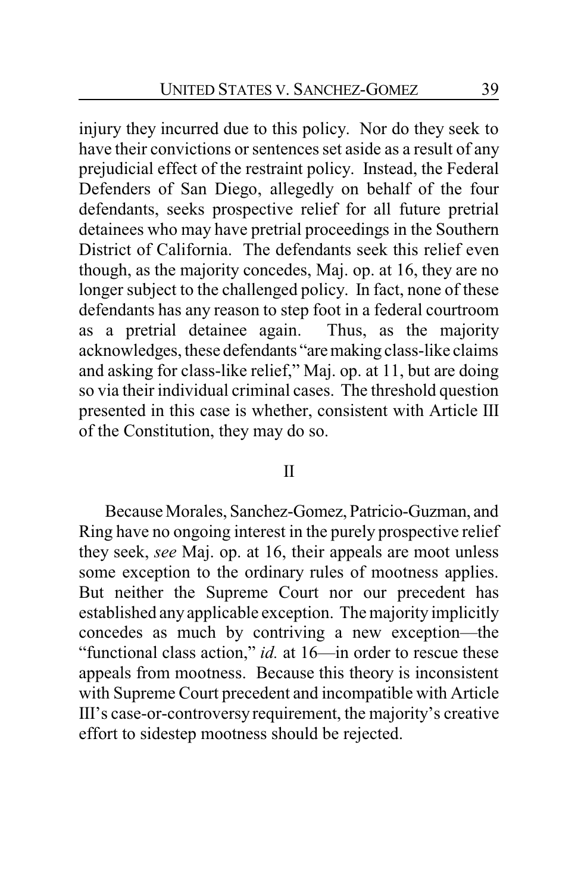injury they incurred due to this policy. Nor do they seek to have their convictions or sentences set aside as a result of any prejudicial effect of the restraint policy. Instead, the Federal Defenders of San Diego, allegedly on behalf of the four defendants, seeks prospective relief for all future pretrial detainees who may have pretrial proceedings in the Southern District of California. The defendants seek this relief even though, as the majority concedes, Maj. op. at 16, they are no longer subject to the challenged policy. In fact, none of these defendants has any reason to step foot in a federal courtroom as a pretrial detainee again. Thus, as the majority acknowledges, these defendants "are making class-like claims and asking for class-like relief," Maj. op. at 11, but are doing so via their individual criminal cases. The threshold question presented in this case is whether, consistent with Article III of the Constitution, they may do so.

## II

Because Morales, Sanchez-Gomez, Patricio-Guzman, and Ring have no ongoing interest in the purely prospective relief they seek, *see* Maj. op. at 16, their appeals are moot unless some exception to the ordinary rules of mootness applies. But neither the Supreme Court nor our precedent has established any applicable exception. The majority implicitly concedes as much by contriving a new exception—the "functional class action," *id.* at 16—in order to rescue these appeals from mootness. Because this theory is inconsistent with Supreme Court precedent and incompatible with Article III's case-or-controversy requirement, the majority's creative effort to sidestep mootness should be rejected.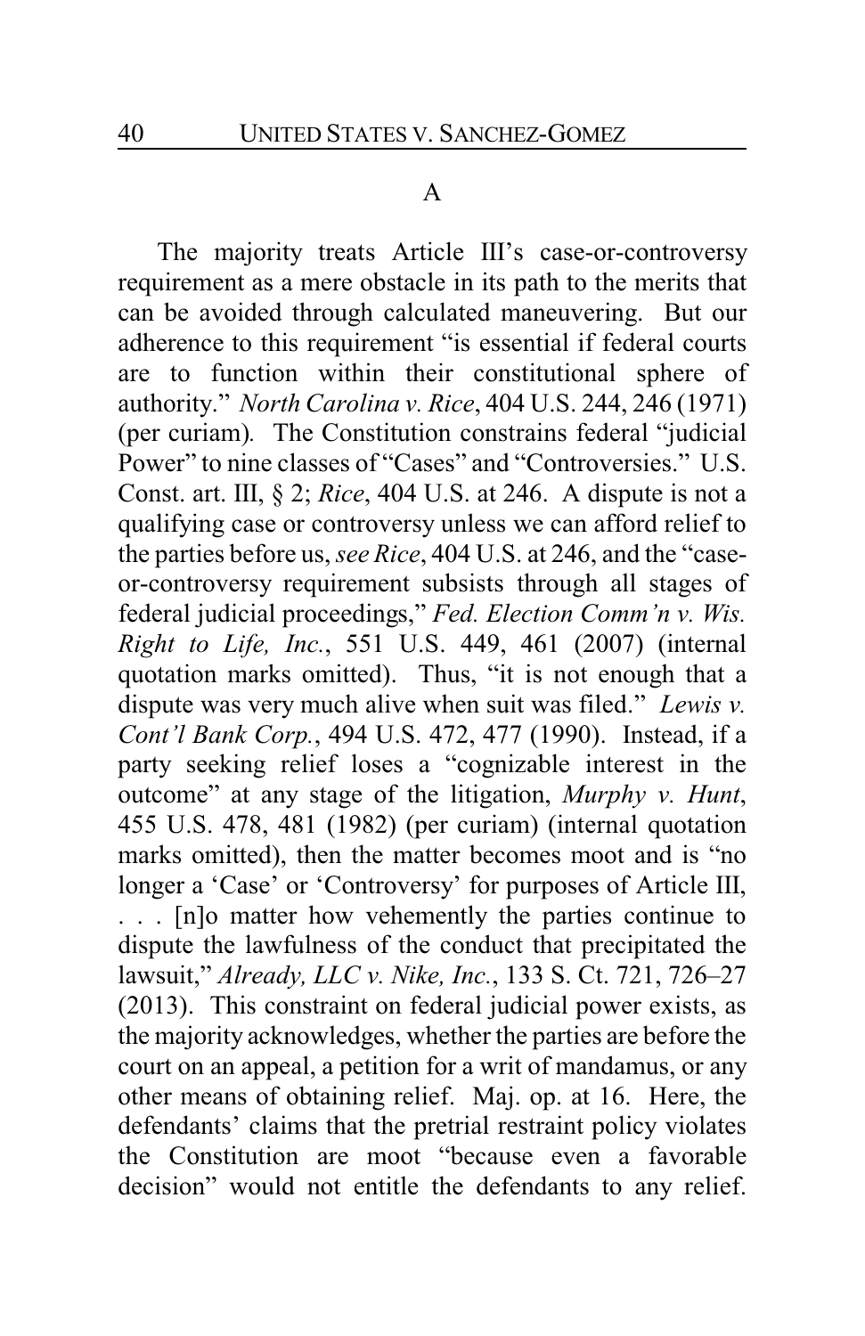### A

The majority treats Article III's case-or-controversy requirement as a mere obstacle in its path to the merits that can be avoided through calculated maneuvering. But our adherence to this requirement "is essential if federal courts are to function within their constitutional sphere of authority." *North Carolina v. Rice*, 404 U.S. 244, 246 (1971) (per curiam). The Constitution constrains federal "judicial Power" to nine classes of "Cases" and "Controversies." U.S. Const. art. III, § 2; *Rice*, 404 U.S. at 246. A dispute is not a qualifying case or controversy unless we can afford relief to the parties before us, *see Rice*, 404 U.S. at 246, and the "case-or-controversy requirement subsists through all stages of federal judicial proceedings," *Fed. Election Comm'n v. Wis. Right to Life, Inc.*, 551 U.S. 449, 461 (2007) (internal quotation marks omitted). Thus, "it is not enough that a dispute was very much alive when suit was filed." *Lewis v. Cont'l Bank Corp.*, 494 U.S. 472, 477 (1990). Instead, if a party seeking relief loses a "cognizable interest in the outcome" at any stage of the litigation, *Murphy v. Hunt*, 455 U.S. 478, 481 (1982) (per curiam) (internal quotation marks omitted), then the matter becomes moot and is "no longer a 'Case' or 'Controversy' for purposes of Article III, . . . [n]o matter how vehemently the parties continue to dispute the lawfulness of the conduct that precipitated the lawsuit," *Already, LLC v. Nike, Inc.*, 133 S. Ct. 721, 726–27 (2013). This constraint on federal judicial power exists, as the majority acknowledges, whether the parties are before the court on an appeal, a petition for a writ of mandamus, or any other means of obtaining relief. Maj. op. at 16. Here, the defendants' claims that the pretrial restraint policy violates the Constitution are moot "because even a favorable decision" would not entitle the defendants to any relief.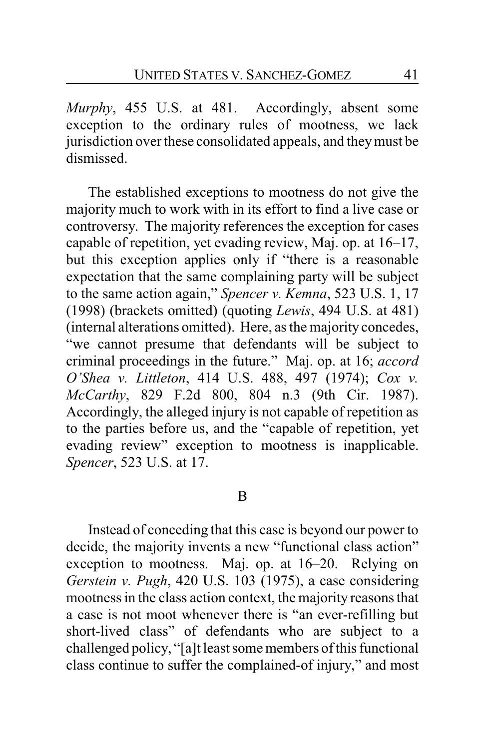*Murphy*, 455 U.S. at 481. Accordingly, absent some exception to the ordinary rules of mootness, we lack jurisdiction over these consolidated appeals, and they must be dismissed.

The established exceptions to mootness do not give the majority much to work with in its effort to find a live case or controversy. The majority references the exception for cases capable of repetition, yet evading review, Maj. op. at 16–17, but this exception applies only if "there is a reasonable expectation that the same complaining party will be subject to the same action again," *Spencer v. Kemna*, 523 U.S. 1, 17 (1998) (brackets omitted) (quoting *Lewis*, 494 U.S. at 481) (internal alterations omitted). Here, as the majority concedes, "we cannot presume that defendants will be subject to criminal proceedings in the future." Maj. op. at 16; *accord O'Shea v. Littleton*, 414 U.S. 488, 497 (1974); *Cox v. McCarthy*, 829 F.2d 800, 804 n.3 (9th Cir. 1987). Accordingly, the alleged injury is not capable of repetition as to the parties before us, and the "capable of repetition, yet evading review" exception to mootness is inapplicable. *Spencer*, 523 U.S. at 17.

B

Instead of conceding that this case is beyond our power to decide, the majority invents a new "functional class action" exception to mootness. Maj. op. at 16–20. Relying on *Gerstein v. Pugh*, 420 U.S. 103 (1975), a case considering mootness in the class action context, the majority reasons that a case is not moot whenever there is "an ever-refilling but short-lived class" of defendants who are subject to a challenged policy, "[a]t least some members of this functional class continue to suffer the complained-of injury," and most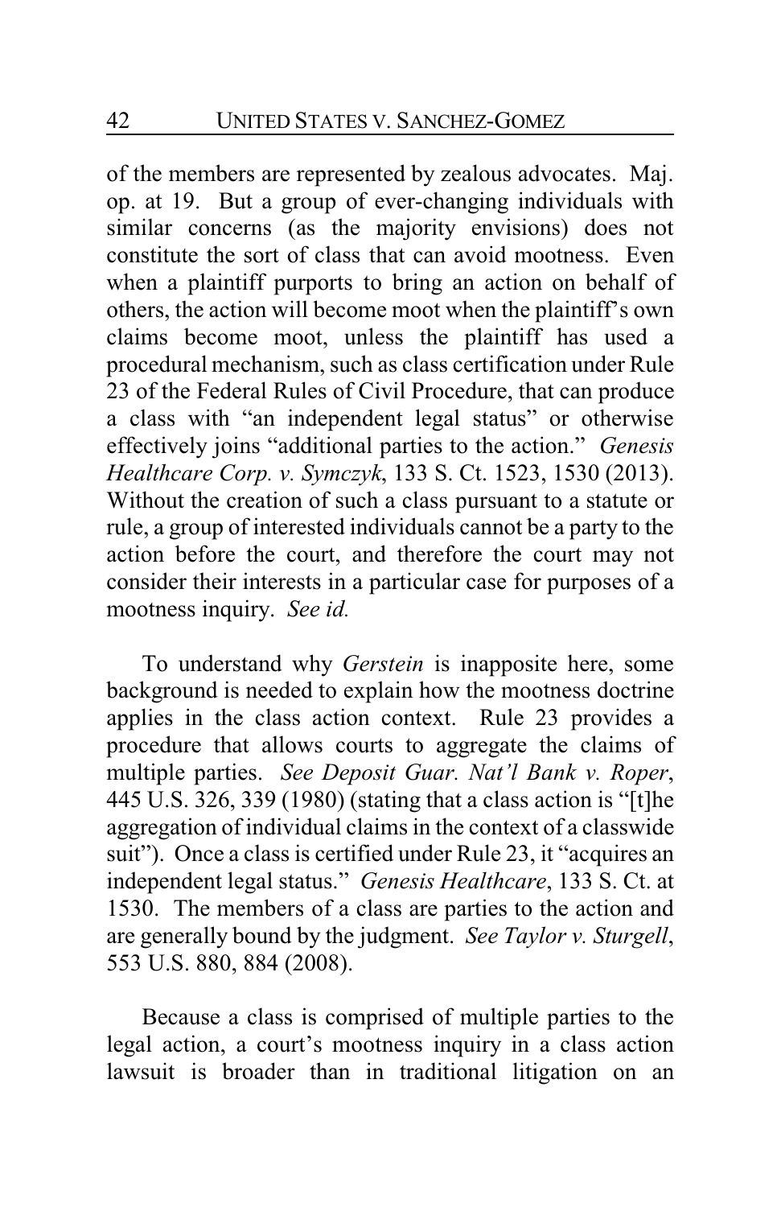of the members are represented by zealous advocates. Maj. op. at 19. But a group of ever-changing individuals with similar concerns (as the majority envisions) does not constitute the sort of class that can avoid mootness. Even when a plaintiff purports to bring an action on behalf of others, the action will become moot when the plaintiff's own claims become moot, unless the plaintiff has used a procedural mechanism, such as class certification under Rule 23 of the Federal Rules of Civil Procedure, that can produce a class with "an independent legal status" or otherwise effectively joins "additional parties to the action." *Genesis Healthcare Corp. v. Symczyk*, 133 S. Ct. 1523, 1530 (2013). Without the creation of such a class pursuant to a statute or rule, a group of interested individuals cannot be a party to the action before the court, and therefore the court may not consider their interests in a particular case for purposes of a mootness inquiry. *See id.*

To understand why *Gerstein* is inapposite here, some background is needed to explain how the mootness doctrine applies in the class action context. Rule 23 provides a procedure that allows courts to aggregate the claims of multiple parties. *See Deposit Guar. Nat'l Bank v. Roper*, 445 U.S. 326, 339 (1980) (stating that a class action is "[t]he aggregation of individual claims in the context of a classwide suit"). Once a class is certified under Rule 23, it "acquires an independent legal status." *Genesis Healthcare*, 133 S. Ct. at 1530. The members of a class are parties to the action and are generally bound by the judgment. *See Taylor v. Sturgell*, 553 U.S. 880, 884 (2008).

Because a class is comprised of multiple parties to the legal action, a court's mootness inquiry in a class action lawsuit is broader than in traditional litigation on an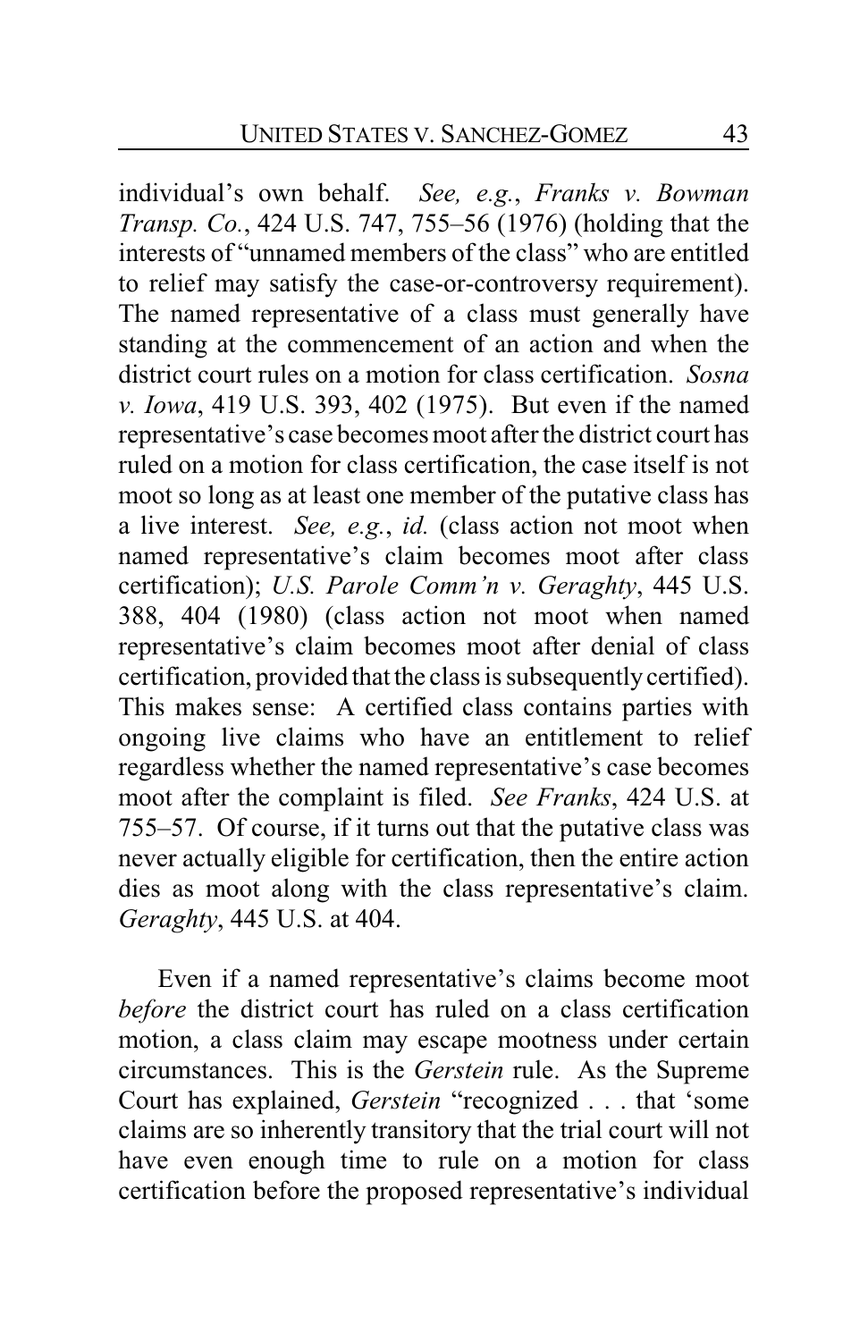individual's own behalf. *See, e.g.*, *Franks v. Bowman Transp. Co.*, 424 U.S. 747, 755–56 (1976) (holding that the interests of "unnamed members of the class" who are entitled to relief may satisfy the case-or-controversy requirement). The named representative of a class must generally have standing at the commencement of an action and when the district court rules on a motion for class certification. *Sosna v. Iowa*, 419 U.S. 393, 402 (1975). But even if the named representative's case becomes moot after the district court has ruled on a motion for class certification, the case itself is not moot so long as at least one member of the putative class has a live interest. *See, e.g.*, *id.* (class action not moot when named representative's claim becomes moot after class certification); *U.S. Parole Comm'n v. Geraghty*, 445 U.S. 388, 404 (1980) (class action not moot when named representative's claim becomes moot after denial of class certification, provided that the class is subsequently certified). This makes sense: A certified class contains parties with ongoing live claims who have an entitlement to relief regardless whether the named representative's case becomes moot after the complaint is filed. *See Franks*, 424 U.S. at 755–57. Of course, if it turns out that the putative class was never actually eligible for certification, then the entire action dies as moot along with the class representative's claim. *Geraghty*, 445 U.S. at 404.

Even if a named representative's claims become moot *before* the district court has ruled on a class certification motion, a class claim may escape mootness under certain circumstances. This is the *Gerstein* rule. As the Supreme Court has explained, *Gerstein* "recognized . . . that 'some claims are so inherently transitory that the trial court will not have even enough time to rule on a motion for class certification before the proposed representative's individual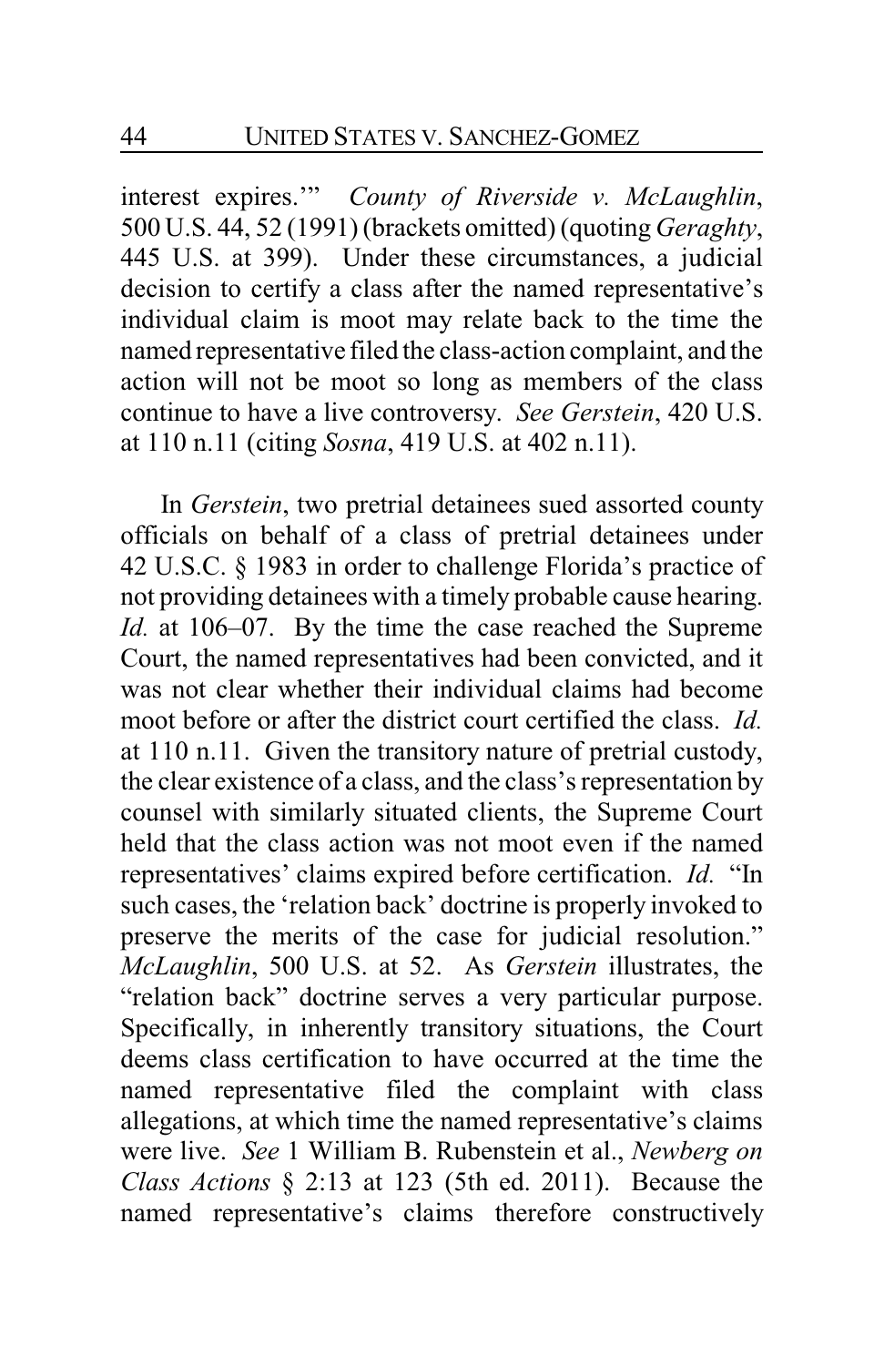interest expires.'" *County of Riverside v. McLaughlin*, 500 U.S. 44, 52 (1991) (brackets omitted) (quoting *Geraghty*, 445 U.S. at 399). Under these circumstances, a judicial decision to certify a class after the named representative's individual claim is moot may relate back to the time the named representative filed the class-action complaint, and the action will not be moot so long as members of the class continue to have a live controversy. *See Gerstein*, 420 U.S. at 110 n.11 (citing *Sosna*, 419 U.S. at 402 n.11).

In *Gerstein*, two pretrial detainees sued assorted county officials on behalf of a class of pretrial detainees under 42 U.S.C. § 1983 in order to challenge Florida's practice of not providing detainees with a timely probable cause hearing. *Id.* at 106–07. By the time the case reached the Supreme Court, the named representatives had been convicted, and it was not clear whether their individual claims had become moot before or after the district court certified the class. *Id.* at 110 n.11. Given the transitory nature of pretrial custody, the clear existence of a class, and the class's representation by counsel with similarly situated clients, the Supreme Court held that the class action was not moot even if the named representatives' claims expired before certification. *Id.* "In such cases, the 'relation back' doctrine is properly invoked to preserve the merits of the case for judicial resolution." *McLaughlin*, 500 U.S. at 52. As *Gerstein* illustrates, the "relation back" doctrine serves a very particular purpose. Specifically, in inherently transitory situations, the Court deems class certification to have occurred at the time the named representative filed the complaint with class allegations, at which time the named representative's claims were live. *See* 1 William B. Rubenstein et al., *Newberg on Class Actions* § 2:13 at 123 (5th ed. 2011). Because the named representative's claims therefore constructively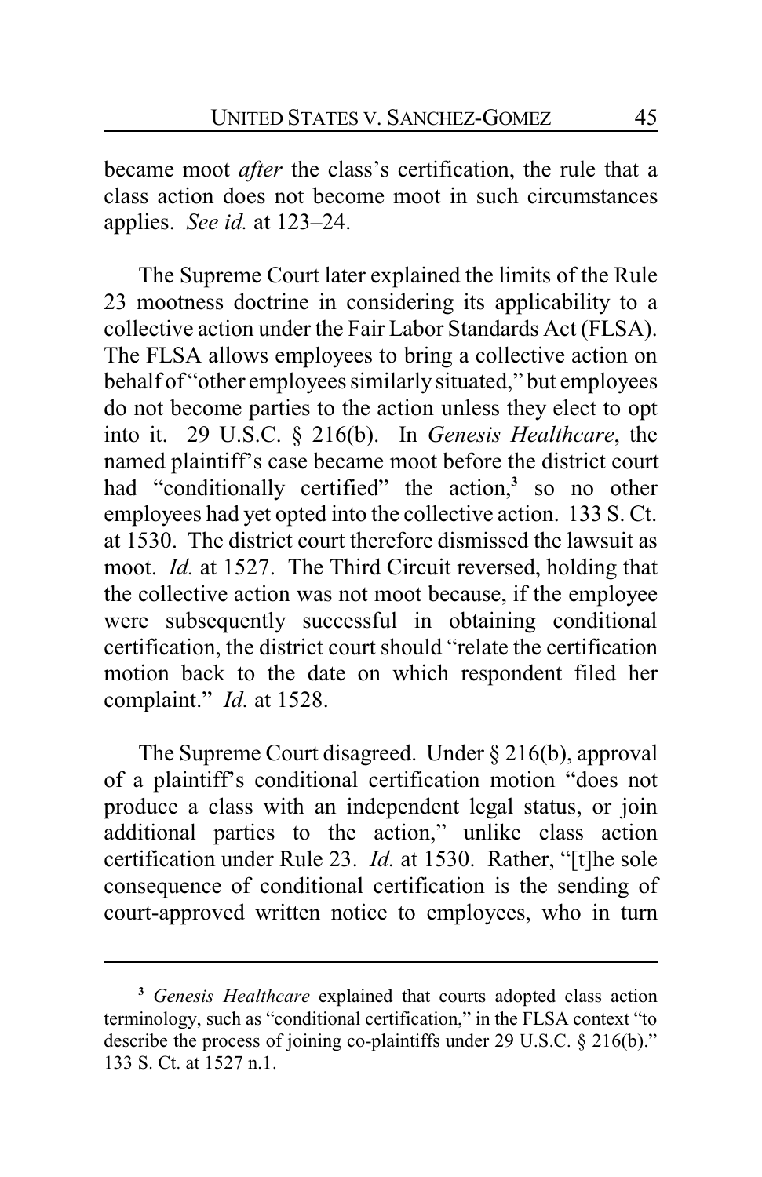became moot *after* the class's certification, the rule that a class action does not become moot in such circumstances applies. *See id.* at 123–24.

The Supreme Court later explained the limits of the Rule 23 mootness doctrine in considering its applicability to a collective action under the Fair Labor Standards Act (FLSA). The FLSA allows employees to bring a collective action on behalf of "other employees similarly situated," but employees do not become parties to the action unless they elect to opt into it. 29 U.S.C. § 216(b). In *Genesis Healthcare*, the named plaintiff's case became moot before the district court had "conditionally certified" the action,[3] so no other employees had yet opted into the collective action. 133 S. Ct. at 1530. The district court therefore dismissed the lawsuit as moot. *Id.* at 1527. The Third Circuit reversed, holding that the collective action was not moot because, if the employee were subsequently successful in obtaining conditional certification, the district court should "relate the certification motion back to the date on which respondent filed her complaint." *Id.* at 1528.

The Supreme Court disagreed. Under § 216(b), approval of a plaintiff's conditional certification motion "does not produce a class with an independent legal status, or join additional parties to the action," unlike class action certification under Rule 23. *Id.* at 1530. Rather, "[t]he sole consequence of conditional certification is the sending of court-approved written notice to employees, who in turn

---

[3] *Genesis Healthcare* explained that courts adopted class action terminology, such as "conditional certification," in the FLSA context "to describe the process of joining co-plaintiffs under 29 U.S.C. § 216(b)." 133 S. Ct. at 1527 n.1.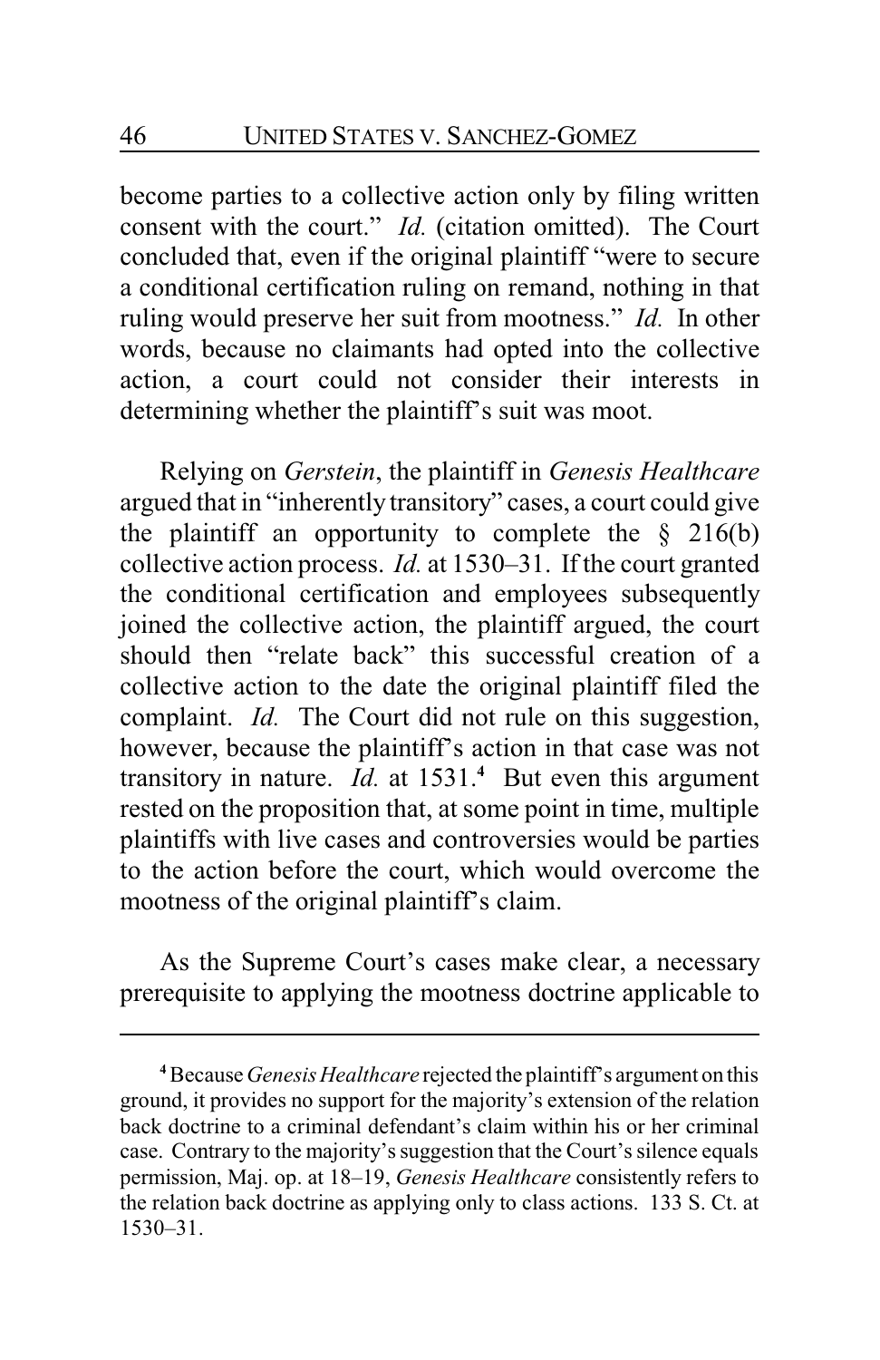become parties to a collective action only by filing written consent with the court." *Id.* (citation omitted). The Court concluded that, even if the original plaintiff "were to secure a conditional certification ruling on remand, nothing in that ruling would preserve her suit from mootness." *Id.* In other words, because no claimants had opted into the collective action, a court could not consider their interests in determining whether the plaintiff's suit was moot.

Relying on *Gerstein*, the plaintiff in *Genesis Healthcare* argued that in "inherently transitory" cases, a court could give the plaintiff an opportunity to complete the § 216(b) collective action process. *Id.* at 1530–31. If the court granted the conditional certification and employees subsequently joined the collective action, the plaintiff argued, the court should then "relate back" this successful creation of a collective action to the date the original plaintiff filed the complaint. *Id.* The Court did not rule on this suggestion, however, because the plaintiff's action in that case was not transitory in nature. *Id.* at 1531.[4] But even this argument rested on the proposition that, at some point in time, multiple plaintiffs with live cases and controversies would be parties to the action before the court, which would overcome the mootness of the original plaintiff's claim.

As the Supreme Court's cases make clear, a necessary prerequisite to applying the mootness doctrine applicable to

---

[4] Because *Genesis Healthcare* rejected the plaintiff's argument on this ground, it provides no support for the majority's extension of the relation back doctrine to a criminal defendant's claim within his or her criminal case. Contrary to the majority's suggestion that the Court's silence equals permission, Maj. op. at 18–19, *Genesis Healthcare* consistently refers to the relation back doctrine as applying only to class actions. 133 S. Ct. at 1530–31.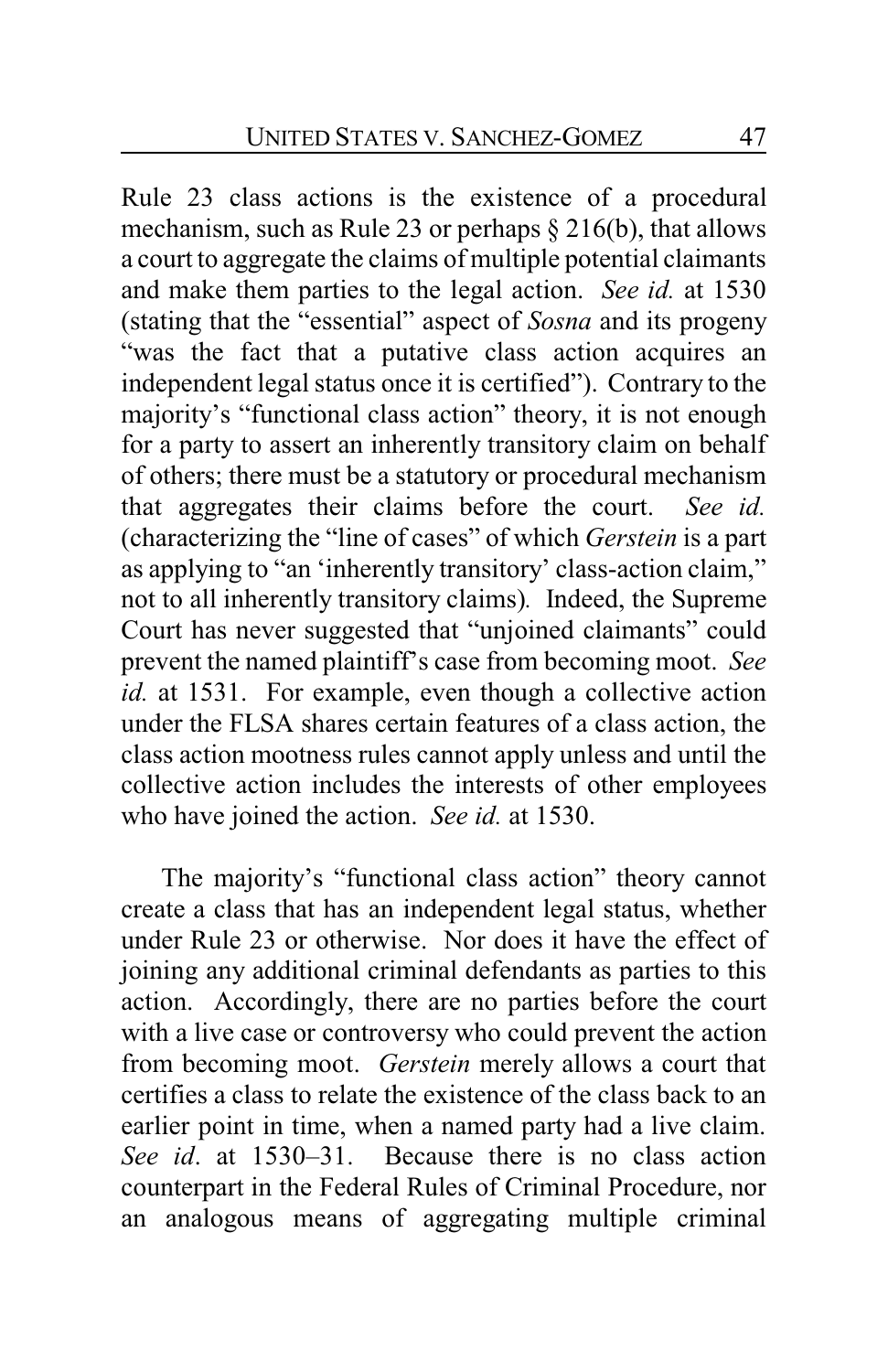Rule 23 class actions is the existence of a procedural mechanism, such as Rule 23 or perhaps § 216(b), that allows a court to aggregate the claims of multiple potential claimants and make them parties to the legal action. *See id.* at 1530 (stating that the "essential" aspect of *Sosna* and its progeny "was the fact that a putative class action acquires an independent legal status once it is certified"). Contrary to the majority's "functional class action" theory, it is not enough for a party to assert an inherently transitory claim on behalf of others; there must be a statutory or procedural mechanism that aggregates their claims before the court. *See id.* (characterizing the "line of cases" of which *Gerstein* is a part as applying to "an 'inherently transitory' class-action claim," not to all inherently transitory claims). Indeed, the Supreme Court has never suggested that "unjoined claimants" could prevent the named plaintiff's case from becoming moot. *See id.* at 1531. For example, even though a collective action under the FLSA shares certain features of a class action, the class action mootness rules cannot apply unless and until the collective action includes the interests of other employees who have joined the action. *See id.* at 1530.

The majority's "functional class action" theory cannot create a class that has an independent legal status, whether under Rule 23 or otherwise. Nor does it have the effect of joining any additional criminal defendants as parties to this action. Accordingly, there are no parties before the court with a live case or controversy who could prevent the action from becoming moot. *Gerstein* merely allows a court that certifies a class to relate the existence of the class back to an earlier point in time, when a named party had a live claim. *See id*. at 1530–31. Because there is no class action counterpart in the Federal Rules of Criminal Procedure, nor an analogous means of aggregating multiple criminal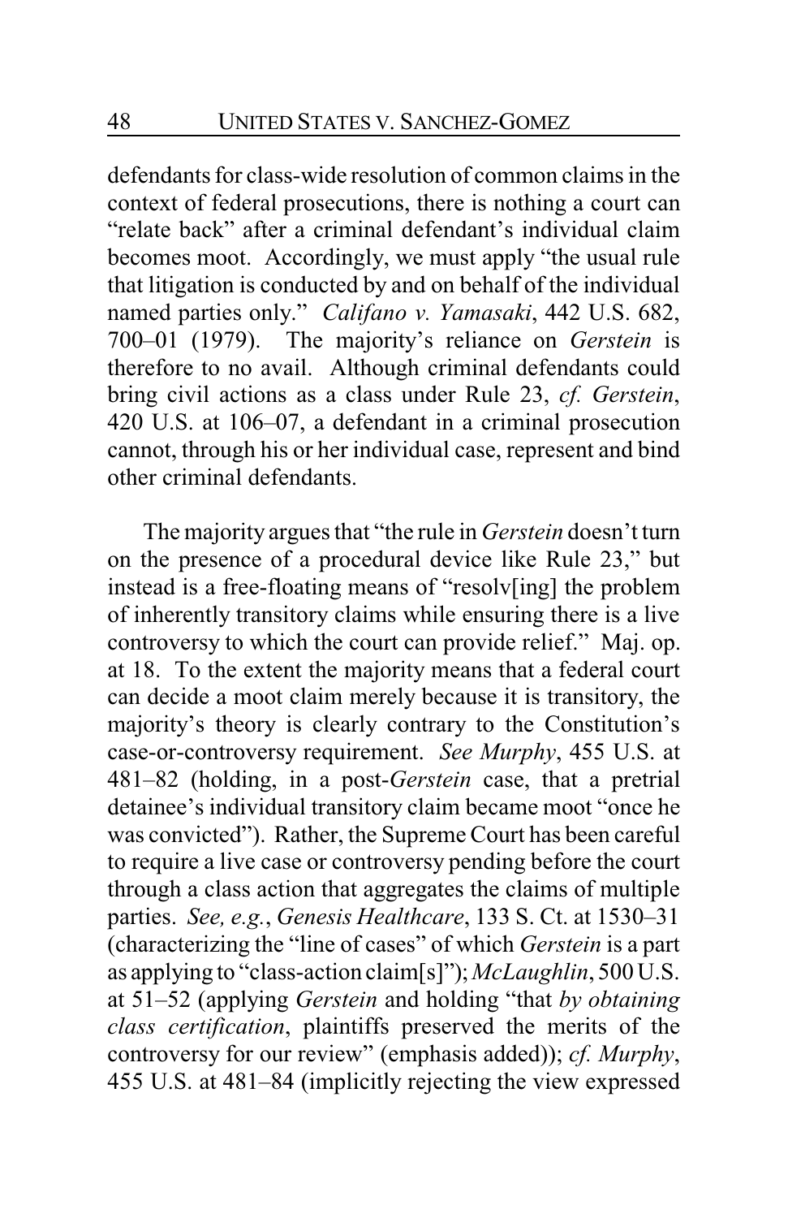defendants for class-wide resolution of common claims in the context of federal prosecutions, there is nothing a court can "relate back" after a criminal defendant's individual claim becomes moot. Accordingly, we must apply "the usual rule that litigation is conducted by and on behalf of the individual named parties only." *Califano v. Yamasaki*, 442 U.S. 682, 700–01 (1979). The majority's reliance on *Gerstein* is therefore to no avail. Although criminal defendants could bring civil actions as a class under Rule 23, *cf. Gerstein*, 420 U.S. at 106–07, a defendant in a criminal prosecution cannot, through his or her individual case, represent and bind other criminal defendants.

The majority argues that "the rule in *Gerstein* doesn't turn on the presence of a procedural device like Rule 23," but instead is a free-floating means of "resolv[ing] the problem of inherently transitory claims while ensuring there is a live controversy to which the court can provide relief." Maj. op. at 18. To the extent the majority means that a federal court can decide a moot claim merely because it is transitory, the majority's theory is clearly contrary to the Constitution's case-or-controversy requirement. *See Murphy*, 455 U.S. at 481–82 (holding, in a post-*Gerstein* case, that a pretrial detainee's individual transitory claim became moot "once he was convicted"). Rather, the Supreme Court has been careful to require a live case or controversy pending before the court through a class action that aggregates the claims of multiple parties. *See, e.g.*, *Genesis Healthcare*, 133 S. Ct. at 1530–31 (characterizing the "line of cases" of which *Gerstein* is a part as applying to "class-action claim[s]"); *McLaughlin*, 500 U.S. at 51–52 (applying *Gerstein* and holding "that *by obtaining class certification*, plaintiffs preserved the merits of the controversy for our review" (emphasis added)); *cf. Murphy*, 455 U.S. at 481–84 (implicitly rejecting the view expressed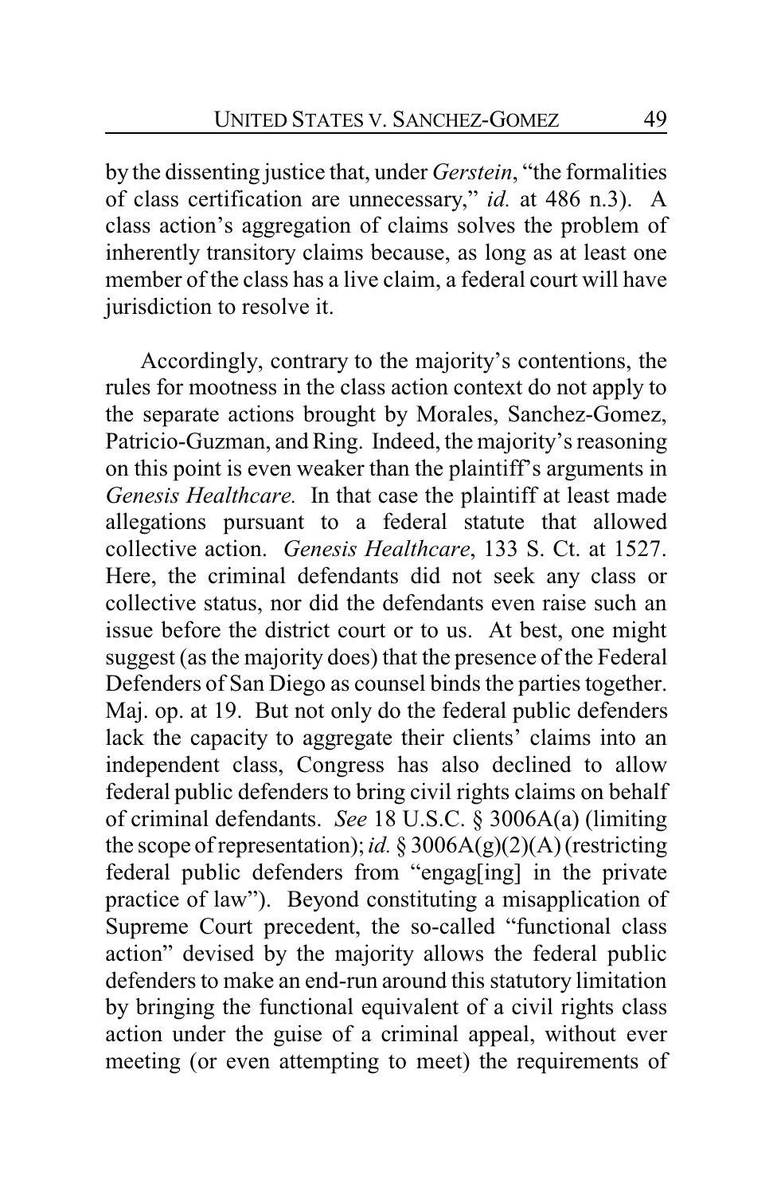by the dissenting justice that, under *Gerstein*, "the formalities of class certification are unnecessary," *id.* at 486 n.3). A class action's aggregation of claims solves the problem of inherently transitory claims because, as long as at least one member of the class has a live claim, a federal court will have jurisdiction to resolve it.

Accordingly, contrary to the majority's contentions, the rules for mootness in the class action context do not apply to the separate actions brought by Morales, Sanchez-Gomez, Patricio-Guzman, and Ring. Indeed, the majority's reasoning on this point is even weaker than the plaintiff's arguments in *Genesis Healthcare.* In that case the plaintiff at least made allegations pursuant to a federal statute that allowed collective action. *Genesis Healthcare*, 133 S. Ct. at 1527. Here, the criminal defendants did not seek any class or collective status, nor did the defendants even raise such an issue before the district court or to us. At best, one might suggest (as the majority does) that the presence of the Federal Defenders of San Diego as counsel binds the parties together. Maj. op. at 19. But not only do the federal public defenders lack the capacity to aggregate their clients' claims into an independent class, Congress has also declined to allow federal public defenders to bring civil rights claims on behalf of criminal defendants. *See* 18 U.S.C. § 3006A(a) (limiting the scope of representation); *id.* § 3006A(g)(2)(A) (restricting federal public defenders from "engag[ing] in the private practice of law"). Beyond constituting a misapplication of Supreme Court precedent, the so-called "functional class action" devised by the majority allows the federal public defenders to make an end-run around this statutory limitation by bringing the functional equivalent of a civil rights class action under the guise of a criminal appeal, without ever meeting (or even attempting to meet) the requirements of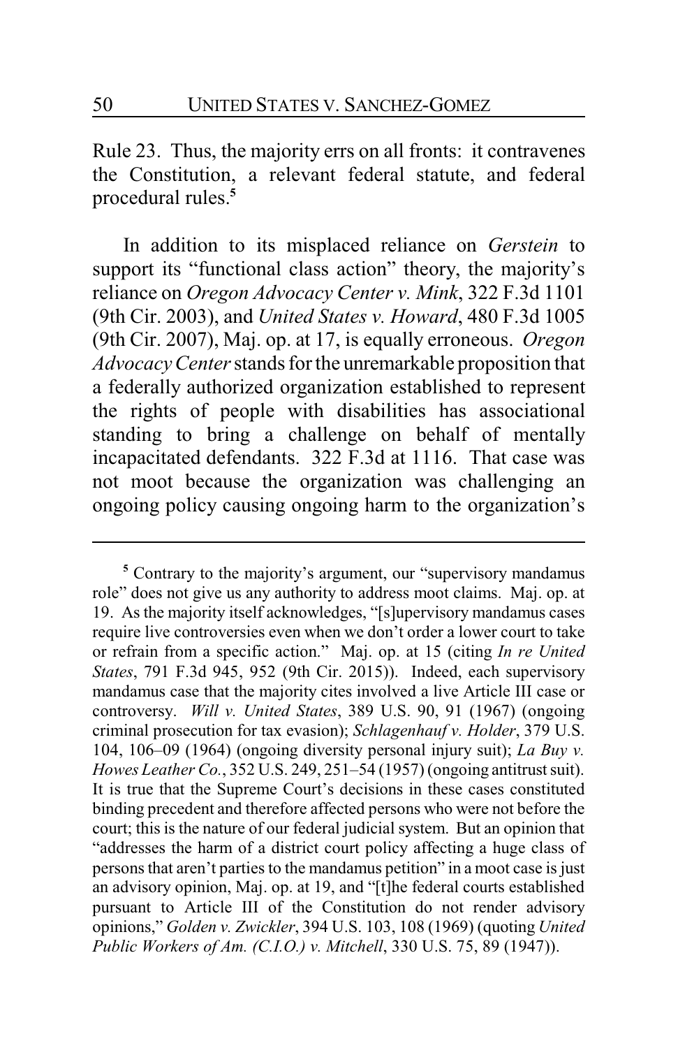Rule 23. Thus, the majority errs on all fronts: it contravenes the Constitution, a relevant federal statute, and federal procedural rules.[5]

In addition to its misplaced reliance on *Gerstein* to support its "functional class action" theory, the majority's reliance on *Oregon Advocacy Center v. Mink*, 322 F.3d 1101 (9th Cir. 2003), and *United States v. Howard*, 480 F.3d 1005 (9th Cir. 2007), Maj. op. at 17, is equally erroneous. *Oregon Advocacy Center* stands for the unremarkable proposition that a federally authorized organization established to represent the rights of people with disabilities has associational standing to bring a challenge on behalf of mentally incapacitated defendants. 322 F.3d at 1116. That case was not moot because the organization was challenging an ongoing policy causing ongoing harm to the organization's

---

[5] Contrary to the majority's argument, our "supervisory mandamus role" does not give us any authority to address moot claims. Maj. op. at 19. As the majority itself acknowledges, "[s]upervisory mandamus cases require live controversies even when we don't order a lower court to take or refrain from a specific action." Maj. op. at 15 (citing *In re United States*, 791 F.3d 945, 952 (9th Cir. 2015)). Indeed, each supervisory mandamus case that the majority cites involved a live Article III case or controversy. *Will v. United States*, 389 U.S. 90, 91 (1967) (ongoing criminal prosecution for tax evasion); *Schlagenhauf v. Holder*, 379 U.S. 104, 106–09 (1964) (ongoing diversity personal injury suit); *La Buy v. Howes Leather Co.*, 352 U.S. 249, 251–54 (1957) (ongoing antitrust suit). It is true that the Supreme Court's decisions in these cases constituted binding precedent and therefore affected persons who were not before the court; this is the nature of our federal judicial system. But an opinion that "addresses the harm of a district court policy affecting a huge class of persons that aren't parties to the mandamus petition" in a moot case is just an advisory opinion, Maj. op. at 19, and "[t]he federal courts established pursuant to Article III of the Constitution do not render advisory opinions," *Golden v. Zwickler*, 394 U.S. 103, 108 (1969) (quoting *United Public Workers of Am. (C.I.O.) v. Mitchell*, 330 U.S. 75, 89 (1947)).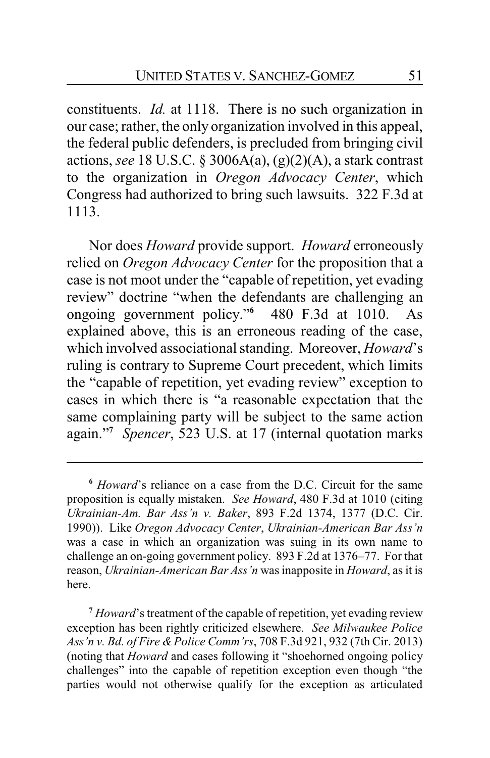constituents. *Id.* at 1118. There is no such organization in our case; rather, the only organization involved in this appeal, the federal public defenders, is precluded from bringing civil actions, *see* 18 U.S.C. § 3006A(a), (g)(2)(A), a stark contrast to the organization in *Oregon Advocacy Center*, which Congress had authorized to bring such lawsuits. 322 F.3d at 1113.

Nor does *Howard* provide support. *Howard* erroneously relied on *Oregon Advocacy Center* for the proposition that a case is not moot under the "capable of repetition, yet evading review" doctrine "when the defendants are challenging an ongoing government policy."[6] 480 F.3d at 1010. As explained above, this is an erroneous reading of the case, which involved associational standing. Moreover, *Howard*'s ruling is contrary to Supreme Court precedent, which limits the "capable of repetition, yet evading review" exception to cases in which there is "a reasonable expectation that the same complaining party will be subject to the same action again."[7] *Spencer*, 523 U.S. at 17 (internal quotation marks

---

[6] *Howard*'s reliance on a case from the D.C. Circuit for the same proposition is equally mistaken. *See Howard*, 480 F.3d at 1010 (citing *Ukrainian-Am. Bar Ass'n v. Baker*, 893 F.2d 1374, 1377 (D.C. Cir. 1990)). Like *Oregon Advocacy Center*, *Ukrainian-American Bar Ass'n* was a case in which an organization was suing in its own name to challenge an on-going government policy. 893 F.2d at 1376–77. For that reason, *Ukrainian-American Bar Ass'n* was inapposite in *Howard*, as it is here.

[7] *Howard*'s treatment of the capable of repetition, yet evading review exception has been rightly criticized elsewhere. *See Milwaukee Police Ass'n v. Bd. of Fire & Police Comm'rs*, 708 F.3d 921, 932 (7th Cir. 2013) (noting that *Howard* and cases following it "shoehorned ongoing policy challenges" into the capable of repetition exception even though "the parties would not otherwise qualify for the exception as articulated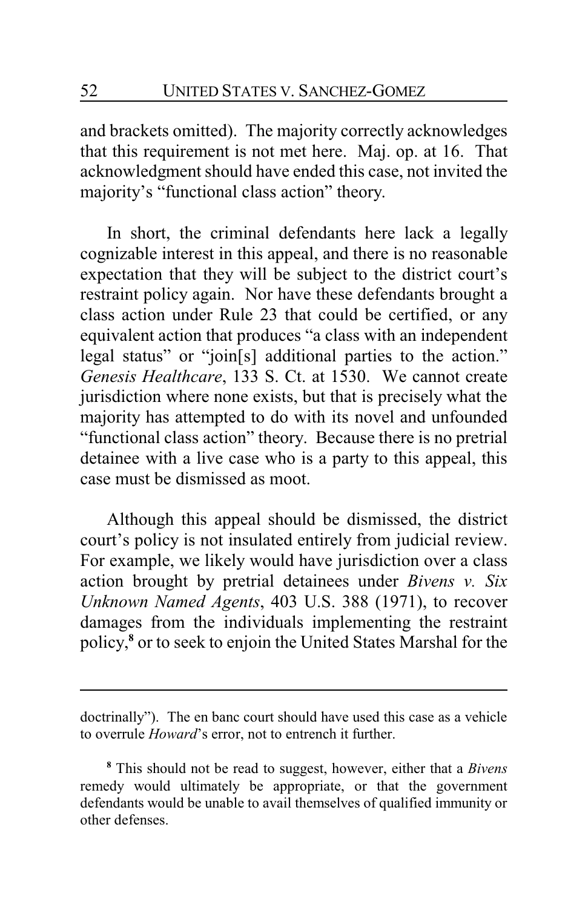and brackets omitted). The majority correctly acknowledges that this requirement is not met here. Maj. op. at 16. That acknowledgment should have ended this case, not invited the majority's "functional class action" theory.

In short, the criminal defendants here lack a legally cognizable interest in this appeal, and there is no reasonable expectation that they will be subject to the district court's restraint policy again. Nor have these defendants brought a class action under Rule 23 that could be certified, or any equivalent action that produces "a class with an independent legal status" or "join[s] additional parties to the action." *Genesis Healthcare*, 133 S. Ct. at 1530. We cannot create jurisdiction where none exists, but that is precisely what the majority has attempted to do with its novel and unfounded "functional class action" theory. Because there is no pretrial detainee with a live case who is a party to this appeal, this case must be dismissed as moot.

Although this appeal should be dismissed, the district court's policy is not insulated entirely from judicial review. For example, we likely would have jurisdiction over a class action brought by pretrial detainees under *Bivens v. Six Unknown Named Agents*, 403 U.S. 388 (1971), to recover damages from the individuals implementing the restraint policy,[8] or to seek to enjoin the United States Marshal for the

---

doctrinally"). The en banc court should have used this case as a vehicle to overrule *Howard*'s error, not to entrench it further.

[8] This should not be read to suggest, however, either that a *Bivens* remedy would ultimately be appropriate, or that the government defendants would be unable to avail themselves of qualified immunity or other defenses.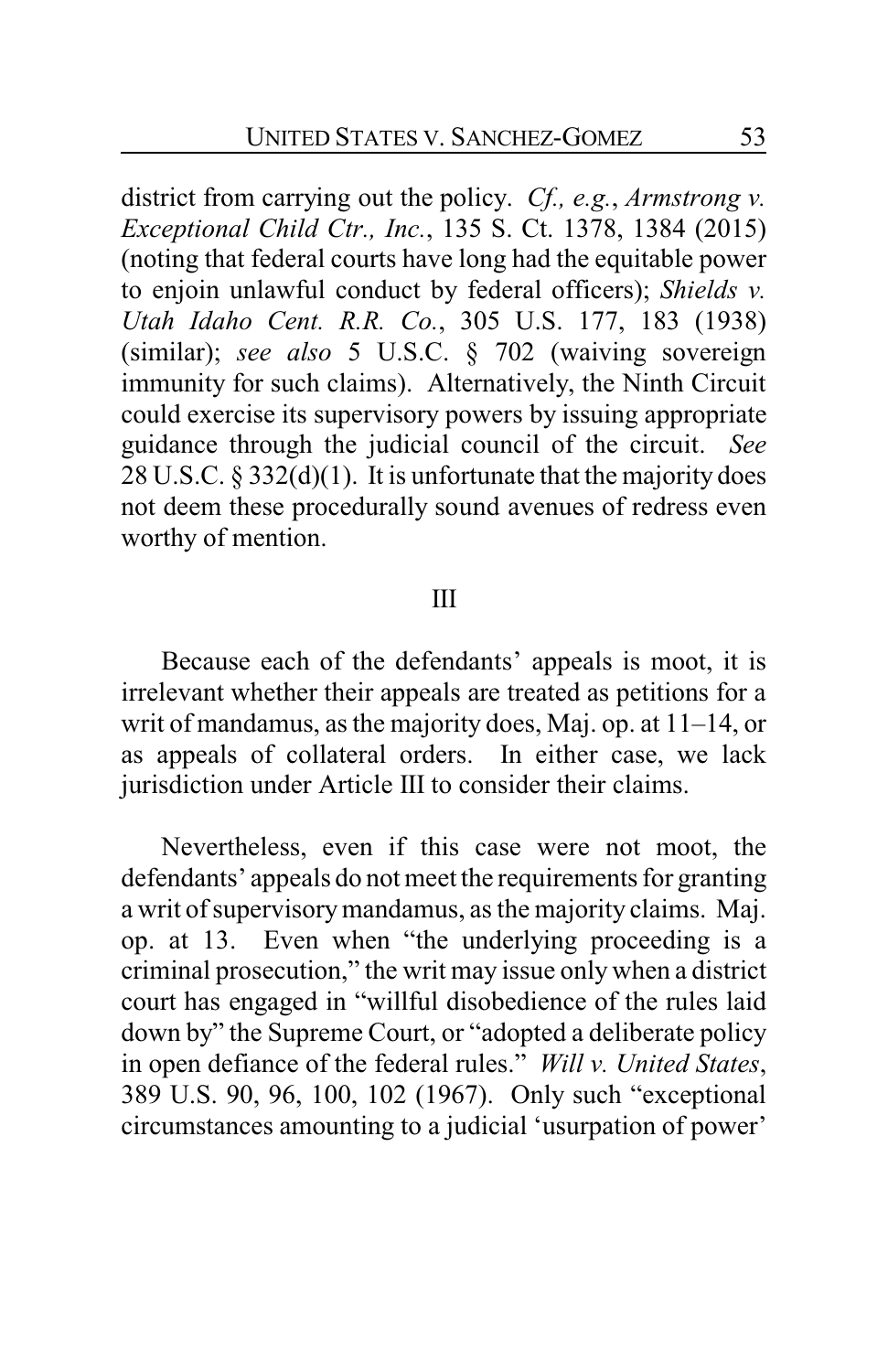district from carrying out the policy. *Cf., e.g.*, *Armstrong v. Exceptional Child Ctr., Inc.*, 135 S. Ct. 1378, 1384 (2015) (noting that federal courts have long had the equitable power to enjoin unlawful conduct by federal officers); *Shields v. Utah Idaho Cent. R.R. Co.*, 305 U.S. 177, 183 (1938) (similar); *see also* 5 U.S.C. § 702 (waiving sovereign immunity for such claims). Alternatively, the Ninth Circuit could exercise its supervisory powers by issuing appropriate guidance through the judicial council of the circuit. *See* 28 U.S.C. § 332(d)(1). It is unfortunate that the majority does not deem these procedurally sound avenues of redress even worthy of mention.

## III

Because each of the defendants' appeals is moot, it is irrelevant whether their appeals are treated as petitions for a writ of mandamus, as the majority does, Maj. op. at 11–14, or as appeals of collateral orders. In either case, we lack jurisdiction under Article III to consider their claims.

Nevertheless, even if this case were not moot, the defendants' appeals do not meet the requirements for granting a writ of supervisory mandamus, as the majority claims. Maj. op. at 13. Even when "the underlying proceeding is a criminal prosecution," the writ may issue only when a district court has engaged in "willful disobedience of the rules laid down by" the Supreme Court, or "adopted a deliberate policy in open defiance of the federal rules." *Will v. United States*, 389 U.S. 90, 96, 100, 102 (1967). Only such "exceptional circumstances amounting to a judicial 'usurpation of power'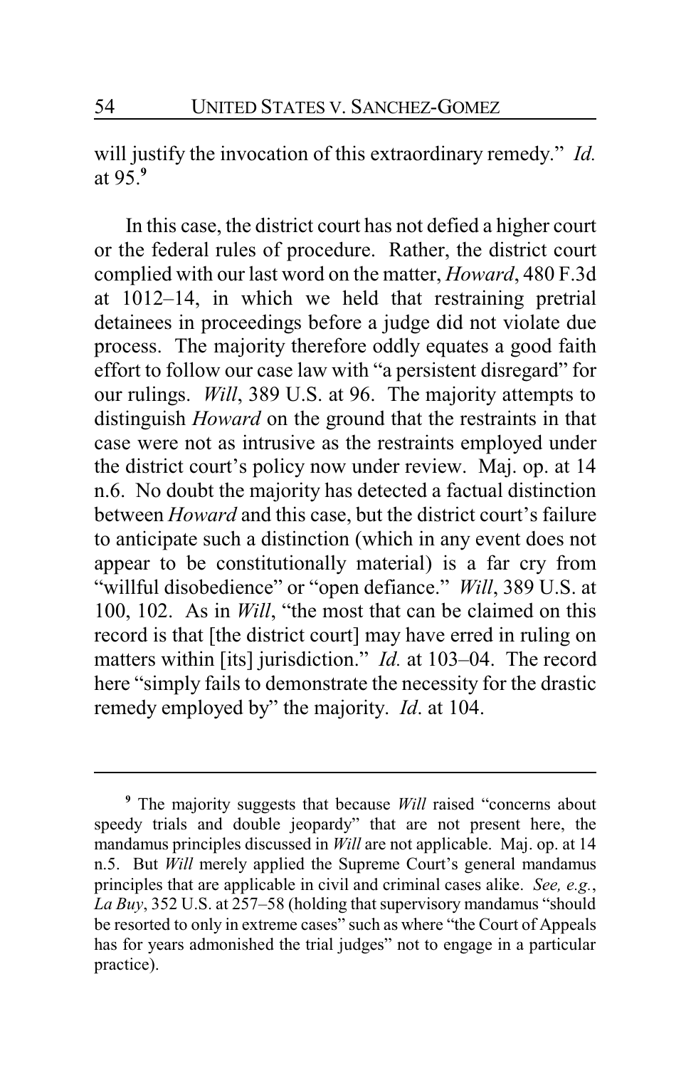will justify the invocation of this extraordinary remedy." *Id.* at 95.[9]

In this case, the district court has not defied a higher court or the federal rules of procedure. Rather, the district court complied with our last word on the matter, *Howard*, 480 F.3d at 1012–14, in which we held that restraining pretrial detainees in proceedings before a judge did not violate due process. The majority therefore oddly equates a good faith effort to follow our case law with "a persistent disregard" for our rulings. *Will*, 389 U.S. at 96. The majority attempts to distinguish *Howard* on the ground that the restraints in that case were not as intrusive as the restraints employed under the district court's policy now under review. Maj. op. at 14 n.6. No doubt the majority has detected a factual distinction between *Howard* and this case, but the district court's failure to anticipate such a distinction (which in any event does not appear to be constitutionally material) is a far cry from "willful disobedience" or "open defiance." *Will*, 389 U.S. at 100, 102. As in *Will*, "the most that can be claimed on this record is that [the district court] may have erred in ruling on matters within [its] jurisdiction." *Id.* at 103–04. The record here "simply fails to demonstrate the necessity for the drastic remedy employed by" the majority. *Id*. at 104.

---

[9] The majority suggests that because *Will* raised "concerns about speedy trials and double jeopardy" that are not present here, the mandamus principles discussed in *Will* are not applicable. Maj. op. at 14 n.5. But *Will* merely applied the Supreme Court's general mandamus principles that are applicable in civil and criminal cases alike. *See, e.g.*, *La Buy*, 352 U.S. at 257–58 (holding that supervisory mandamus "should be resorted to only in extreme cases" such as where "the Court of Appeals has for years admonished the trial judges" not to engage in a particular practice).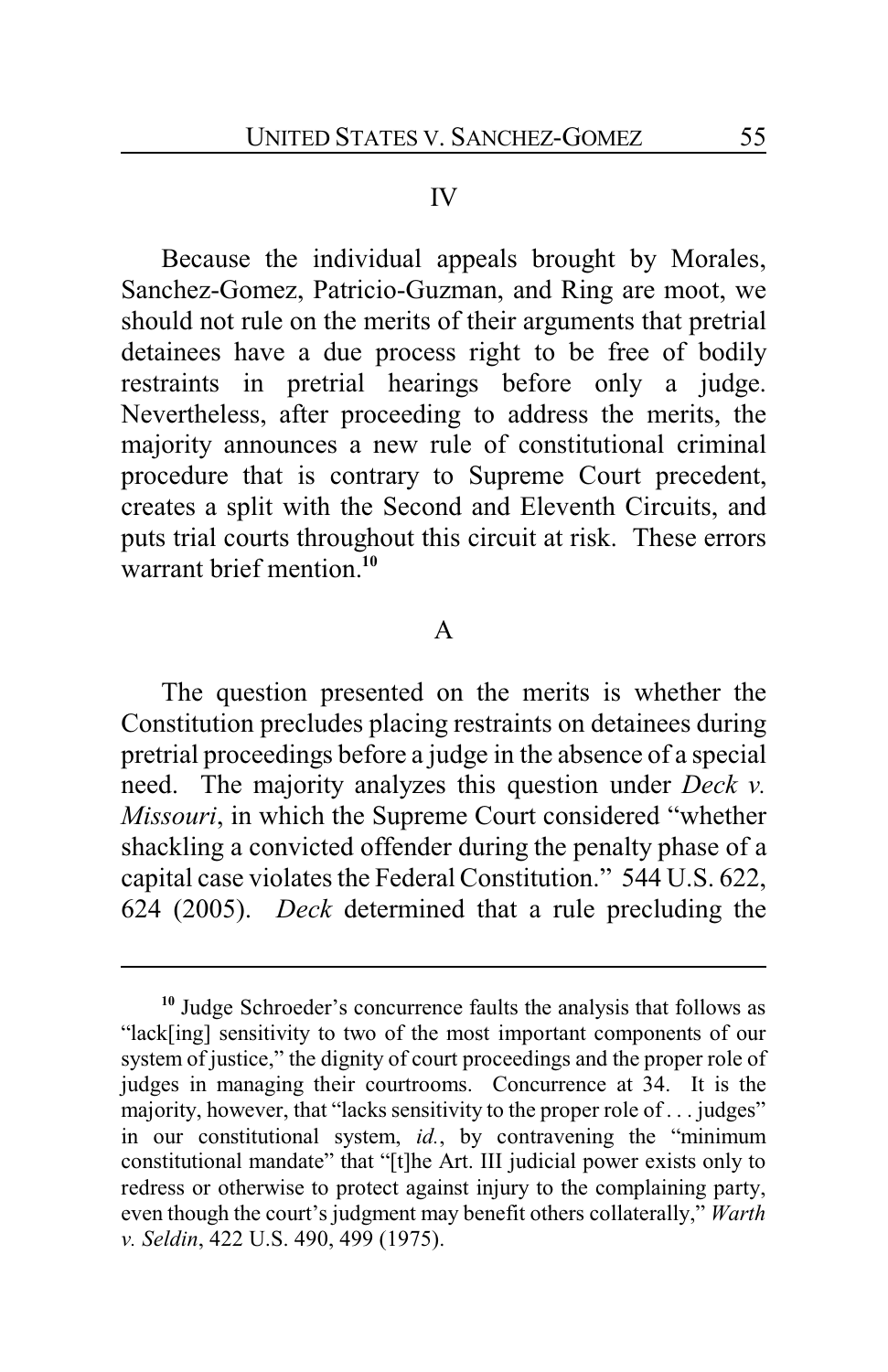## IV

Because the individual appeals brought by Morales, Sanchez-Gomez, Patricio-Guzman, and Ring are moot, we should not rule on the merits of their arguments that pretrial detainees have a due process right to be free of bodily restraints in pretrial hearings before only a judge. Nevertheless, after proceeding to address the merits, the majority announces a new rule of constitutional criminal procedure that is contrary to Supreme Court precedent, creates a split with the Second and Eleventh Circuits, and puts trial courts throughout this circuit at risk. These errors warrant brief mention.[10]

### A

The question presented on the merits is whether the Constitution precludes placing restraints on detainees during pretrial proceedings before a judge in the absence of a special need. The majority analyzes this question under *Deck v. Missouri*, in which the Supreme Court considered "whether shackling a convicted offender during the penalty phase of a capital case violates the Federal Constitution." 544 U.S. 622, 624 (2005). *Deck* determined that a rule precluding the

---

[10] Judge Schroeder's concurrence faults the analysis that follows as "lack[ing] sensitivity to two of the most important components of our system of justice," the dignity of court proceedings and the proper role of judges in managing their courtrooms. Concurrence at 34. It is the majority, however, that "lacks sensitivity to the proper role of . . . judges" in our constitutional system, *id.*, by contravening the "minimum constitutional mandate" that "[t]he Art. III judicial power exists only to redress or otherwise to protect against injury to the complaining party, even though the court's judgment may benefit others collaterally," *Warth v. Seldin*, 422 U.S. 490, 499 (1975).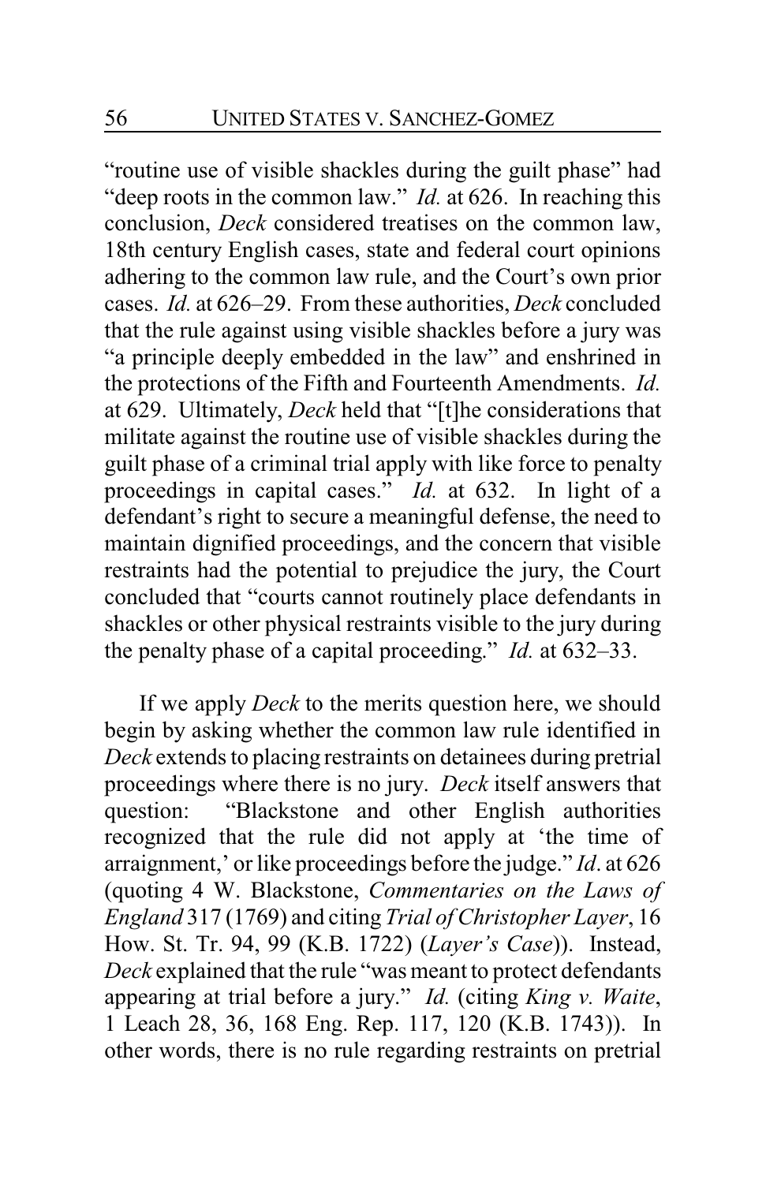"routine use of visible shackles during the guilt phase" had "deep roots in the common law." *Id.* at 626. In reaching this conclusion, *Deck* considered treatises on the common law, 18th century English cases, state and federal court opinions adhering to the common law rule, and the Court's own prior cases. *Id.* at 626–29. From these authorities, *Deck* concluded that the rule against using visible shackles before a jury was "a principle deeply embedded in the law" and enshrined in the protections of the Fifth and Fourteenth Amendments. *Id.* at 629. Ultimately, *Deck* held that "[t]he considerations that militate against the routine use of visible shackles during the guilt phase of a criminal trial apply with like force to penalty proceedings in capital cases." *Id.* at 632. In light of a defendant's right to secure a meaningful defense, the need to maintain dignified proceedings, and the concern that visible restraints had the potential to prejudice the jury, the Court concluded that "courts cannot routinely place defendants in shackles or other physical restraints visible to the jury during the penalty phase of a capital proceeding." *Id.* at 632–33.

If we apply *Deck* to the merits question here, we should begin by asking whether the common law rule identified in *Deck* extends to placing restraints on detainees during pretrial proceedings where there is no jury. *Deck* itself answers that question: "Blackstone and other English authorities recognized that the rule did not apply at 'the time of arraignment,' or like proceedings before the judge." *Id*. at 626 (quoting 4 W. Blackstone, *Commentaries on the Laws of England* 317 (1769) and citing *Trial of Christopher Layer*, 16 How. St. Tr. 94, 99 (K.B. 1722) (*Layer's Case*)). Instead, *Deck* explained that the rule "was meant to protect defendants appearing at trial before a jury." *Id.* (citing *King v. Waite*, 1 Leach 28, 36, 168 Eng. Rep. 117, 120 (K.B. 1743)). In other words, there is no rule regarding restraints on pretrial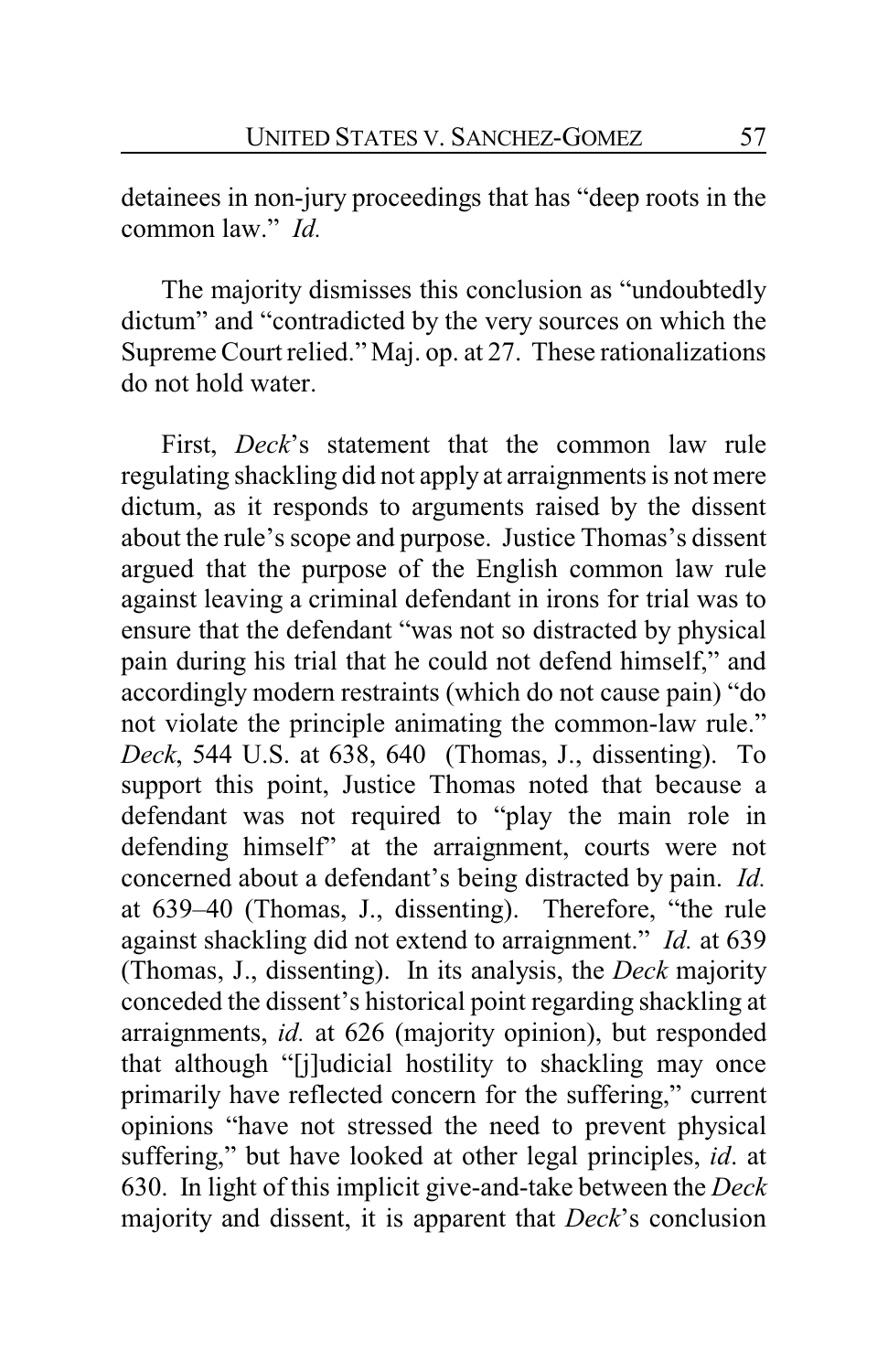detainees in non-jury proceedings that has "deep roots in the common law." *Id.*

The majority dismisses this conclusion as "undoubtedly dictum" and "contradicted by the very sources on which the Supreme Court relied." Maj. op. at 27. These rationalizations do not hold water.

First, *Deck*'s statement that the common law rule regulating shackling did not apply at arraignments is not mere dictum, as it responds to arguments raised by the dissent about the rule's scope and purpose. Justice Thomas's dissent argued that the purpose of the English common law rule against leaving a criminal defendant in irons for trial was to ensure that the defendant "was not so distracted by physical pain during his trial that he could not defend himself," and accordingly modern restraints (which do not cause pain) "do not violate the principle animating the common-law rule." *Deck*, 544 U.S. at 638, 640 (Thomas, J., dissenting). To support this point, Justice Thomas noted that because a defendant was not required to "play the main role in defending himself" at the arraignment, courts were not concerned about a defendant's being distracted by pain. *Id.* at 639–40 (Thomas, J., dissenting). Therefore, "the rule against shackling did not extend to arraignment." *Id.* at 639 (Thomas, J., dissenting). In its analysis, the *Deck* majority conceded the dissent's historical point regarding shackling at arraignments, *id.* at 626 (majority opinion), but responded that although "[j]udicial hostility to shackling may once primarily have reflected concern for the suffering," current opinions "have not stressed the need to prevent physical suffering," but have looked at other legal principles, *id*. at 630. In light of this implicit give-and-take between the *Deck* majority and dissent, it is apparent that *Deck*'s conclusion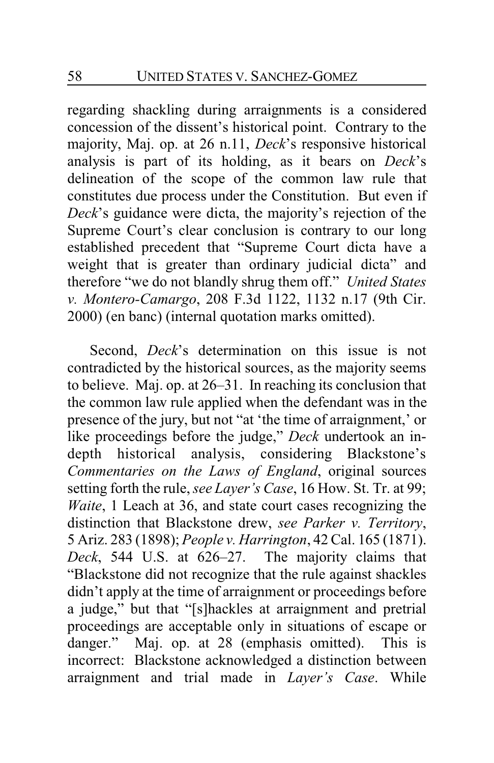regarding shackling during arraignments is a considered concession of the dissent's historical point. Contrary to the majority, Maj. op. at 26 n.11, *Deck*'s responsive historical analysis is part of its holding, as it bears on *Deck*'s delineation of the scope of the common law rule that constitutes due process under the Constitution. But even if *Deck*'s guidance were dicta, the majority's rejection of the Supreme Court's clear conclusion is contrary to our long established precedent that "Supreme Court dicta have a weight that is greater than ordinary judicial dicta" and therefore "we do not blandly shrug them off." *United States v. Montero-Camargo*, 208 F.3d 1122, 1132 n.17 (9th Cir. 2000) (en banc) (internal quotation marks omitted).

Second, *Deck*'s determination on this issue is not contradicted by the historical sources, as the majority seems to believe. Maj. op. at 26–31. In reaching its conclusion that the common law rule applied when the defendant was in the presence of the jury, but not "at 'the time of arraignment,' or like proceedings before the judge," *Deck* undertook an in-depth historical analysis, considering Blackstone's *Commentaries on the Laws of England*, original sources setting forth the rule, *see Layer's Case*, 16 How. St. Tr. at 99; *Waite*, 1 Leach at 36, and state court cases recognizing the distinction that Blackstone drew, *see Parker v. Territory*, 5 Ariz. 283 (1898); *People v. Harrington*, 42 Cal. 165 (1871). *Deck*, 544 U.S. at 626–27. The majority claims that "Blackstone did not recognize that the rule against shackles didn't apply at the time of arraignment or proceedings before a judge," but that "[s]hackles at arraignment and pretrial proceedings are acceptable only in situations of escape or danger." Maj. op. at 28 (emphasis omitted). This is incorrect: Blackstone acknowledged a distinction between arraignment and trial made in *Layer's Case*. While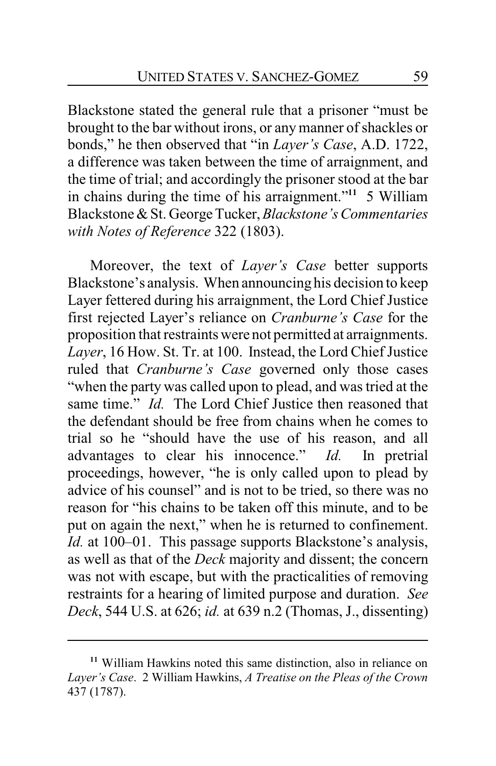Blackstone stated the general rule that a prisoner "must be brought to the bar without irons, or any manner of shackles or bonds," he then observed that "in *Layer's Case*, A.D. 1722, a difference was taken between the time of arraignment, and the time of trial; and accordingly the prisoner stood at the bar in chains during the time of his arraignment."[11] 5 William Blackstone & St. George Tucker, *Blackstone's Commentaries with Notes of Reference* 322 (1803).

Moreover, the text of *Layer's Case* better supports Blackstone's analysis. When announcing his decision to keep Layer fettered during his arraignment, the Lord Chief Justice first rejected Layer's reliance on *Cranburne's Case* for the proposition that restraints were not permitted at arraignments. *Layer*, 16 How. St. Tr. at 100. Instead, the Lord Chief Justice ruled that *Cranburne's Case* governed only those cases "when the party was called upon to plead, and was tried at the same time." *Id.* The Lord Chief Justice then reasoned that the defendant should be free from chains when he comes to trial so he "should have the use of his reason, and all advantages to clear his innocence." *Id.* In pretrial proceedings, however, "he is only called upon to plead by advice of his counsel" and is not to be tried, so there was no reason for "his chains to be taken off this minute, and to be put on again the next," when he is returned to confinement. *Id.* at 100–01. This passage supports Blackstone's analysis, as well as that of the *Deck* majority and dissent; the concern was not with escape, but with the practicalities of removing restraints for a hearing of limited purpose and duration. *See Deck*, 544 U.S. at 626; *id.* at 639 n.2 (Thomas, J., dissenting)

---

[11] William Hawkins noted this same distinction, also in reliance on *Layer's Case*. 2 William Hawkins, *A Treatise on the Pleas of the Crown* 437 (1787).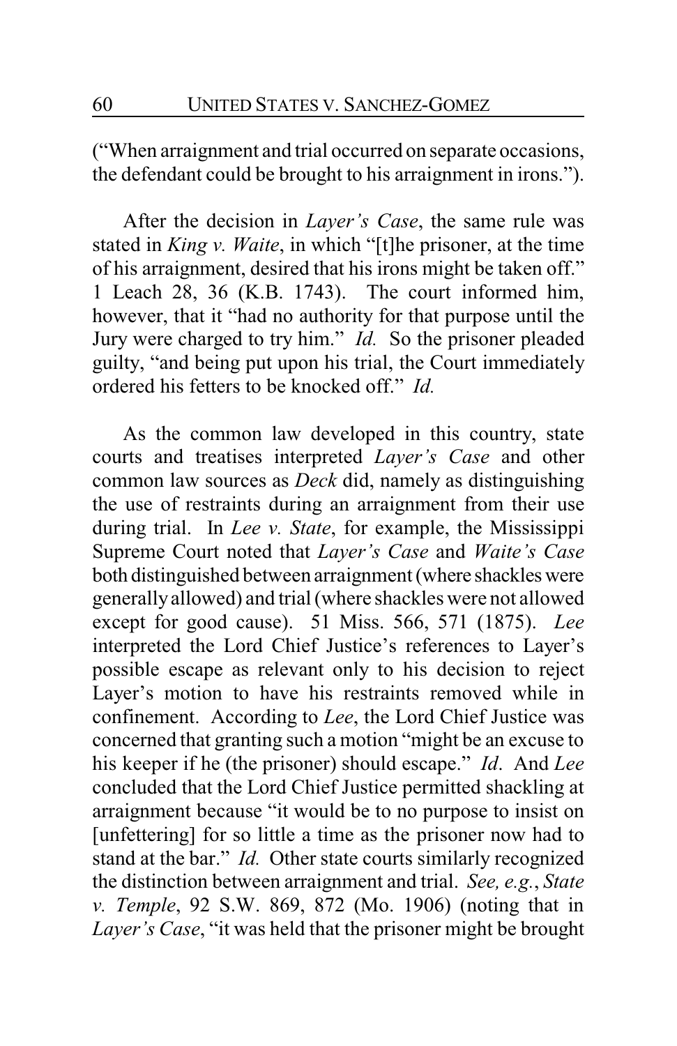("When arraignment and trial occurred on separate occasions, the defendant could be brought to his arraignment in irons.").

After the decision in *Layer's Case*, the same rule was stated in *King v. Waite*, in which "[t]he prisoner, at the time of his arraignment, desired that his irons might be taken off." 1 Leach 28, 36 (K.B. 1743). The court informed him, however, that it "had no authority for that purpose until the Jury were charged to try him." *Id.* So the prisoner pleaded guilty, "and being put upon his trial, the Court immediately ordered his fetters to be knocked off." *Id.*

As the common law developed in this country, state courts and treatises interpreted *Layer's Case* and other common law sources as *Deck* did, namely as distinguishing the use of restraints during an arraignment from their use during trial. In *Lee v. State*, for example, the Mississippi Supreme Court noted that *Layer's Case* and *Waite's Case* both distinguished between arraignment (where shackles were generally allowed) and trial (where shackles were not allowed except for good cause). 51 Miss. 566, 571 (1875). *Lee* interpreted the Lord Chief Justice's references to Layer's possible escape as relevant only to his decision to reject Layer's motion to have his restraints removed while in confinement. According to *Lee*, the Lord Chief Justice was concerned that granting such a motion "might be an excuse to his keeper if he (the prisoner) should escape." *Id*. And *Lee* concluded that the Lord Chief Justice permitted shackling at arraignment because "it would be to no purpose to insist on [unfettering] for so little a time as the prisoner now had to stand at the bar." *Id.* Other state courts similarly recognized the distinction between arraignment and trial. *See, e.g.*, *State v. Temple*, 92 S.W. 869, 872 (Mo. 1906) (noting that in *Layer's Case*, "it was held that the prisoner might be brought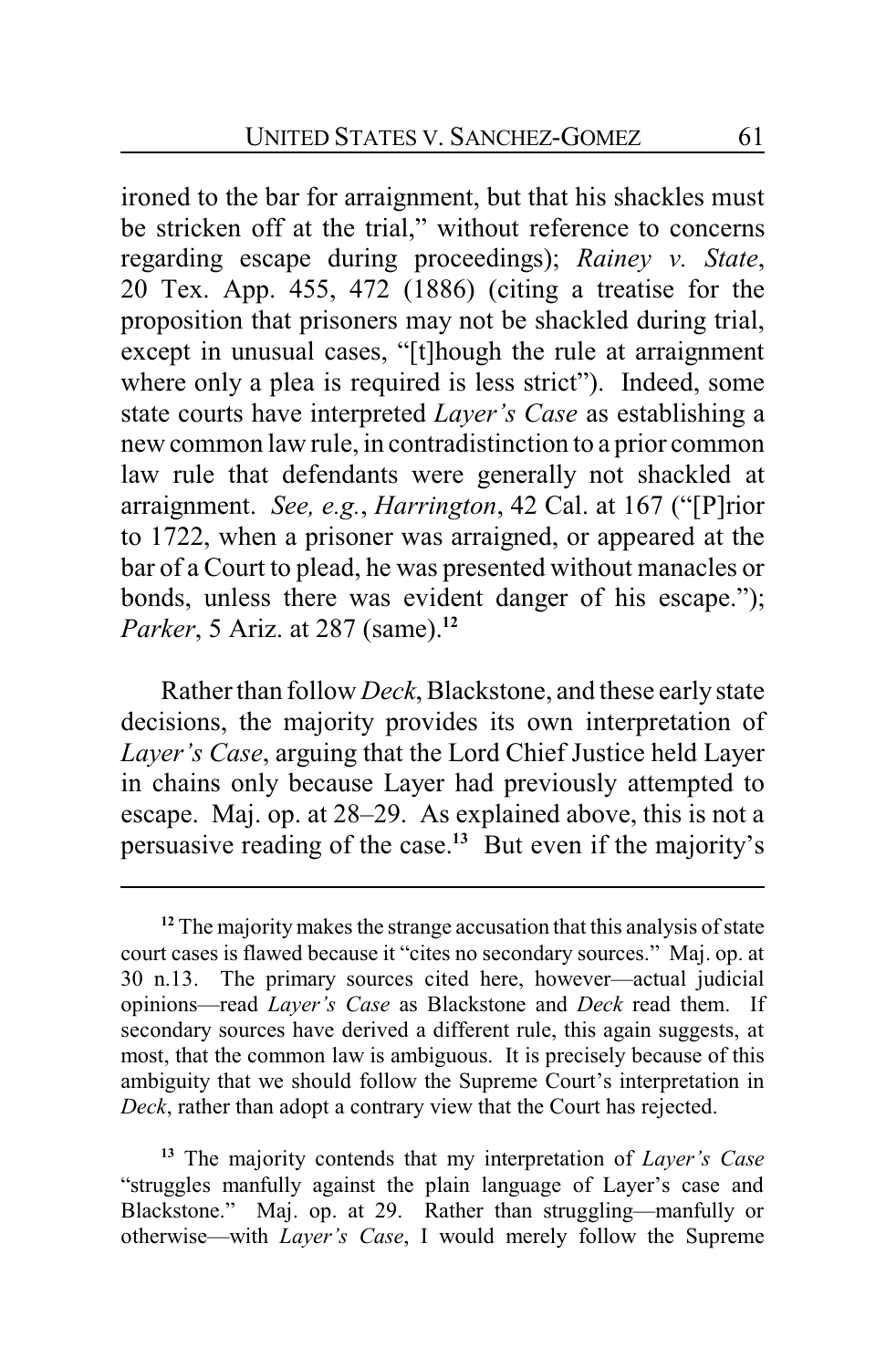ironed to the bar for arraignment, but that his shackles must be stricken off at the trial," without reference to concerns regarding escape during proceedings); *Rainey v. State*, 20 Tex. App. 455, 472 (1886) (citing a treatise for the proposition that prisoners may not be shackled during trial, except in unusual cases, "[t]hough the rule at arraignment where only a plea is required is less strict"). Indeed, some state courts have interpreted *Layer's Case* as establishing a new common law rule, in contradistinction to a prior common law rule that defendants were generally not shackled at arraignment. *See, e.g.*, *Harrington*, 42 Cal. at 167 ("[P]rior to 1722, when a prisoner was arraigned, or appeared at the bar of a Court to plead, he was presented without manacles or bonds, unless there was evident danger of his escape."); *Parker*, 5 Ariz. at 287 (same).[12]

Rather than follow *Deck*, Blackstone, and these early state decisions, the majority provides its own interpretation of *Layer's Case*, arguing that the Lord Chief Justice held Layer in chains only because Layer had previously attempted to escape. Maj. op. at 28–29. As explained above, this is not a persuasive reading of the case.[13] But even if the majority's

---

[12] The majority makes the strange accusation that this analysis of state court cases is flawed because it "cites no secondary sources." Maj. op. at 30 n.13. The primary sources cited here, however—actual judicial opinions—read *Layer's Case* as Blackstone and *Deck* read them. If secondary sources have derived a different rule, this again suggests, at most, that the common law is ambiguous. It is precisely because of this ambiguity that we should follow the Supreme Court's interpretation in *Deck*, rather than adopt a contrary view that the Court has rejected.

[13] The majority contends that my interpretation of *Layer's Case* "struggles manfully against the plain language of Layer's case and Blackstone." Maj. op. at 29. Rather than struggling—manfully or otherwise—with *Layer's Case*, I would merely follow the Supreme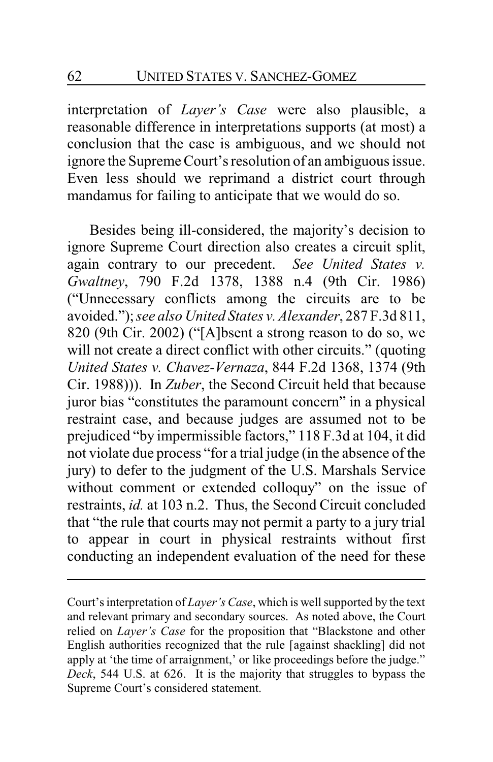interpretation of *Layer's Case* were also plausible, a reasonable difference in interpretations supports (at most) a conclusion that the case is ambiguous, and we should not ignore the Supreme Court's resolution of an ambiguous issue. Even less should we reprimand a district court through mandamus for failing to anticipate that we would do so.

Besides being ill-considered, the majority's decision to ignore Supreme Court direction also creates a circuit split, again contrary to our precedent. *See United States v. Gwaltney*, 790 F.2d 1378, 1388 n.4 (9th Cir. 1986) ("Unnecessary conflicts among the circuits are to be avoided."); *see also United States v. Alexander*, 287 F.3d 811, 820 (9th Cir. 2002) ("[A]bsent a strong reason to do so, we will not create a direct conflict with other circuits." (quoting *United States v. Chavez-Vernaza*, 844 F.2d 1368, 1374 (9th Cir. 1988))). In *Zuber*, the Second Circuit held that because juror bias "constitutes the paramount concern" in a physical restraint case, and because judges are assumed not to be prejudiced "by impermissible factors," 118 F.3d at 104, it did not violate due process "for a trial judge (in the absence of the jury) to defer to the judgment of the U.S. Marshals Service without comment or extended colloquy" on the issue of restraints, *id.* at 103 n.2. Thus, the Second Circuit concluded that "the rule that courts may not permit a party to a jury trial to appear in court in physical restraints without first conducting an independent evaluation of the need for these

---

Court's interpretation of *Layer's Case*, which is well supported by the text and relevant primary and secondary sources. As noted above, the Court relied on *Layer's Case* for the proposition that "Blackstone and other English authorities recognized that the rule [against shackling] did not apply at 'the time of arraignment,' or like proceedings before the judge." *Deck*, 544 U.S. at 626. It is the majority that struggles to bypass the Supreme Court's considered statement.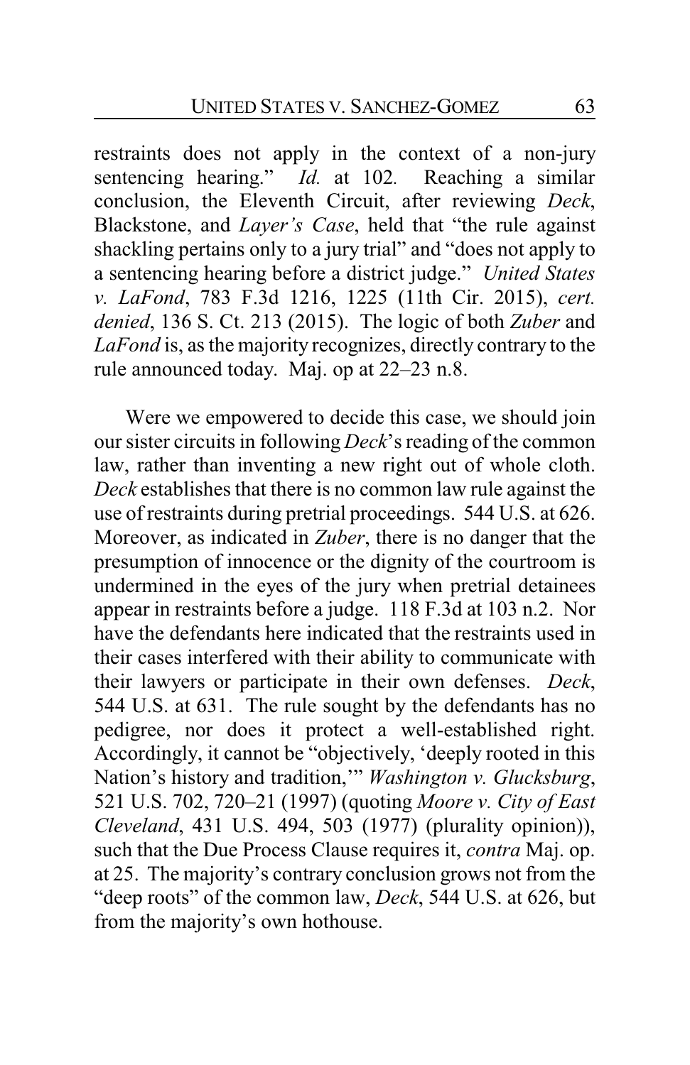restraints does not apply in the context of a non-jury sentencing hearing." *Id.* at 102. Reaching a similar conclusion, the Eleventh Circuit, after reviewing *Deck*, Blackstone, and *Layer's Case*, held that "the rule against shackling pertains only to a jury trial" and "does not apply to a sentencing hearing before a district judge." *United States v. LaFond*, 783 F.3d 1216, 1225 (11th Cir. 2015), *cert. denied*, 136 S. Ct. 213 (2015). The logic of both *Zuber* and *LaFond* is, as the majority recognizes, directly contrary to the rule announced today. Maj. op at 22–23 n.8.

Were we empowered to decide this case, we should join our sister circuits in following *Deck*'s reading of the common law, rather than inventing a new right out of whole cloth. *Deck* establishes that there is no common law rule against the use of restraints during pretrial proceedings. 544 U.S. at 626. Moreover, as indicated in *Zuber*, there is no danger that the presumption of innocence or the dignity of the courtroom is undermined in the eyes of the jury when pretrial detainees appear in restraints before a judge. 118 F.3d at 103 n.2. Nor have the defendants here indicated that the restraints used in their cases interfered with their ability to communicate with their lawyers or participate in their own defenses. *Deck*, 544 U.S. at 631. The rule sought by the defendants has no pedigree, nor does it protect a well-established right. Accordingly, it cannot be "objectively, 'deeply rooted in this Nation's history and tradition,'" *Washington v. Glucksburg*, 521 U.S. 702, 720–21 (1997) (quoting *Moore v. City of East Cleveland*, 431 U.S. 494, 503 (1977) (plurality opinion)), such that the Due Process Clause requires it, *contra* Maj. op. at 25. The majority's contrary conclusion grows not from the "deep roots" of the common law, *Deck*, 544 U.S. at 626, but from the majority's own hothouse.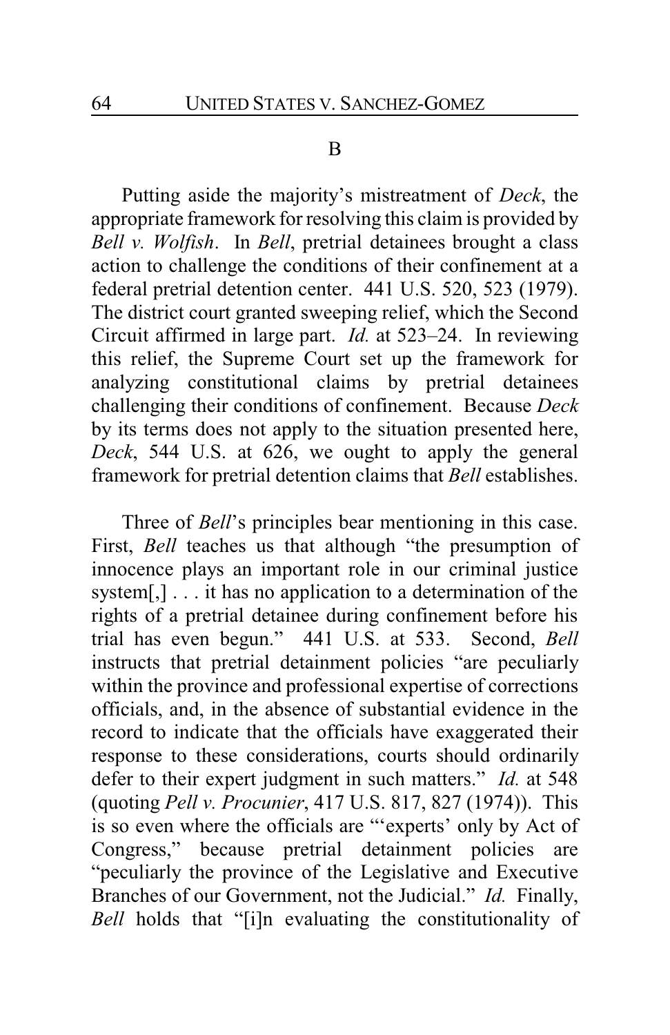## B

Putting aside the majority's mistreatment of *Deck*, the appropriate framework for resolving this claim is provided by *Bell v. Wolfish*. In *Bell*, pretrial detainees brought a class action to challenge the conditions of their confinement at a federal pretrial detention center. 441 U.S. 520, 523 (1979). The district court granted sweeping relief, which the Second Circuit affirmed in large part. *Id.* at 523–24. In reviewing this relief, the Supreme Court set up the framework for analyzing constitutional claims by pretrial detainees challenging their conditions of confinement. Because *Deck* by its terms does not apply to the situation presented here, *Deck*, 544 U.S. at 626, we ought to apply the general framework for pretrial detention claims that *Bell* establishes.

Three of *Bell*'s principles bear mentioning in this case. First, *Bell* teaches us that although "the presumption of innocence plays an important role in our criminal justice system[,] . . . it has no application to a determination of the rights of a pretrial detainee during confinement before his trial has even begun." 441 U.S. at 533. Second, *Bell* instructs that pretrial detainment policies "are peculiarly within the province and professional expertise of corrections officials, and, in the absence of substantial evidence in the record to indicate that the officials have exaggerated their response to these considerations, courts should ordinarily defer to their expert judgment in such matters." *Id.* at 548 (quoting *Pell v. Procunier*, 417 U.S. 817, 827 (1974)). This is so even where the officials are "'experts' only by Act of Congress," because pretrial detainment policies are "peculiarly the province of the Legislative and Executive Branches of our Government, not the Judicial." *Id.* Finally, *Bell* holds that "[i]n evaluating the constitutionality of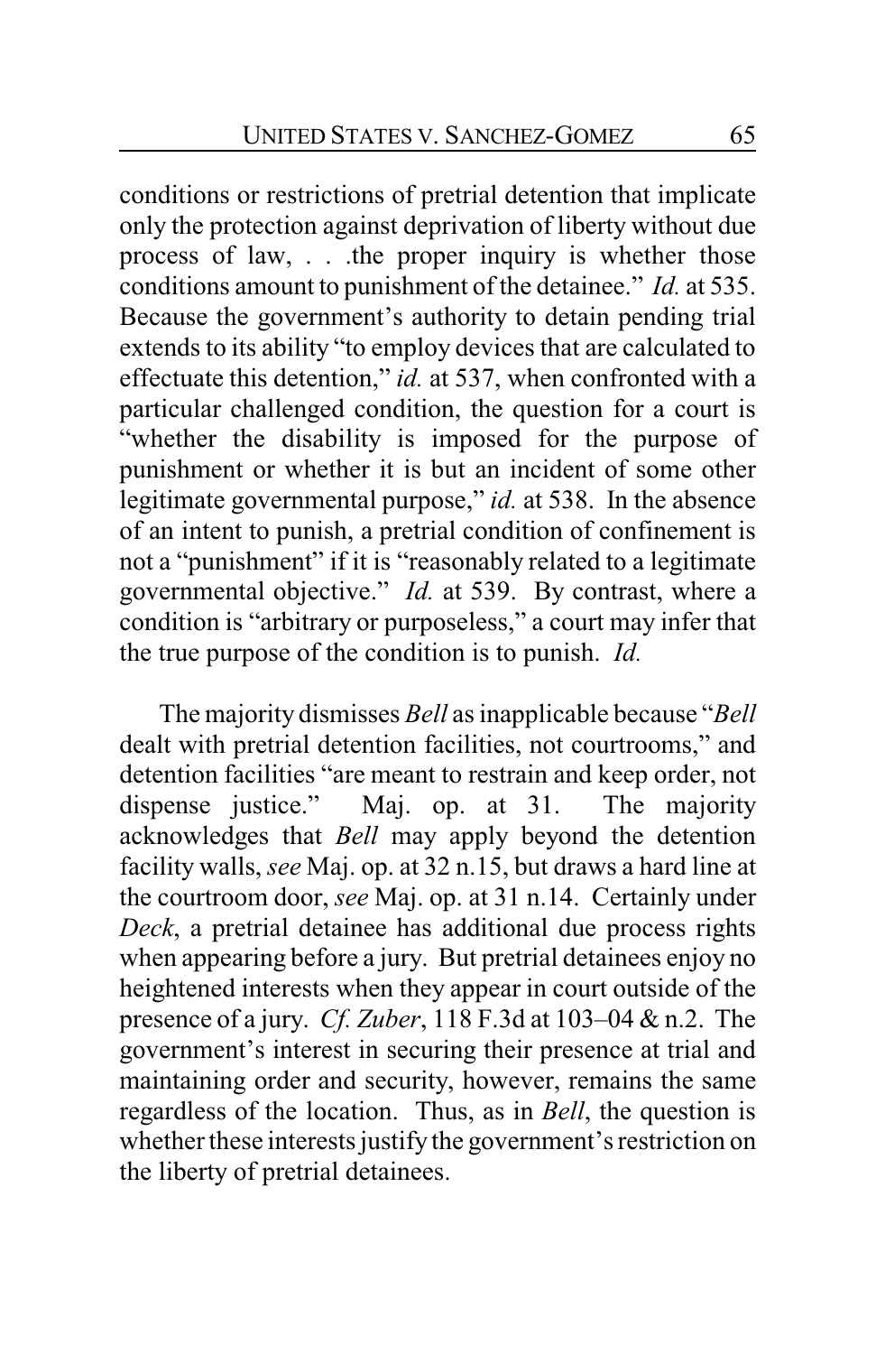conditions or restrictions of pretrial detention that implicate only the protection against deprivation of liberty without due process of law, . . .the proper inquiry is whether those conditions amount to punishment of the detainee." *Id.* at 535. Because the government's authority to detain pending trial extends to its ability "to employ devices that are calculated to effectuate this detention," *id.* at 537, when confronted with a particular challenged condition, the question for a court is "whether the disability is imposed for the purpose of punishment or whether it is but an incident of some other legitimate governmental purpose," *id.* at 538. In the absence of an intent to punish, a pretrial condition of confinement is not a "punishment" if it is "reasonably related to a legitimate governmental objective." *Id.* at 539. By contrast, where a condition is "arbitrary or purposeless," a court may infer that the true purpose of the condition is to punish. *Id.*

The majority dismisses *Bell* as inapplicable because "*Bell* dealt with pretrial detention facilities, not courtrooms," and detention facilities "are meant to restrain and keep order, not dispense justice." Maj. op. at 31. The majority acknowledges that *Bell* may apply beyond the detention facility walls, *see* Maj. op. at 32 n.15, but draws a hard line at the courtroom door, *see* Maj. op. at 31 n.14. Certainly under *Deck*, a pretrial detainee has additional due process rights when appearing before a jury. But pretrial detainees enjoy no heightened interests when they appear in court outside of the presence of a jury. *Cf. Zuber*, 118 F.3d at 103–04 & n.2. The government's interest in securing their presence at trial and maintaining order and security, however, remains the same regardless of the location. Thus, as in *Bell*, the question is whether these interests justify the government's restriction on the liberty of pretrial detainees.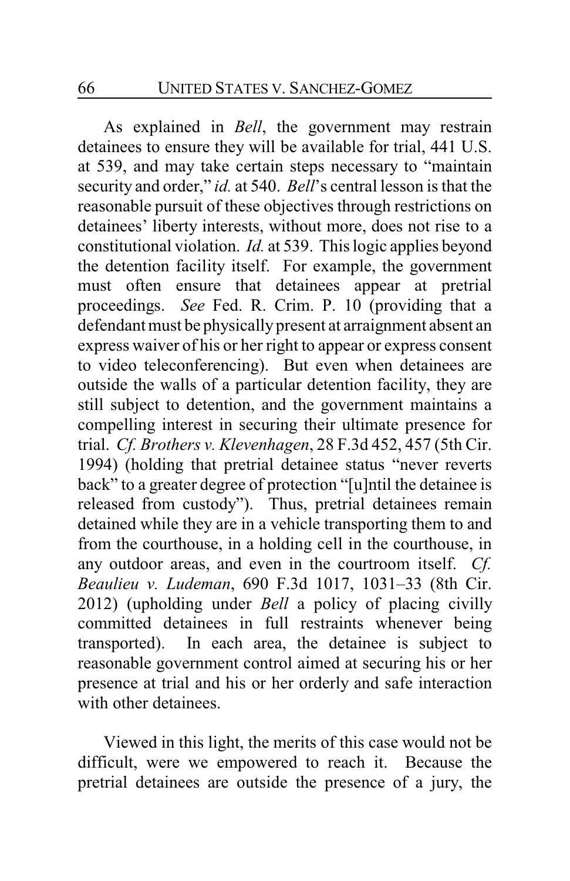As explained in *Bell*, the government may restrain detainees to ensure they will be available for trial, 441 U.S. at 539, and may take certain steps necessary to "maintain security and order," *id.* at 540. *Bell*'s central lesson is that the reasonable pursuit of these objectives through restrictions on detainees' liberty interests, without more, does not rise to a constitutional violation. *Id.* at 539. This logic applies beyond the detention facility itself. For example, the government must often ensure that detainees appear at pretrial proceedings. *See* Fed. R. Crim. P. 10 (providing that a defendant must be physically present at arraignment absent an express waiver of his or her right to appear or express consent to video teleconferencing). But even when detainees are outside the walls of a particular detention facility, they are still subject to detention, and the government maintains a compelling interest in securing their ultimate presence for trial. *Cf. Brothers v. Klevenhagen*, 28 F.3d 452, 457 (5th Cir. 1994) (holding that pretrial detainee status "never reverts back" to a greater degree of protection "[u]ntil the detainee is released from custody"). Thus, pretrial detainees remain detained while they are in a vehicle transporting them to and from the courthouse, in a holding cell in the courthouse, in any outdoor areas, and even in the courtroom itself. *Cf. Beaulieu v. Ludeman*, 690 F.3d 1017, 1031–33 (8th Cir. 2012) (upholding under *Bell* a policy of placing civilly committed detainees in full restraints whenever being transported). In each area, the detainee is subject to reasonable government control aimed at securing his or her presence at trial and his or her orderly and safe interaction with other detainees.

Viewed in this light, the merits of this case would not be difficult, were we empowered to reach it. Because the pretrial detainees are outside the presence of a jury, the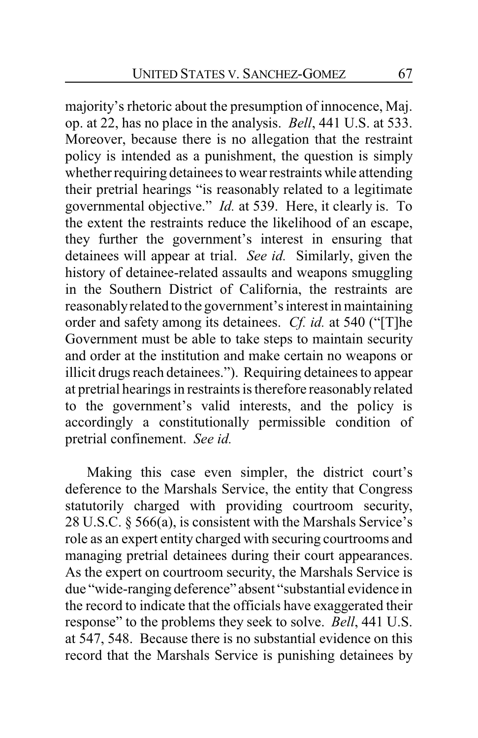majority's rhetoric about the presumption of innocence, Maj. op. at 22, has no place in the analysis. *Bell*, 441 U.S. at 533. Moreover, because there is no allegation that the restraint policy is intended as a punishment, the question is simply whether requiring detainees to wear restraints while attending their pretrial hearings "is reasonably related to a legitimate governmental objective." *Id.* at 539. Here, it clearly is. To the extent the restraints reduce the likelihood of an escape, they further the government's interest in ensuring that detainees will appear at trial. *See id.* Similarly, given the history of detainee-related assaults and weapons smuggling in the Southern District of California, the restraints are reasonably related to the government's interest in maintaining order and safety among its detainees. *Cf. id.* at 540 ("[T]he Government must be able to take steps to maintain security and order at the institution and make certain no weapons or illicit drugs reach detainees."). Requiring detainees to appear at pretrial hearings in restraints is therefore reasonably related to the government's valid interests, and the policy is accordingly a constitutionally permissible condition of pretrial confinement. *See id.*

Making this case even simpler, the district court's deference to the Marshals Service, the entity that Congress statutorily charged with providing courtroom security, 28 U.S.C. § 566(a), is consistent with the Marshals Service's role as an expert entity charged with securing courtrooms and managing pretrial detainees during their court appearances. As the expert on courtroom security, the Marshals Service is due "wide-ranging deference" absent "substantial evidence in the record to indicate that the officials have exaggerated their response" to the problems they seek to solve. *Bell*, 441 U.S. at 547, 548. Because there is no substantial evidence on this record that the Marshals Service is punishing detainees by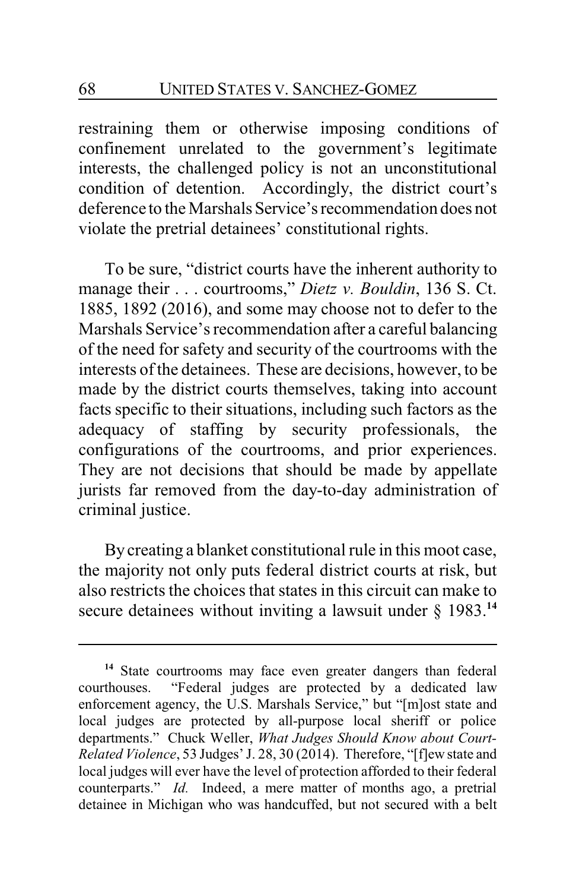restraining them or otherwise imposing conditions of confinement unrelated to the government's legitimate interests, the challenged policy is not an unconstitutional condition of detention. Accordingly, the district court's deference to the Marshals Service's recommendation does not violate the pretrial detainees' constitutional rights.

To be sure, "district courts have the inherent authority to manage their . . . courtrooms," *Dietz v. Bouldin*, 136 S. Ct. 1885, 1892 (2016), and some may choose not to defer to the Marshals Service's recommendation after a careful balancing of the need for safety and security of the courtrooms with the interests of the detainees. These are decisions, however, to be made by the district courts themselves, taking into account facts specific to their situations, including such factors as the adequacy of staffing by security professionals, the configurations of the courtrooms, and prior experiences. They are not decisions that should be made by appellate jurists far removed from the day-to-day administration of criminal justice.

By creating a blanket constitutional rule in this moot case, the majority not only puts federal district courts at risk, but also restricts the choices that states in this circuit can make to secure detainees without inviting a lawsuit under § 1983.[14]

---

[14] State courtrooms may face even greater dangers than federal courthouses. "Federal judges are protected by a dedicated law enforcement agency, the U.S. Marshals Service," but "[m]ost state and local judges are protected by all-purpose local sheriff or police departments." Chuck Weller, *What Judges Should Know about Court-Related Violence*, 53 Judges' J. 28, 30 (2014). Therefore, "[f]ew state and local judges will ever have the level of protection afforded to their federal counterparts." *Id.* Indeed, a mere matter of months ago, a pretrial detainee in Michigan who was handcuffed, but not secured with a belt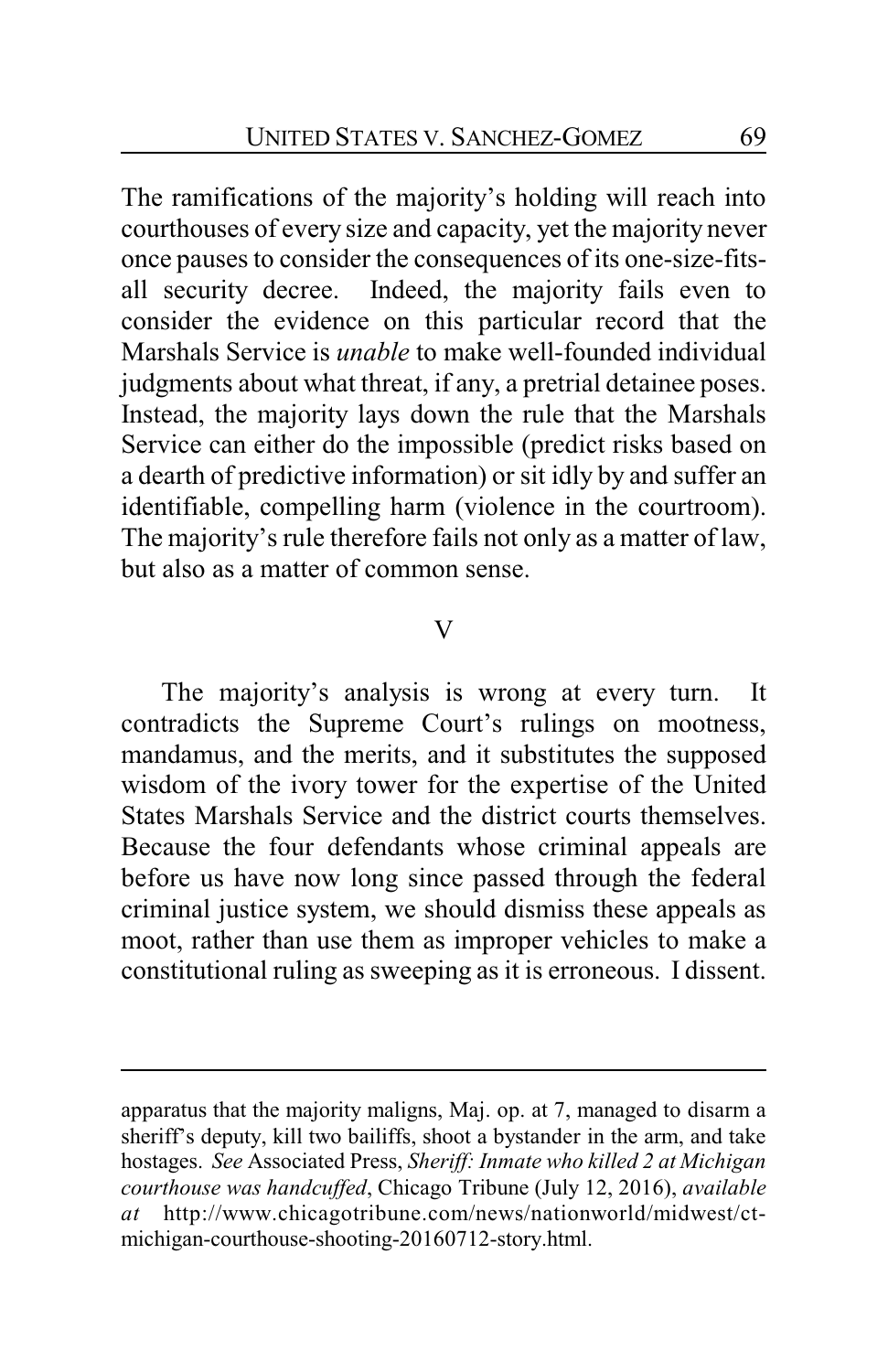The ramifications of the majority's holding will reach into courthouses of every size and capacity, yet the majority never once pauses to consider the consequences of its one-size-fits-all security decree. Indeed, the majority fails even to consider the evidence on this particular record that the Marshals Service is *unable* to make well-founded individual judgments about what threat, if any, a pretrial detainee poses. Instead, the majority lays down the rule that the Marshals Service can either do the impossible (predict risks based on a dearth of predictive information) or sit idly by and suffer an identifiable, compelling harm (violence in the courtroom). The majority's rule therefore fails not only as a matter of law, but also as a matter of common sense.

## V

The majority's analysis is wrong at every turn. It contradicts the Supreme Court's rulings on mootness, mandamus, and the merits, and it substitutes the supposed wisdom of the ivory tower for the expertise of the United States Marshals Service and the district courts themselves. Because the four defendants whose criminal appeals are before us have now long since passed through the federal criminal justice system, we should dismiss these appeals as moot, rather than use them as improper vehicles to make a constitutional ruling as sweeping as it is erroneous. I dissent.

---

apparatus that the majority maligns, Maj. op. at 7, managed to disarm a sheriff's deputy, kill two bailiffs, shoot a bystander in the arm, and take hostages. *See* Associated Press, *Sheriff: Inmate who killed 2 at Michigan courthouse was handcuffed*, Chicago Tribune (July 12, 2016), *available at* http://www.chicagotribune.com/news/nationworld/midwest/ct-michigan-courthouse-shooting-20160712-story.html.